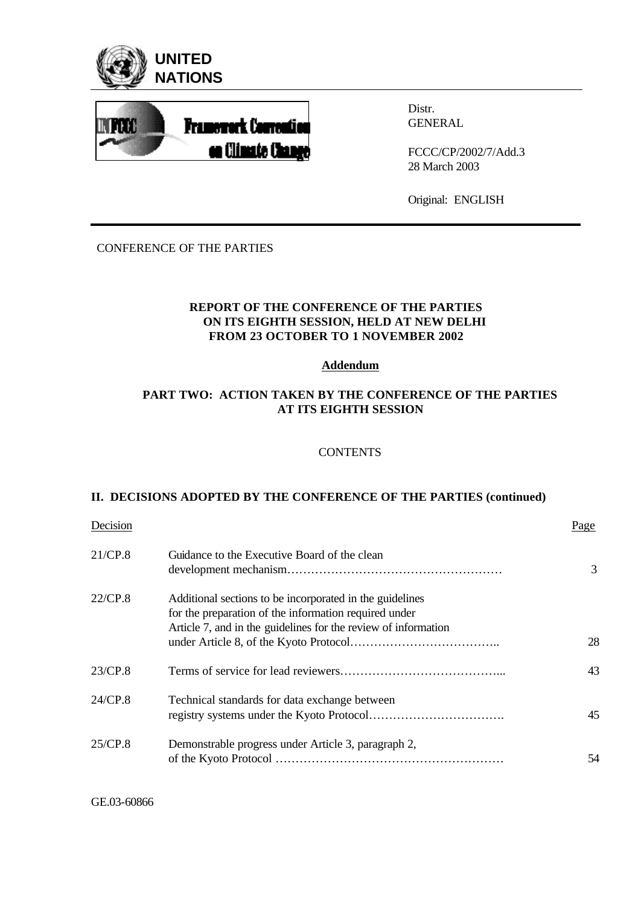UNITED NATIONS

Framework Convention on Climate Change

Distr.
GENERAL

FCCC/CP/2002/7/Add.3
28 March 2003

Original: ENGLISH

CONFERENCE OF THE PARTIES

# REPORT OF THE CONFERENCE OF THE PARTIES ON ITS EIGHTH SESSION, HELD AT NEW DELHI FROM 23 OCTOBER TO 1 NOVEMBER 2002

## Addendum

## PART TWO: ACTION TAKEN BY THE CONFERENCE OF THE PARTIES AT ITS EIGHTH SESSION

CONTENTS

### II. DECISIONS ADOPTED BY THE CONFERENCE OF THE PARTIES (continued)

| Decision | | Page |
|---|---|---|
| 21/CP.8 | Guidance to the Executive Board of the clean development mechanism | 3 |
| 22/CP.8 | Additional sections to be incorporated in the guidelines for the preparation of the information required under Article 7, and in the guidelines for the review of information under Article 8, of the Kyoto Protocol | 28 |
| 23/CP.8 | Terms of service for lead reviewers | 43 |
| 24/CP.8 | Technical standards for data exchange between registry systems under the Kyoto Protocol | 45 |
| 25/CP.8 | Demonstrable progress under Article 3, paragraph 2, of the Kyoto Protocol | 54 |

GE.03-60866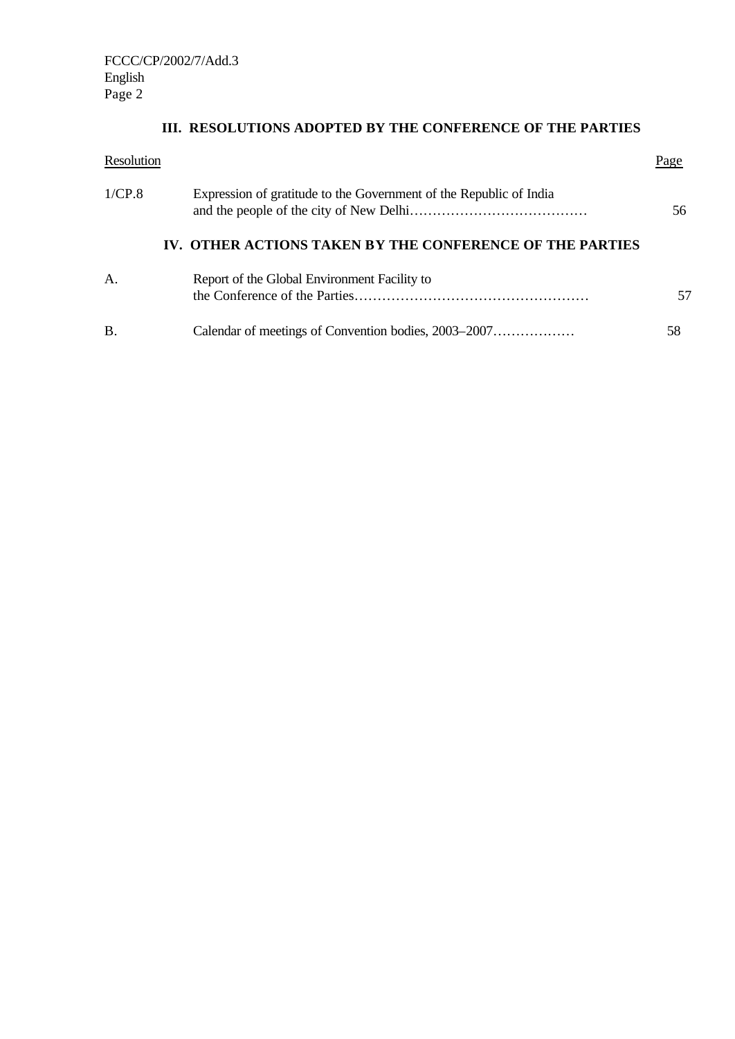## III. RESOLUTIONS ADOPTED BY THE CONFERENCE OF THE PARTIES

| Resolution | | Page |
|---|---|---|
| 1/CP.8 | Expression of gratitude to the Government of the Republic of India and the people of the city of New Delhi | 56 |

## IV. OTHER ACTIONS TAKEN BY THE CONFERENCE OF THE PARTIES

| | | |
|---|---|---|
| A. | Report of the Global Environment Facility to the Conference of the Parties | 57 |
| B. | Calendar of meetings of Convention bodies, 2003–2007 | 58 |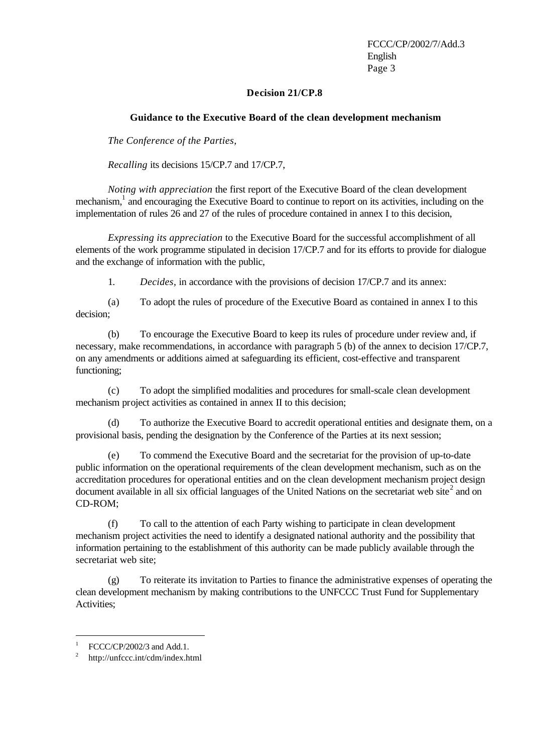## Decision 21/CP.8

### Guidance to the Executive Board of the clean development mechanism

*The Conference of the Parties,*

*Recalling* its decisions 15/CP.7 and 17/CP.7,

*Noting with appreciation* the first report of the Executive Board of the clean development mechanism,[1] and encouraging the Executive Board to continue to report on its activities, including on the implementation of rules 26 and 27 of the rules of procedure contained in annex I to this decision,

*Expressing its appreciation* to the Executive Board for the successful accomplishment of all elements of the work programme stipulated in decision 17/CP.7 and for its efforts to provide for dialogue and the exchange of information with the public,

1. *Decides*, in accordance with the provisions of decision 17/CP.7 and its annex:

(a) To adopt the rules of procedure of the Executive Board as contained in annex I to this decision;

(b) To encourage the Executive Board to keep its rules of procedure under review and, if necessary, make recommendations, in accordance with paragraph 5 (b) of the annex to decision 17/CP.7, on any amendments or additions aimed at safeguarding its efficient, cost-effective and transparent functioning;

(c) To adopt the simplified modalities and procedures for small-scale clean development mechanism project activities as contained in annex II to this decision;

(d) To authorize the Executive Board to accredit operational entities and designate them, on a provisional basis, pending the designation by the Conference of the Parties at its next session;

(e) To commend the Executive Board and the secretariat for the provision of up-to-date public information on the operational requirements of the clean development mechanism, such as on the accreditation procedures for operational entities and on the clean development mechanism project design document available in all six official languages of the United Nations on the secretariat web site[2] and on CD-ROM;

(f) To call to the attention of each Party wishing to participate in clean development mechanism project activities the need to identify a designated national authority and the possibility that information pertaining to the establishment of this authority can be made publicly available through the secretariat web site;

(g) To reiterate its invitation to Parties to finance the administrative expenses of operating the clean development mechanism by making contributions to the UNFCCC Trust Fund for Supplementary Activities;

---

[1] FCCC/CP/2002/3 and Add.1.

[2] http://unfccc.int/cdm/index.html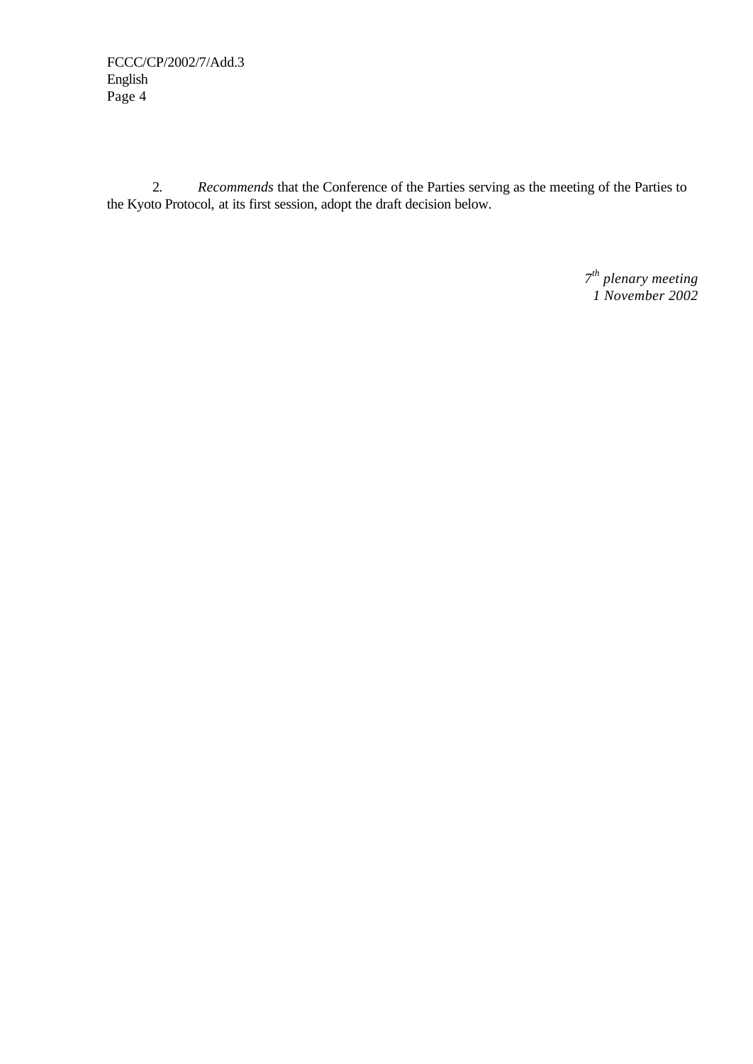2. *Recommends* that the Conference of the Parties serving as the meeting of the Parties to the Kyoto Protocol, at its first session, adopt the draft decision below.

*7th plenary meeting*
*1 November 2002*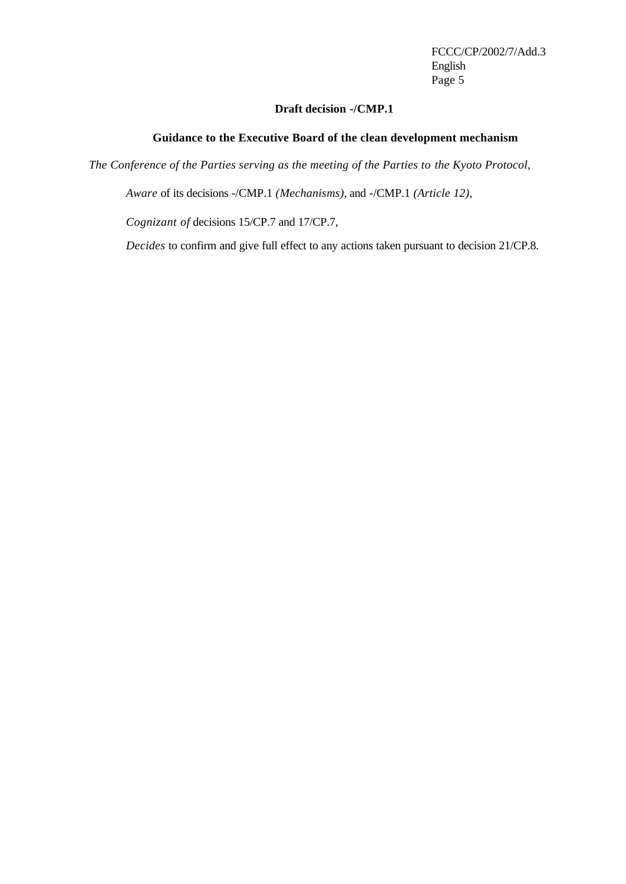**Draft decision -/CMP.1**

**Guidance to the Executive Board of the clean development mechanism**

*The Conference of the Parties serving as the meeting of the Parties to the Kyoto Protocol,*

*Aware* of its decisions -/CMP.1 *(Mechanisms)*, and -/CMP.1 *(Article 12)*,

*Cognizant of* decisions 15/CP.7 and 17/CP.7,

*Decides* to confirm and give full effect to any actions taken pursuant to decision 21/CP.8.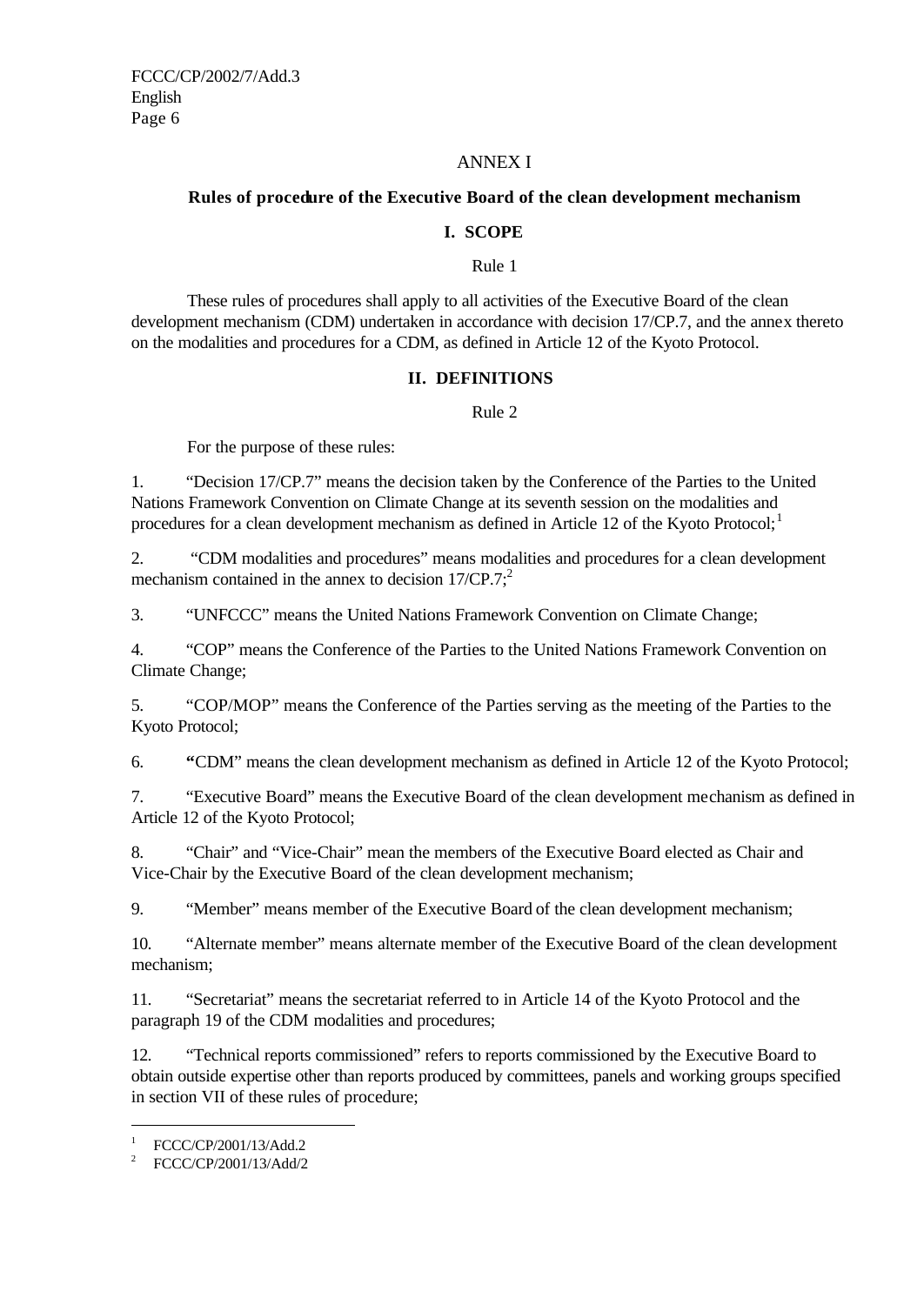ANNEX I

**Rules of procedure of the Executive Board of the clean development mechanism**

**I. SCOPE**

Rule 1

These rules of procedures shall apply to all activities of the Executive Board of the clean development mechanism (CDM) undertaken in accordance with decision 17/CP.7, and the annex thereto on the modalities and procedures for a CDM, as defined in Article 12 of the Kyoto Protocol.

**II. DEFINITIONS**

Rule 2

For the purpose of these rules:

1. "Decision 17/CP.7" means the decision taken by the Conference of the Parties to the United Nations Framework Convention on Climate Change at its seventh session on the modalities and procedures for a clean development mechanism as defined in Article 12 of the Kyoto Protocol;[1]

2. "CDM modalities and procedures" means modalities and procedures for a clean development mechanism contained in the annex to decision 17/CP.7;[2]

3. "UNFCCC" means the United Nations Framework Convention on Climate Change;

4. "COP" means the Conference of the Parties to the United Nations Framework Convention on Climate Change;

5. "COP/MOP" means the Conference of the Parties serving as the meeting of the Parties to the Kyoto Protocol;

6. "CDM" means the clean development mechanism as defined in Article 12 of the Kyoto Protocol;

7. "Executive Board" means the Executive Board of the clean development mechanism as defined in Article 12 of the Kyoto Protocol;

8. "Chair" and "Vice-Chair" mean the members of the Executive Board elected as Chair and Vice-Chair by the Executive Board of the clean development mechanism;

9. "Member" means member of the Executive Board of the clean development mechanism;

10. "Alternate member" means alternate member of the Executive Board of the clean development mechanism;

11. "Secretariat" means the secretariat referred to in Article 14 of the Kyoto Protocol and the paragraph 19 of the CDM modalities and procedures;

12. "Technical reports commissioned" refers to reports commissioned by the Executive Board to obtain outside expertise other than reports produced by committees, panels and working groups specified in section VII of these rules of procedure;

---

[1] FCCC/CP/2001/13/Add.2

[2] FCCC/CP/2001/13/Add/2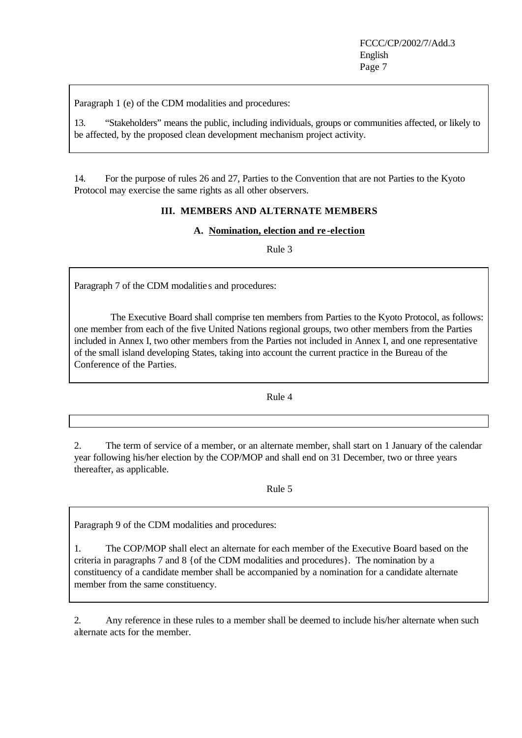Paragraph 1 (e) of the CDM modalities and procedures:

13. "Stakeholders" means the public, including individuals, groups or communities affected, or likely to be affected, by the proposed clean development mechanism project activity.

14. For the purpose of rules 26 and 27, Parties to the Convention that are not Parties to the Kyoto Protocol may exercise the same rights as all other observers.

## III. MEMBERS AND ALTERNATE MEMBERS

### A. Nomination, election and re-election

Rule 3

Paragraph 7 of the CDM modalities and procedures:

The Executive Board shall comprise ten members from Parties to the Kyoto Protocol, as follows: one member from each of the five United Nations regional groups, two other members from the Parties included in Annex I, two other members from the Parties not included in Annex I, and one representative of the small island developing States, taking into account the current practice in the Bureau of the Conference of the Parties.

Rule 4

2. The term of service of a member, or an alternate member, shall start on 1 January of the calendar year following his/her election by the COP/MOP and shall end on 31 December, two or three years thereafter, as applicable.

Rule 5

Paragraph 9 of the CDM modalities and procedures:

1. The COP/MOP shall elect an alternate for each member of the Executive Board based on the criteria in paragraphs 7 and 8 {of the CDM modalities and procedures}. The nomination by a constituency of a candidate member shall be accompanied by a nomination for a candidate alternate member from the same constituency.

2. Any reference in these rules to a member shall be deemed to include his/her alternate when such alternate acts for the member.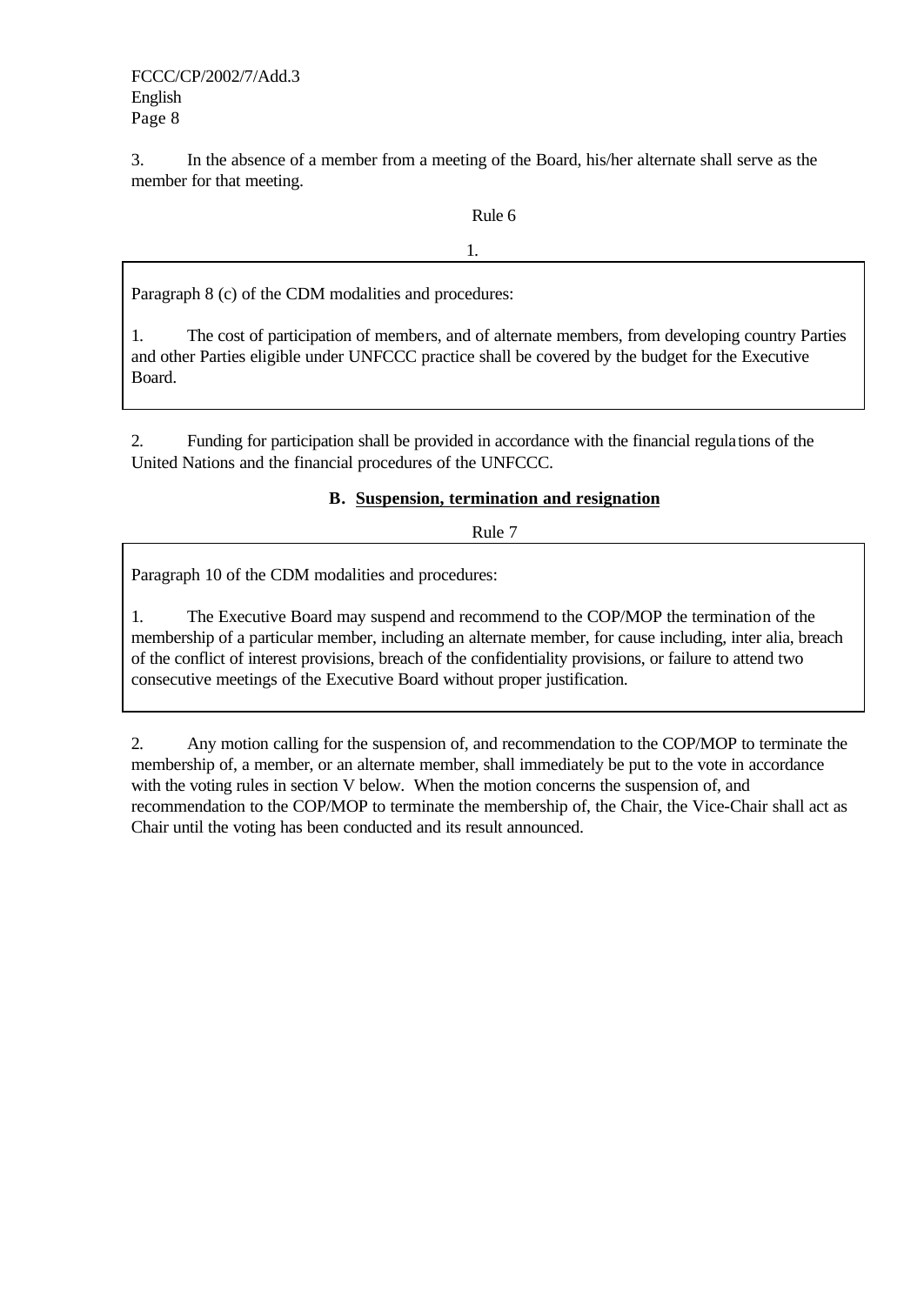3. In the absence of a member from a meeting of the Board, his/her alternate shall serve as the member for that meeting.

Rule 6

1.

> Paragraph 8 (c) of the CDM modalities and procedures:
>
> 1. The cost of participation of members, and of alternate members, from developing country Parties and other Parties eligible under UNFCCC practice shall be covered by the budget for the Executive Board.

2. Funding for participation shall be provided in accordance with the financial regulations of the United Nations and the financial procedures of the UNFCCC.

### B. Suspension, termination and resignation

Rule 7

> Paragraph 10 of the CDM modalities and procedures:
>
> 1. The Executive Board may suspend and recommend to the COP/MOP the termination of the membership of a particular member, including an alternate member, for cause including, inter alia, breach of the conflict of interest provisions, breach of the confidentiality provisions, or failure to attend two consecutive meetings of the Executive Board without proper justification.

2. Any motion calling for the suspension of, and recommendation to the COP/MOP to terminate the membership of, a member, or an alternate member, shall immediately be put to the vote in accordance with the voting rules in section V below. When the motion concerns the suspension of, and recommendation to the COP/MOP to terminate the membership of, the Chair, the Vice-Chair shall act as Chair until the voting has been conducted and its result announced.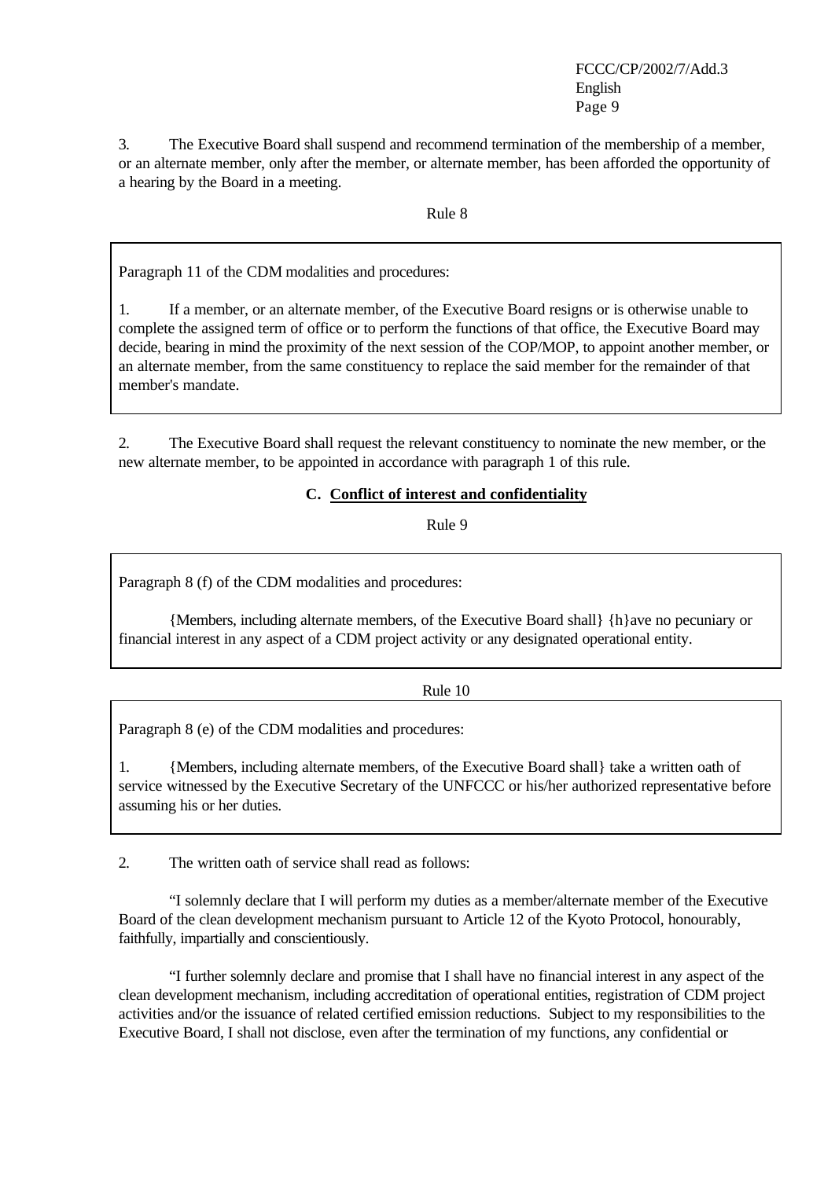3. The Executive Board shall suspend and recommend termination of the membership of a member, or an alternate member, only after the member, or alternate member, has been afforded the opportunity of a hearing by the Board in a meeting.

Rule 8

> Paragraph 11 of the CDM modalities and procedures:
>
> 1. If a member, or an alternate member, of the Executive Board resigns or is otherwise unable to complete the assigned term of office or to perform the functions of that office, the Executive Board may decide, bearing in mind the proximity of the next session of the COP/MOP, to appoint another member, or an alternate member, from the same constituency to replace the said member for the remainder of that member's mandate.

2. The Executive Board shall request the relevant constituency to nominate the new member, or the new alternate member, to be appointed in accordance with paragraph 1 of this rule.

## C. Conflict of interest and confidentiality

Rule 9

> Paragraph 8 (f) of the CDM modalities and procedures:
>
> {Members, including alternate members, of the Executive Board shall} {h}ave no pecuniary or financial interest in any aspect of a CDM project activity or any designated operational entity.

Rule 10

> Paragraph 8 (e) of the CDM modalities and procedures:
>
> 1. {Members, including alternate members, of the Executive Board shall} take a written oath of service witnessed by the Executive Secretary of the UNFCCC or his/her authorized representative before assuming his or her duties.

2. The written oath of service shall read as follows:

"I solemnly declare that I will perform my duties as a member/alternate member of the Executive Board of the clean development mechanism pursuant to Article 12 of the Kyoto Protocol, honourably, faithfully, impartially and conscientiously.

"I further solemnly declare and promise that I shall have no financial interest in any aspect of the clean development mechanism, including accreditation of operational entities, registration of CDM project activities and/or the issuance of related certified emission reductions. Subject to my responsibilities to the Executive Board, I shall not disclose, even after the termination of my functions, any confidential or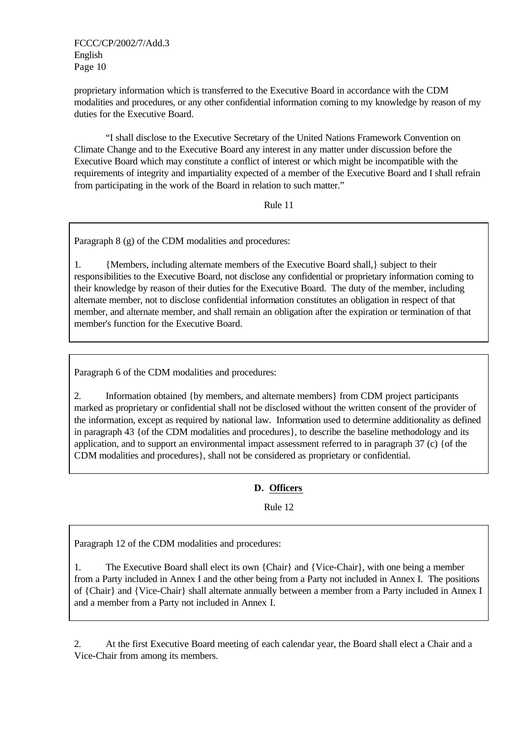proprietary information which is transferred to the Executive Board in accordance with the CDM modalities and procedures, or any other confidential information coming to my knowledge by reason of my duties for the Executive Board.

"I shall disclose to the Executive Secretary of the United Nations Framework Convention on Climate Change and to the Executive Board any interest in any matter under discussion before the Executive Board which may constitute a conflict of interest or which might be incompatible with the requirements of integrity and impartiality expected of a member of the Executive Board and I shall refrain from participating in the work of the Board in relation to such matter."

Rule 11

> Paragraph 8 (g) of the CDM modalities and procedures:
>
> 1. {Members, including alternate members of the Executive Board shall,} subject to their responsibilities to the Executive Board, not disclose any confidential or proprietary information coming to their knowledge by reason of their duties for the Executive Board. The duty of the member, including alternate member, not to disclose confidential information constitutes an obligation in respect of that member, and alternate member, and shall remain an obligation after the expiration or termination of that member's function for the Executive Board.

> Paragraph 6 of the CDM modalities and procedures:
>
> 2. Information obtained {by members, and alternate members} from CDM project participants marked as proprietary or confidential shall not be disclosed without the written consent of the provider of the information, except as required by national law. Information used to determine additionality as defined in paragraph 43 {of the CDM modalities and procedures}, to describe the baseline methodology and its application, and to support an environmental impact assessment referred to in paragraph 37 (c) {of the CDM modalities and procedures}, shall not be considered as proprietary or confidential.

## D. Officers

Rule 12

> Paragraph 12 of the CDM modalities and procedures:
>
> 1. The Executive Board shall elect its own {Chair} and {Vice-Chair}, with one being a member from a Party included in Annex I and the other being from a Party not included in Annex I. The positions of {Chair} and {Vice-Chair} shall alternate annually between a member from a Party included in Annex I and a member from a Party not included in Annex I.

2. At the first Executive Board meeting of each calendar year, the Board shall elect a Chair and a Vice-Chair from among its members.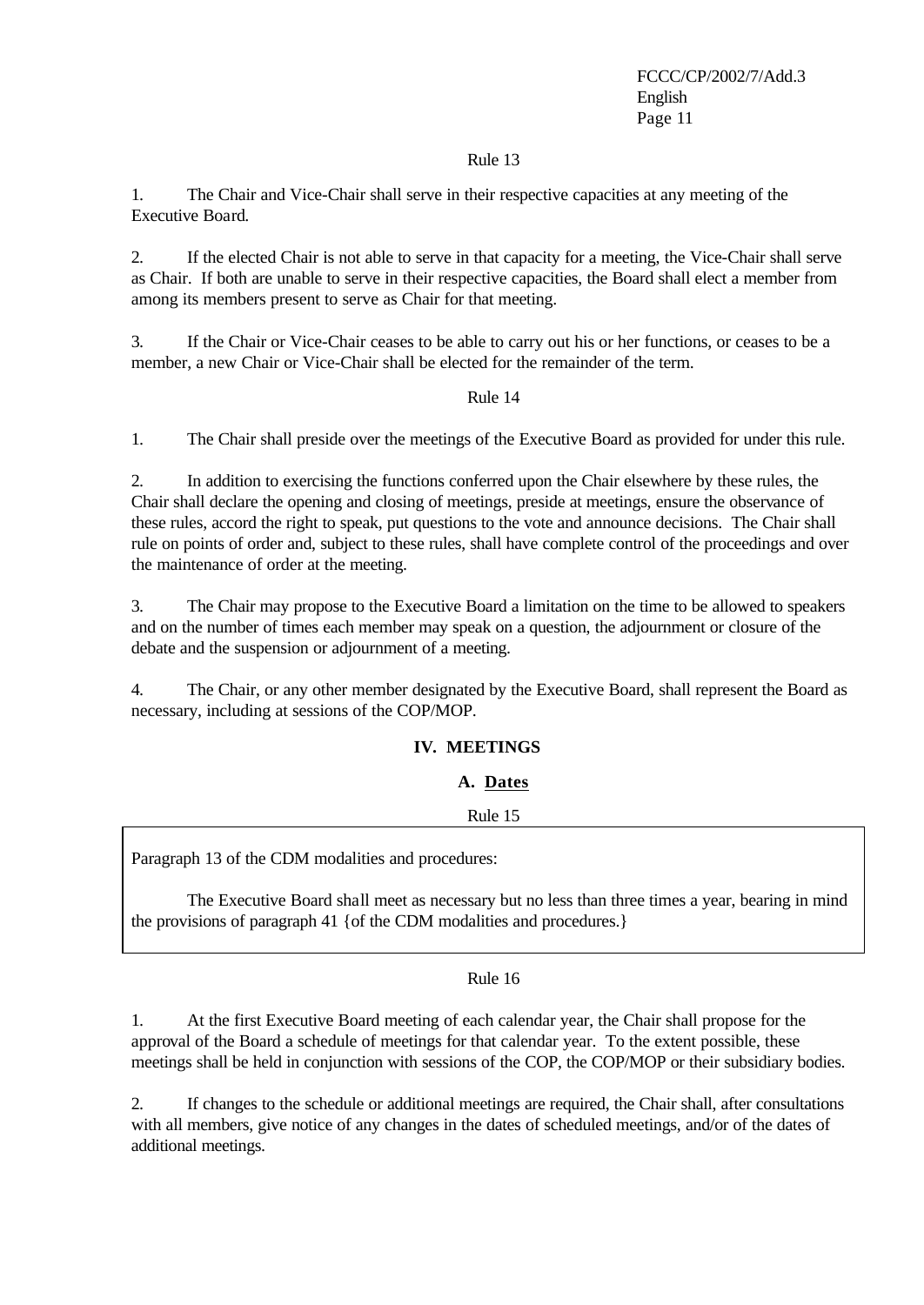Rule 13

1. The Chair and Vice-Chair shall serve in their respective capacities at any meeting of the Executive Board.

2. If the elected Chair is not able to serve in that capacity for a meeting, the Vice-Chair shall serve as Chair. If both are unable to serve in their respective capacities, the Board shall elect a member from among its members present to serve as Chair for that meeting.

3. If the Chair or Vice-Chair ceases to be able to carry out his or her functions, or ceases to be a member, a new Chair or Vice-Chair shall be elected for the remainder of the term.

Rule 14

1. The Chair shall preside over the meetings of the Executive Board as provided for under this rule.

2. In addition to exercising the functions conferred upon the Chair elsewhere by these rules, the Chair shall declare the opening and closing of meetings, preside at meetings, ensure the observance of these rules, accord the right to speak, put questions to the vote and announce decisions. The Chair shall rule on points of order and, subject to these rules, shall have complete control of the proceedings and over the maintenance of order at the meeting.

3. The Chair may propose to the Executive Board a limitation on the time to be allowed to speakers and on the number of times each member may speak on a question, the adjournment or closure of the debate and the suspension or adjournment of a meeting.

4. The Chair, or any other member designated by the Executive Board, shall represent the Board as necessary, including at sessions of the COP/MOP.

## IV. MEETINGS

### A. Dates

Rule 15

> Paragraph 13 of the CDM modalities and procedures:
>
> The Executive Board shall meet as necessary but no less than three times a year, bearing in mind the provisions of paragraph 41 {of the CDM modalities and procedures.}

Rule 16

1. At the first Executive Board meeting of each calendar year, the Chair shall propose for the approval of the Board a schedule of meetings for that calendar year. To the extent possible, these meetings shall be held in conjunction with sessions of the COP, the COP/MOP or their subsidiary bodies.

2. If changes to the schedule or additional meetings are required, the Chair shall, after consultations with all members, give notice of any changes in the dates of scheduled meetings, and/or of the dates of additional meetings.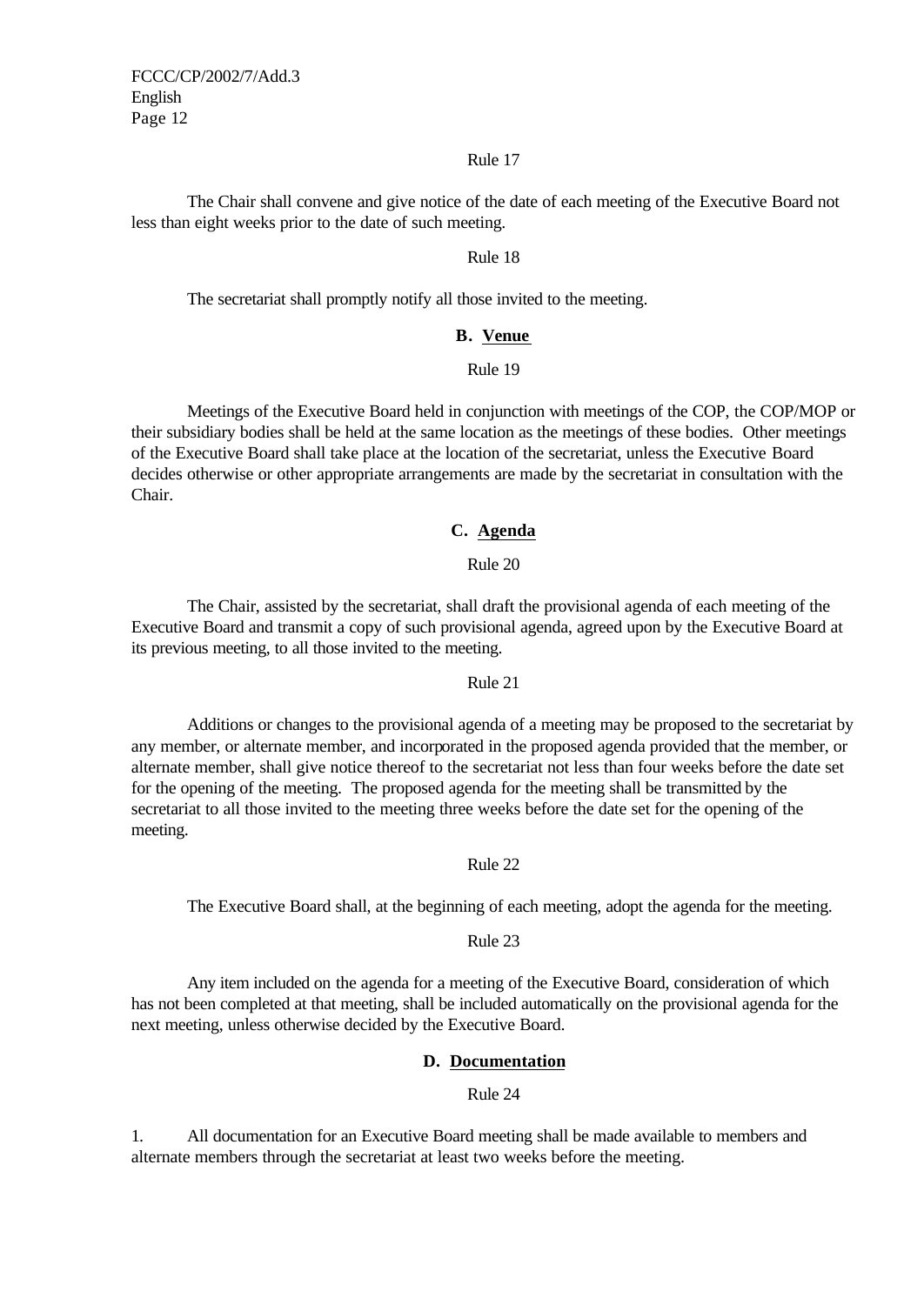Rule 17

The Chair shall convene and give notice of the date of each meeting of the Executive Board not less than eight weeks prior to the date of such meeting.

Rule 18

The secretariat shall promptly notify all those invited to the meeting.

### B. Venue

Rule 19

Meetings of the Executive Board held in conjunction with meetings of the COP, the COP/MOP or their subsidiary bodies shall be held at the same location as the meetings of these bodies. Other meetings of the Executive Board shall take place at the location of the secretariat, unless the Executive Board decides otherwise or other appropriate arrangements are made by the secretariat in consultation with the Chair.

### C. Agenda

Rule 20

The Chair, assisted by the secretariat, shall draft the provisional agenda of each meeting of the Executive Board and transmit a copy of such provisional agenda, agreed upon by the Executive Board at its previous meeting, to all those invited to the meeting.

Rule 21

Additions or changes to the provisional agenda of a meeting may be proposed to the secretariat by any member, or alternate member, and incorporated in the proposed agenda provided that the member, or alternate member, shall give notice thereof to the secretariat not less than four weeks before the date set for the opening of the meeting. The proposed agenda for the meeting shall be transmitted by the secretariat to all those invited to the meeting three weeks before the date set for the opening of the meeting.

Rule 22

The Executive Board shall, at the beginning of each meeting, adopt the agenda for the meeting.

Rule 23

Any item included on the agenda for a meeting of the Executive Board, consideration of which has not been completed at that meeting, shall be included automatically on the provisional agenda for the next meeting, unless otherwise decided by the Executive Board.

### D. Documentation

Rule 24

1. All documentation for an Executive Board meeting shall be made available to members and alternate members through the secretariat at least two weeks before the meeting.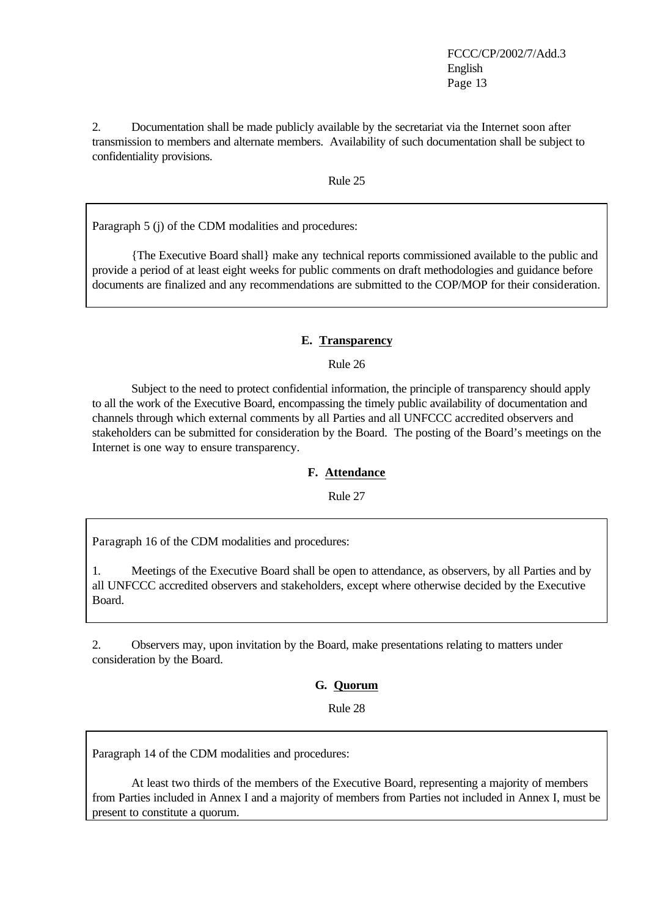2. Documentation shall be made publicly available by the secretariat via the Internet soon after transmission to members and alternate members. Availability of such documentation shall be subject to confidentiality provisions.

Rule 25

> Paragraph 5 (j) of the CDM modalities and procedures:
>
> {The Executive Board shall} make any technical reports commissioned available to the public and provide a period of at least eight weeks for public comments on draft methodologies and guidance before documents are finalized and any recommendations are submitted to the COP/MOP for their consideration.

### E. Transparency

Rule 26

Subject to the need to protect confidential information, the principle of transparency should apply to all the work of the Executive Board, encompassing the timely public availability of documentation and channels through which external comments by all Parties and all UNFCCC accredited observers and stakeholders can be submitted for consideration by the Board. The posting of the Board's meetings on the Internet is one way to ensure transparency.

### F. Attendance

Rule 27

> Paragraph 16 of the CDM modalities and procedures:
>
> 1. Meetings of the Executive Board shall be open to attendance, as observers, by all Parties and by all UNFCCC accredited observers and stakeholders, except where otherwise decided by the Executive Board.

2. Observers may, upon invitation by the Board, make presentations relating to matters under consideration by the Board.

### G. Quorum

Rule 28

> Paragraph 14 of the CDM modalities and procedures:
>
> At least two thirds of the members of the Executive Board, representing a majority of members from Parties included in Annex I and a majority of members from Parties not included in Annex I, must be present to constitute a quorum.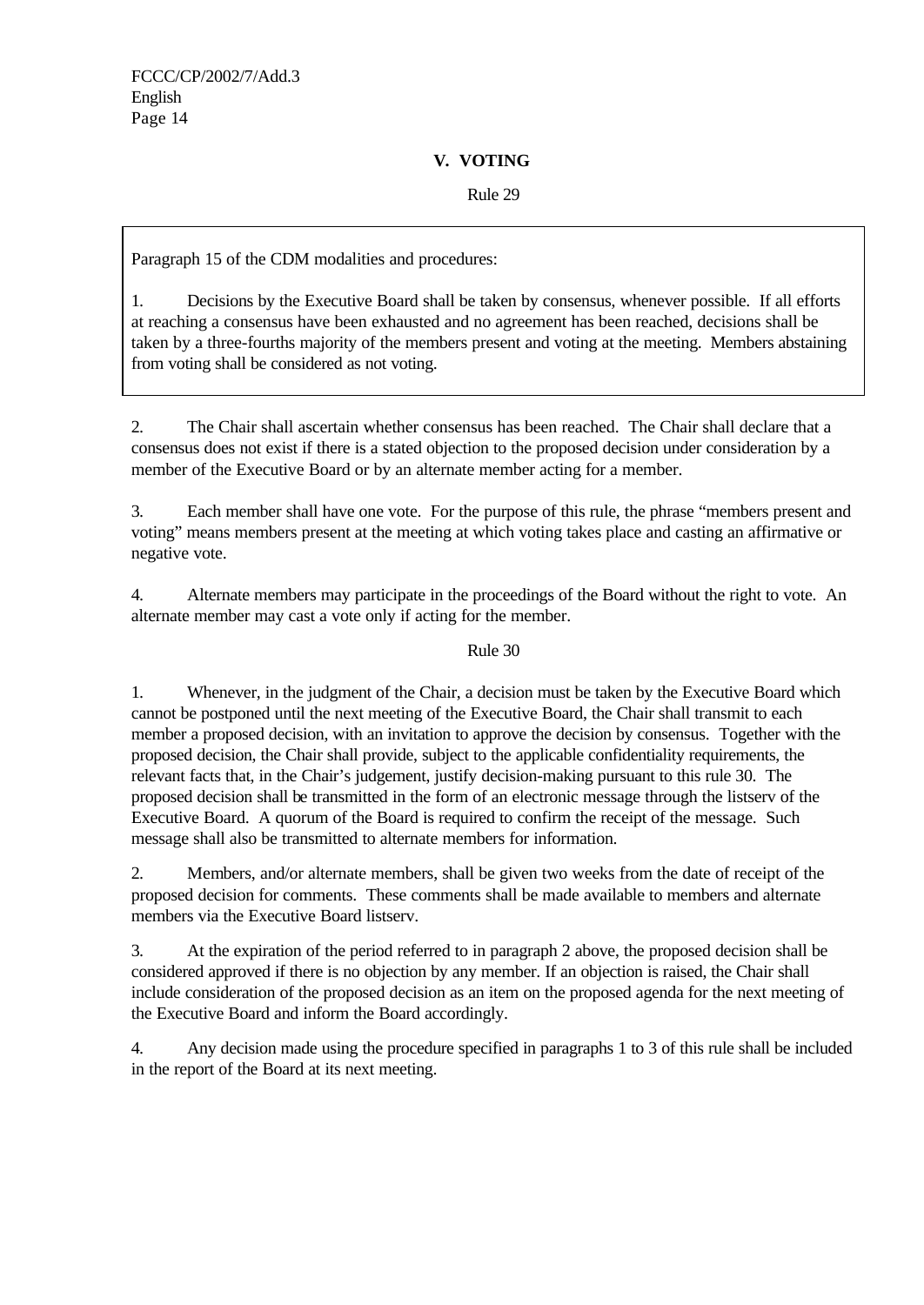## V. VOTING

Rule 29

> Paragraph 15 of the CDM modalities and procedures:
>
> 1. Decisions by the Executive Board shall be taken by consensus, whenever possible. If all efforts at reaching a consensus have been exhausted and no agreement has been reached, decisions shall be taken by a three-fourths majority of the members present and voting at the meeting. Members abstaining from voting shall be considered as not voting.

2. The Chair shall ascertain whether consensus has been reached. The Chair shall declare that a consensus does not exist if there is a stated objection to the proposed decision under consideration by a member of the Executive Board or by an alternate member acting for a member.

3. Each member shall have one vote. For the purpose of this rule, the phrase "members present and voting" means members present at the meeting at which voting takes place and casting an affirmative or negative vote.

4. Alternate members may participate in the proceedings of the Board without the right to vote. An alternate member may cast a vote only if acting for the member.

Rule 30

1. Whenever, in the judgment of the Chair, a decision must be taken by the Executive Board which cannot be postponed until the next meeting of the Executive Board, the Chair shall transmit to each member a proposed decision, with an invitation to approve the decision by consensus. Together with the proposed decision, the Chair shall provide, subject to the applicable confidentiality requirements, the relevant facts that, in the Chair's judgement, justify decision-making pursuant to this rule 30. The proposed decision shall be transmitted in the form of an electronic message through the listserv of the Executive Board. A quorum of the Board is required to confirm the receipt of the message. Such message shall also be transmitted to alternate members for information.

2. Members, and/or alternate members, shall be given two weeks from the date of receipt of the proposed decision for comments. These comments shall be made available to members and alternate members via the Executive Board listserv.

3. At the expiration of the period referred to in paragraph 2 above, the proposed decision shall be considered approved if there is no objection by any member. If an objection is raised, the Chair shall include consideration of the proposed decision as an item on the proposed agenda for the next meeting of the Executive Board and inform the Board accordingly.

4. Any decision made using the procedure specified in paragraphs 1 to 3 of this rule shall be included in the report of the Board at its next meeting.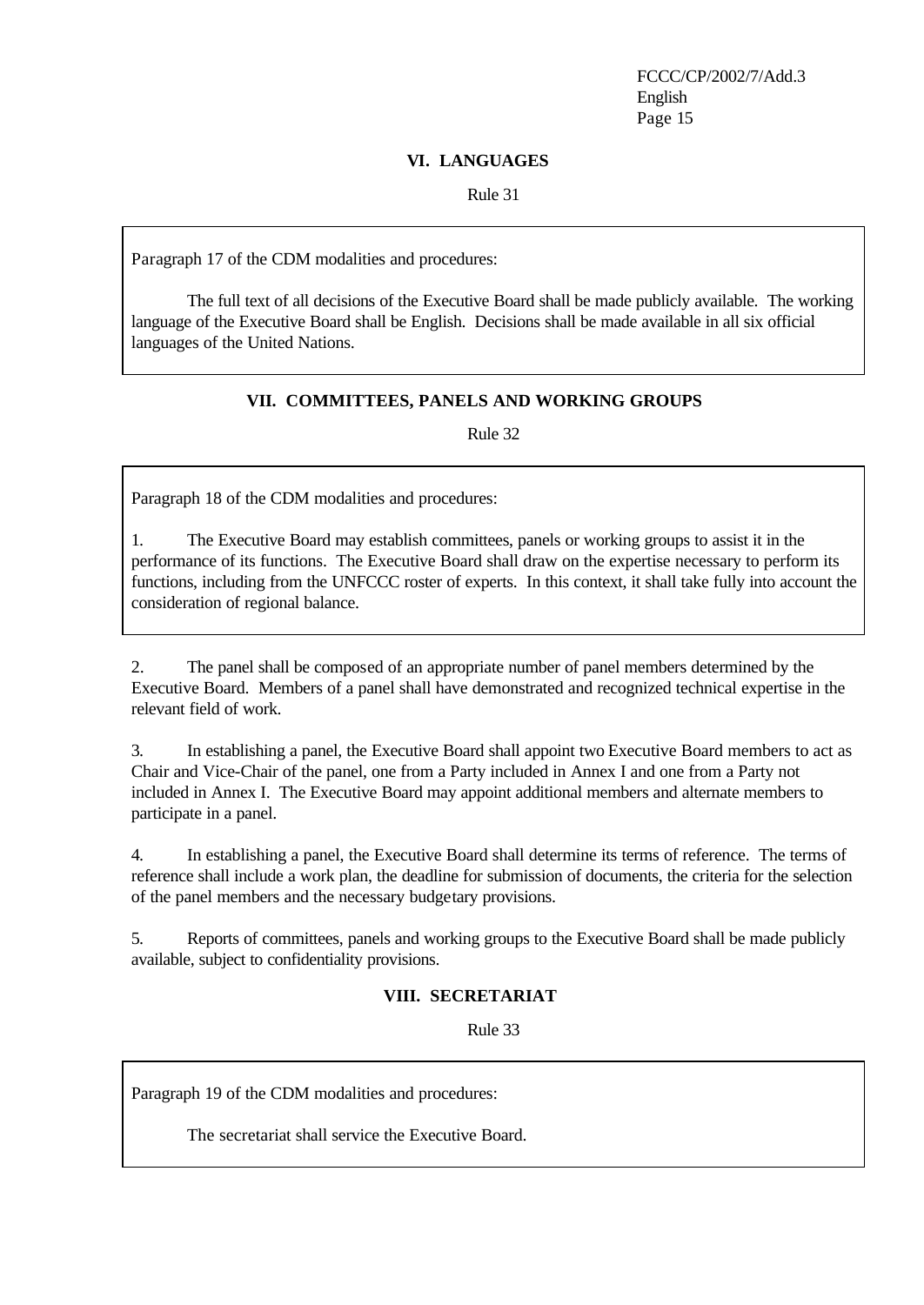## VI. LANGUAGES

Rule 31

> Paragraph 17 of the CDM modalities and procedures:
>
> The full text of all decisions of the Executive Board shall be made publicly available. The working language of the Executive Board shall be English. Decisions shall be made available in all six official languages of the United Nations.

## VII. COMMITTEES, PANELS AND WORKING GROUPS

Rule 32

> Paragraph 18 of the CDM modalities and procedures:
>
> 1. The Executive Board may establish committees, panels or working groups to assist it in the performance of its functions. The Executive Board shall draw on the expertise necessary to perform its functions, including from the UNFCCC roster of experts. In this context, it shall take fully into account the consideration of regional balance.

2. The panel shall be composed of an appropriate number of panel members determined by the Executive Board. Members of a panel shall have demonstrated and recognized technical expertise in the relevant field of work.

3. In establishing a panel, the Executive Board shall appoint two Executive Board members to act as Chair and Vice-Chair of the panel, one from a Party included in Annex I and one from a Party not included in Annex I. The Executive Board may appoint additional members and alternate members to participate in a panel.

4. In establishing a panel, the Executive Board shall determine its terms of reference. The terms of reference shall include a work plan, the deadline for submission of documents, the criteria for the selection of the panel members and the necessary budgetary provisions.

5. Reports of committees, panels and working groups to the Executive Board shall be made publicly available, subject to confidentiality provisions.

## VIII. SECRETARIAT

Rule 33

> Paragraph 19 of the CDM modalities and procedures:
>
> The secretariat shall service the Executive Board.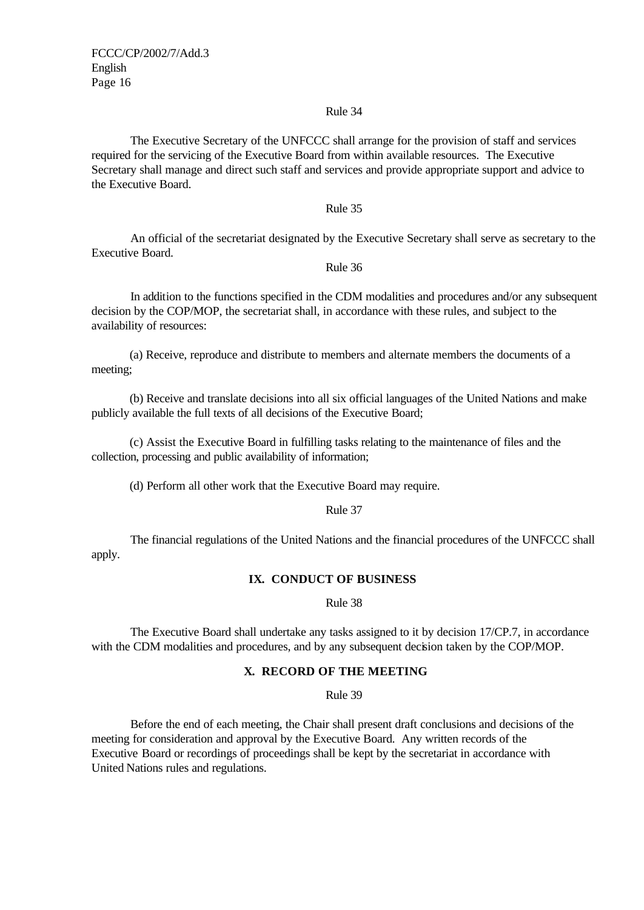Rule 34

The Executive Secretary of the UNFCCC shall arrange for the provision of staff and services required for the servicing of the Executive Board from within available resources. The Executive Secretary shall manage and direct such staff and services and provide appropriate support and advice to the Executive Board.

Rule 35

An official of the secretariat designated by the Executive Secretary shall serve as secretary to the Executive Board.

Rule 36

In addition to the functions specified in the CDM modalities and procedures and/or any subsequent decision by the COP/MOP, the secretariat shall, in accordance with these rules, and subject to the availability of resources:

(a) Receive, reproduce and distribute to members and alternate members the documents of a meeting;

(b) Receive and translate decisions into all six official languages of the United Nations and make publicly available the full texts of all decisions of the Executive Board;

(c) Assist the Executive Board in fulfilling tasks relating to the maintenance of files and the collection, processing and public availability of information;

(d) Perform all other work that the Executive Board may require.

Rule 37

The financial regulations of the United Nations and the financial procedures of the UNFCCC shall apply.

## IX. CONDUCT OF BUSINESS

Rule 38

The Executive Board shall undertake any tasks assigned to it by decision 17/CP.7, in accordance with the CDM modalities and procedures, and by any subsequent decision taken by the COP/MOP.

## X. RECORD OF THE MEETING

Rule 39

Before the end of each meeting, the Chair shall present draft conclusions and decisions of the meeting for consideration and approval by the Executive Board. Any written records of the Executive Board or recordings of proceedings shall be kept by the secretariat in accordance with United Nations rules and regulations.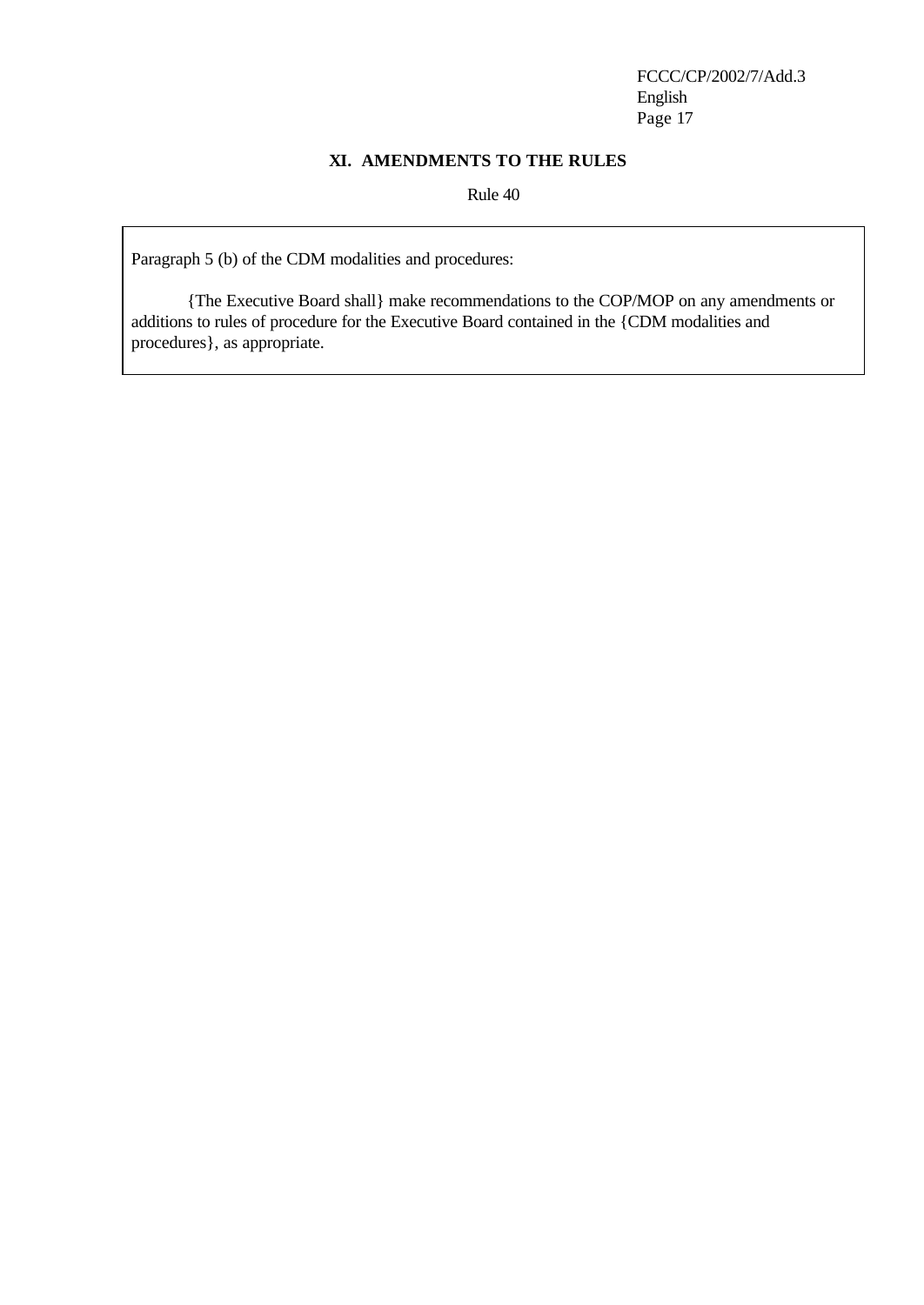## XI. AMENDMENTS TO THE RULES

Rule 40

> Paragraph 5 (b) of the CDM modalities and procedures:
>
> {The Executive Board shall} make recommendations to the COP/MOP on any amendments or additions to rules of procedure for the Executive Board contained in the {CDM modalities and procedures}, as appropriate.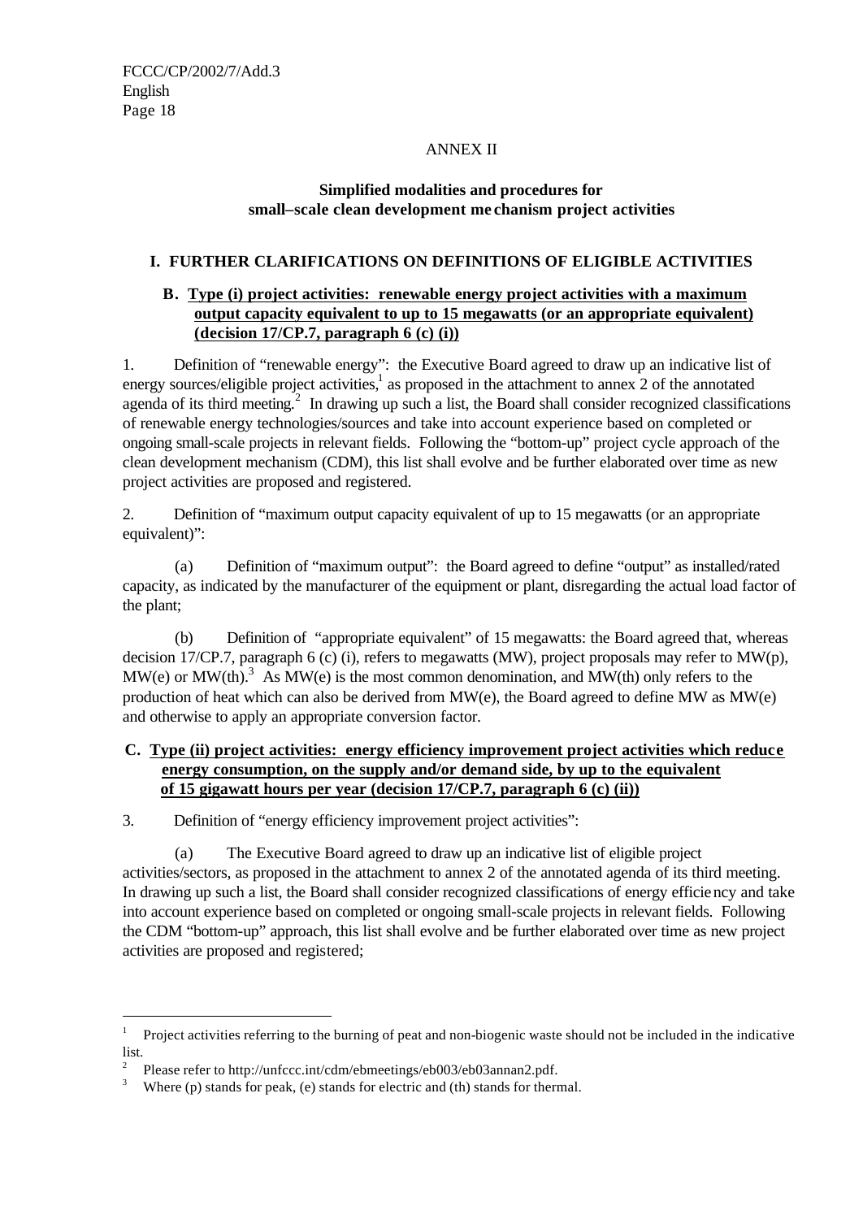ANNEX II

**Simplified modalities and procedures for small–scale clean development mechanism project activities**

## I. FURTHER CLARIFICATIONS ON DEFINITIONS OF ELIGIBLE ACTIVITIES

### B. Type (i) project activities: renewable energy project activities with a maximum output capacity equivalent to up to 15 megawatts (or an appropriate equivalent) (decision 17/CP.7, paragraph 6 (c) (i))

1. Definition of "renewable energy": the Executive Board agreed to draw up an indicative list of energy sources/eligible project activities,[1] as proposed in the attachment to annex 2 of the annotated agenda of its third meeting.[2] In drawing up such a list, the Board shall consider recognized classifications of renewable energy technologies/sources and take into account experience based on completed or ongoing small-scale projects in relevant fields. Following the "bottom-up" project cycle approach of the clean development mechanism (CDM), this list shall evolve and be further elaborated over time as new project activities are proposed and registered.

2. Definition of "maximum output capacity equivalent of up to 15 megawatts (or an appropriate equivalent)":

(a) Definition of "maximum output": the Board agreed to define "output" as installed/rated capacity, as indicated by the manufacturer of the equipment or plant, disregarding the actual load factor of the plant;

(b) Definition of "appropriate equivalent" of 15 megawatts: the Board agreed that, whereas decision 17/CP.7, paragraph 6 (c) (i), refers to megawatts (MW), project proposals may refer to MW(p), MW(e) or MW(th).[3] As MW(e) is the most common denomination, and MW(th) only refers to the production of heat which can also be derived from MW(e), the Board agreed to define MW as MW(e) and otherwise to apply an appropriate conversion factor.

### C. Type (ii) project activities: energy efficiency improvement project activities which reduce energy consumption, on the supply and/or demand side, by up to the equivalent of 15 gigawatt hours per year (decision 17/CP.7, paragraph 6 (c) (ii))

3. Definition of "energy efficiency improvement project activities":

(a) The Executive Board agreed to draw up an indicative list of eligible project activities/sectors, as proposed in the attachment to annex 2 of the annotated agenda of its third meeting. In drawing up such a list, the Board shall consider recognized classifications of energy efficiency and take into account experience based on completed or ongoing small-scale projects in relevant fields. Following the CDM "bottom-up" approach, this list shall evolve and be further elaborated over time as new project activities are proposed and registered;

---

[1] Project activities referring to the burning of peat and non-biogenic waste should not be included in the indicative list.

[2] Please refer to http://unfccc.int/cdm/ebmeetings/eb003/eb03annan2.pdf.

[3] Where (p) stands for peak, (e) stands for electric and (th) stands for thermal.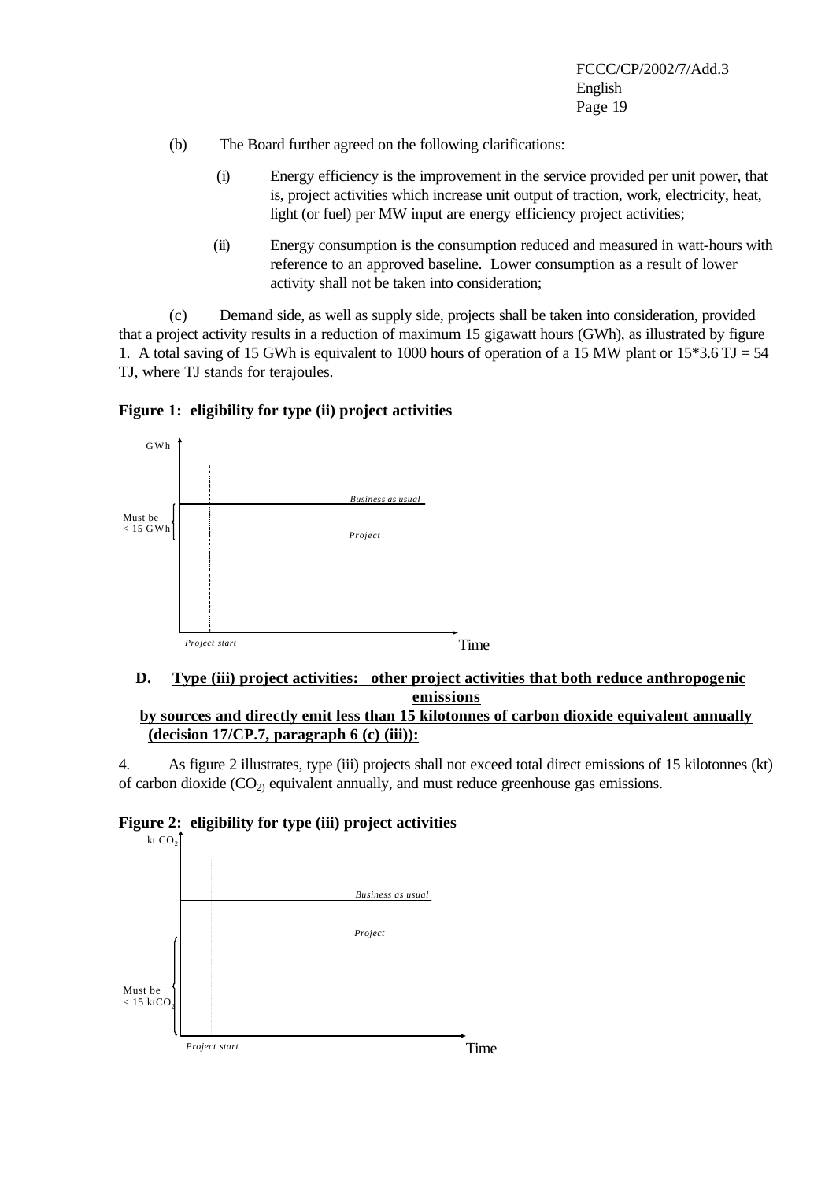(b) The Board further agreed on the following clarifications:

(i) Energy efficiency is the improvement in the service provided per unit power, that is, project activities which increase unit output of traction, work, electricity, heat, light (or fuel) per MW input are energy efficiency project activities;

(ii) Energy consumption is the consumption reduced and measured in watt-hours with reference to an approved baseline. Lower consumption as a result of lower activity shall not be taken into consideration;

(c) Demand side, as well as supply side, projects shall be taken into consideration, provided that a project activity results in a reduction of maximum 15 gigawatt hours (GWh), as illustrated by figure 1. A total saving of 15 GWh is equivalent to 1000 hours of operation of a 15 MW plant or 15*3.6 TJ = 54 TJ, where TJ stands for terajoules.

**Figure 1: eligibility for type (ii) project activities**

GWh

Business as usual

Must be < 15 GWh

Project

Project start

Time

### D. Type (iii) project activities: other project activities that both reduce anthropogenic emissions by sources and directly emit less than 15 kilotonnes of carbon dioxide equivalent annually (decision 17/CP.7, paragraph 6 (c) (iii)):

4. As figure 2 illustrates, type (iii) projects shall not exceed total direct emissions of 15 kilotonnes (kt) of carbon dioxide ($CO_2$) equivalent annually, and must reduce greenhouse gas emissions.

**Figure 2: eligibility for type (iii) project activities**

kt $CO_2$

Business as usual

Project

Must be < 15 kt$CO_2$

Project start

Time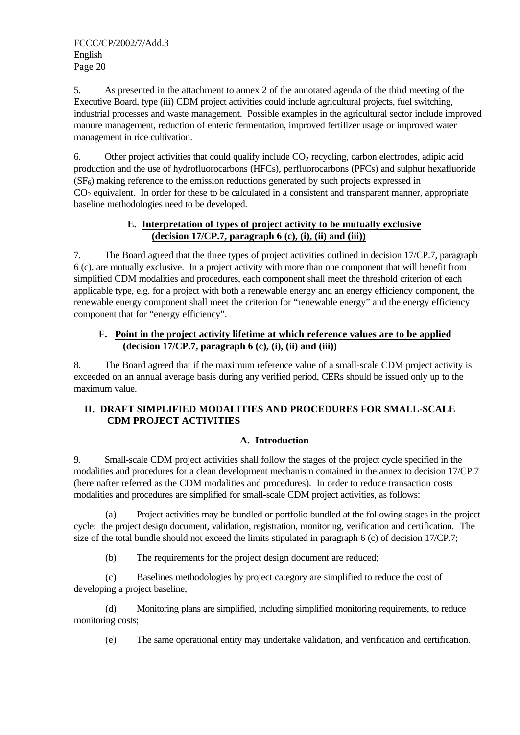5. As presented in the attachment to annex 2 of the annotated agenda of the third meeting of the Executive Board, type (iii) CDM project activities could include agricultural projects, fuel switching, industrial processes and waste management. Possible examples in the agricultural sector include improved manure management, reduction of enteric fermentation, improved fertilizer usage or improved water management in rice cultivation.

6. Other project activities that could qualify include $CO_2$ recycling, carbon electrodes, adipic acid production and the use of hydrofluorocarbons (HFCs), perfluorocarbons (PFCs) and sulphur hexafluoride ($SF_6$) making reference to the emission reductions generated by such projects expressed in $CO_2$ equivalent. In order for these to be calculated in a consistent and transparent manner, appropriate baseline methodologies need to be developed.

### E. Interpretation of types of project activity to be mutually exclusive (decision 17/CP.7, paragraph 6 (c), (i), (ii) and (iii))

7. The Board agreed that the three types of project activities outlined in decision 17/CP.7, paragraph 6 (c), are mutually exclusive. In a project activity with more than one component that will benefit from simplified CDM modalities and procedures, each component shall meet the threshold criterion of each applicable type, e.g. for a project with both a renewable energy and an energy efficiency component, the renewable energy component shall meet the criterion for "renewable energy" and the energy efficiency component that for "energy efficiency".

### F. Point in the project activity lifetime at which reference values are to be applied (decision 17/CP.7, paragraph 6 (c), (i), (ii) and (iii))

8. The Board agreed that if the maximum reference value of a small-scale CDM project activity is exceeded on an annual average basis during any verified period, CERs should be issued only up to the maximum value.

## II. DRAFT SIMPLIFIED MODALITIES AND PROCEDURES FOR SMALL-SCALE CDM PROJECT ACTIVITIES

### A. Introduction

9. Small-scale CDM project activities shall follow the stages of the project cycle specified in the modalities and procedures for a clean development mechanism contained in the annex to decision 17/CP.7 (hereinafter referred as the CDM modalities and procedures). In order to reduce transaction costs modalities and procedures are simplified for small-scale CDM project activities, as follows:

(a) Project activities may be bundled or portfolio bundled at the following stages in the project cycle: the project design document, validation, registration, monitoring, verification and certification. The size of the total bundle should not exceed the limits stipulated in paragraph 6 (c) of decision 17/CP.7;

(b) The requirements for the project design document are reduced;

(c) Baselines methodologies by project category are simplified to reduce the cost of developing a project baseline;

(d) Monitoring plans are simplified, including simplified monitoring requirements, to reduce monitoring costs;

(e) The same operational entity may undertake validation, and verification and certification.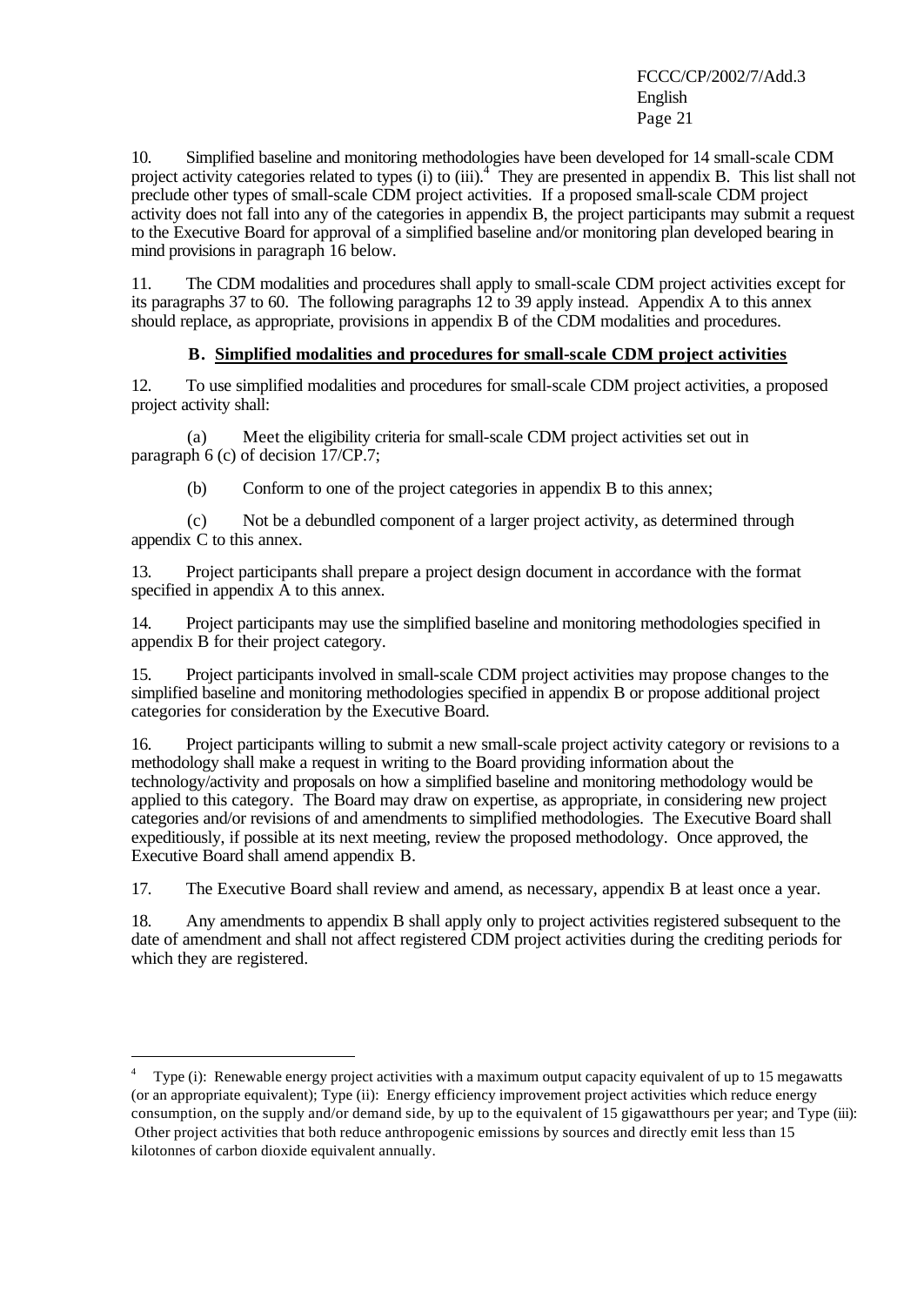10. Simplified baseline and monitoring methodologies have been developed for 14 small-scale CDM project activity categories related to types (i) to (iii).[4] They are presented in appendix B. This list shall not preclude other types of small-scale CDM project activities. If a proposed small-scale CDM project activity does not fall into any of the categories in appendix B, the project participants may submit a request to the Executive Board for approval of a simplified baseline and/or monitoring plan developed bearing in mind provisions in paragraph 16 below.

11. The CDM modalities and procedures shall apply to small-scale CDM project activities except for its paragraphs 37 to 60. The following paragraphs 12 to 39 apply instead. Appendix A to this annex should replace, as appropriate, provisions in appendix B of the CDM modalities and procedures.

### B. Simplified modalities and procedures for small-scale CDM project activities

12. To use simplified modalities and procedures for small-scale CDM project activities, a proposed project activity shall:

(a) Meet the eligibility criteria for small-scale CDM project activities set out in paragraph 6 (c) of decision 17/CP.7;

(b) Conform to one of the project categories in appendix B to this annex;

(c) Not be a debundled component of a larger project activity, as determined through appendix C to this annex.

13. Project participants shall prepare a project design document in accordance with the format specified in appendix A to this annex.

14. Project participants may use the simplified baseline and monitoring methodologies specified in appendix B for their project category.

15. Project participants involved in small-scale CDM project activities may propose changes to the simplified baseline and monitoring methodologies specified in appendix B or propose additional project categories for consideration by the Executive Board.

16. Project participants willing to submit a new small-scale project activity category or revisions to a methodology shall make a request in writing to the Board providing information about the technology/activity and proposals on how a simplified baseline and monitoring methodology would be applied to this category. The Board may draw on expertise, as appropriate, in considering new project categories and/or revisions of and amendments to simplified methodologies. The Executive Board shall expeditiously, if possible at its next meeting, review the proposed methodology. Once approved, the Executive Board shall amend appendix B.

17. The Executive Board shall review and amend, as necessary, appendix B at least once a year.

18. Any amendments to appendix B shall apply only to project activities registered subsequent to the date of amendment and shall not affect registered CDM project activities during the crediting periods for which they are registered.

---

[4] Type (i): Renewable energy project activities with a maximum output capacity equivalent of up to 15 megawatts (or an appropriate equivalent); Type (ii): Energy efficiency improvement project activities which reduce energy consumption, on the supply and/or demand side, by up to the equivalent of 15 gigawatthours per year; and Type (iii): Other project activities that both reduce anthropogenic emissions by sources and directly emit less than 15 kilotonnes of carbon dioxide equivalent annually.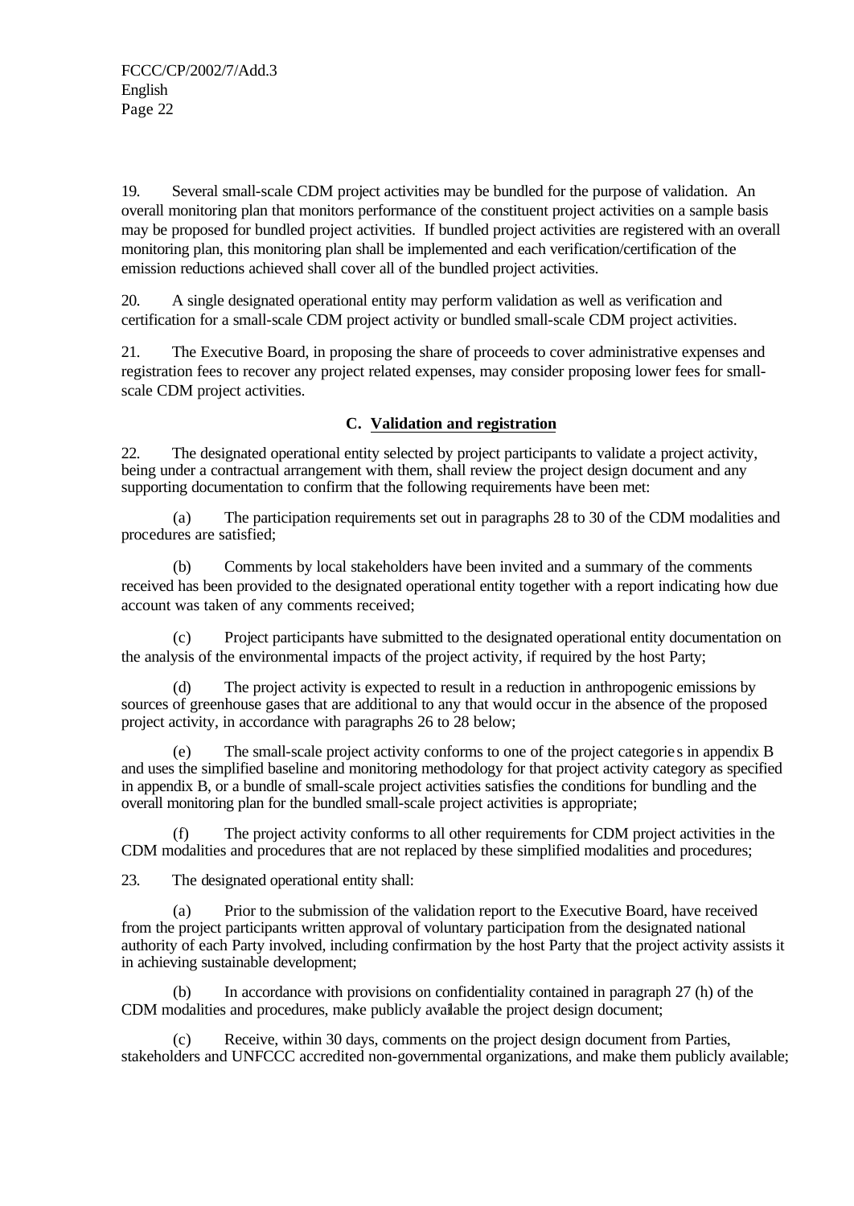19. Several small-scale CDM project activities may be bundled for the purpose of validation. An overall monitoring plan that monitors performance of the constituent project activities on a sample basis may be proposed for bundled project activities. If bundled project activities are registered with an overall monitoring plan, this monitoring plan shall be implemented and each verification/certification of the emission reductions achieved shall cover all of the bundled project activities.

20. A single designated operational entity may perform validation as well as verification and certification for a small-scale CDM project activity or bundled small-scale CDM project activities.

21. The Executive Board, in proposing the share of proceeds to cover administrative expenses and registration fees to recover any project related expenses, may consider proposing lower fees for small-scale CDM project activities.

### C. Validation and registration

22. The designated operational entity selected by project participants to validate a project activity, being under a contractual arrangement with them, shall review the project design document and any supporting documentation to confirm that the following requirements have been met:

(a) The participation requirements set out in paragraphs 28 to 30 of the CDM modalities and procedures are satisfied;

(b) Comments by local stakeholders have been invited and a summary of the comments received has been provided to the designated operational entity together with a report indicating how due account was taken of any comments received;

(c) Project participants have submitted to the designated operational entity documentation on the analysis of the environmental impacts of the project activity, if required by the host Party;

(d) The project activity is expected to result in a reduction in anthropogenic emissions by sources of greenhouse gases that are additional to any that would occur in the absence of the proposed project activity, in accordance with paragraphs 26 to 28 below;

(e) The small-scale project activity conforms to one of the project categories in appendix B and uses the simplified baseline and monitoring methodology for that project activity category as specified in appendix B, or a bundle of small-scale project activities satisfies the conditions for bundling and the overall monitoring plan for the bundled small-scale project activities is appropriate;

(f) The project activity conforms to all other requirements for CDM project activities in the CDM modalities and procedures that are not replaced by these simplified modalities and procedures;

23. The designated operational entity shall:

(a) Prior to the submission of the validation report to the Executive Board, have received from the project participants written approval of voluntary participation from the designated national authority of each Party involved, including confirmation by the host Party that the project activity assists it in achieving sustainable development;

(b) In accordance with provisions on confidentiality contained in paragraph 27 (h) of the CDM modalities and procedures, make publicly available the project design document;

(c) Receive, within 30 days, comments on the project design document from Parties, stakeholders and UNFCCC accredited non-governmental organizations, and make them publicly available;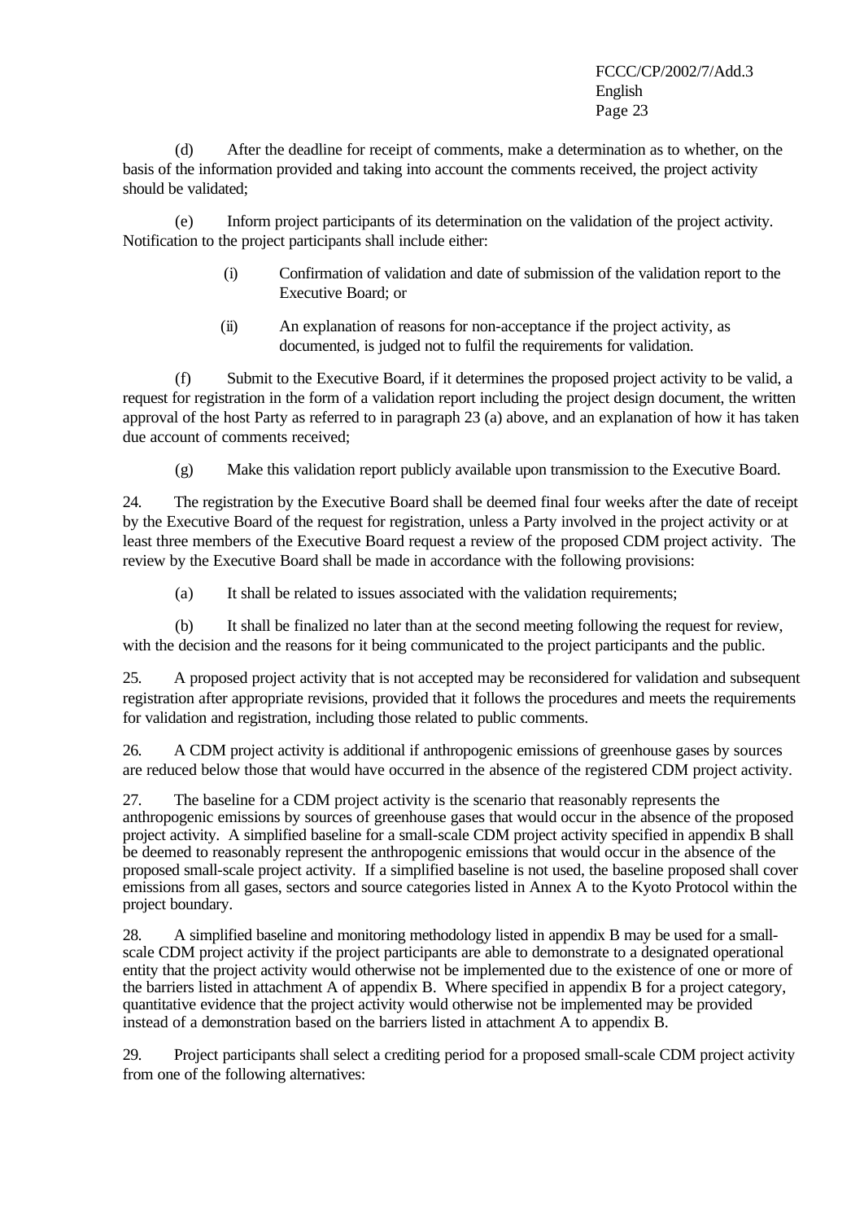(d) After the deadline for receipt of comments, make a determination as to whether, on the basis of the information provided and taking into account the comments received, the project activity should be validated;

(e) Inform project participants of its determination on the validation of the project activity. Notification to the project participants shall include either:

(i) Confirmation of validation and date of submission of the validation report to the Executive Board; or

(ii) An explanation of reasons for non-acceptance if the project activity, as documented, is judged not to fulfil the requirements for validation.

(f) Submit to the Executive Board, if it determines the proposed project activity to be valid, a request for registration in the form of a validation report including the project design document, the written approval of the host Party as referred to in paragraph 23 (a) above, and an explanation of how it has taken due account of comments received;

(g) Make this validation report publicly available upon transmission to the Executive Board.

24. The registration by the Executive Board shall be deemed final four weeks after the date of receipt by the Executive Board of the request for registration, unless a Party involved in the project activity or at least three members of the Executive Board request a review of the proposed CDM project activity. The review by the Executive Board shall be made in accordance with the following provisions:

(a) It shall be related to issues associated with the validation requirements;

(b) It shall be finalized no later than at the second meeting following the request for review, with the decision and the reasons for it being communicated to the project participants and the public.

25. A proposed project activity that is not accepted may be reconsidered for validation and subsequent registration after appropriate revisions, provided that it follows the procedures and meets the requirements for validation and registration, including those related to public comments.

26. A CDM project activity is additional if anthropogenic emissions of greenhouse gases by sources are reduced below those that would have occurred in the absence of the registered CDM project activity.

27. The baseline for a CDM project activity is the scenario that reasonably represents the anthropogenic emissions by sources of greenhouse gases that would occur in the absence of the proposed project activity. A simplified baseline for a small-scale CDM project activity specified in appendix B shall be deemed to reasonably represent the anthropogenic emissions that would occur in the absence of the proposed small-scale project activity. If a simplified baseline is not used, the baseline proposed shall cover emissions from all gases, sectors and source categories listed in Annex A to the Kyoto Protocol within the project boundary.

28. A simplified baseline and monitoring methodology listed in appendix B may be used for a small-scale CDM project activity if the project participants are able to demonstrate to a designated operational entity that the project activity would otherwise not be implemented due to the existence of one or more of the barriers listed in attachment A of appendix B. Where specified in appendix B for a project category, quantitative evidence that the project activity would otherwise not be implemented may be provided instead of a demonstration based on the barriers listed in attachment A to appendix B.

29. Project participants shall select a crediting period for a proposed small-scale CDM project activity from one of the following alternatives: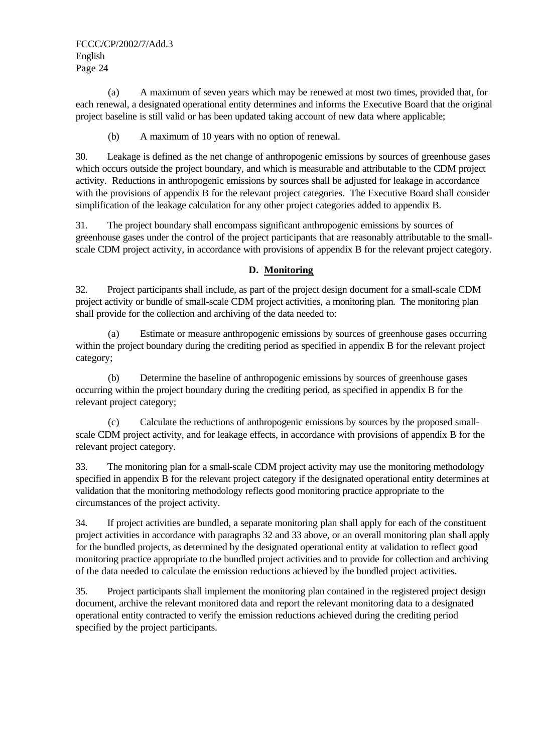(a) A maximum of seven years which may be renewed at most two times, provided that, for each renewal, a designated operational entity determines and informs the Executive Board that the original project baseline is still valid or has been updated taking account of new data where applicable;

(b) A maximum of 10 years with no option of renewal.

30. Leakage is defined as the net change of anthropogenic emissions by sources of greenhouse gases which occurs outside the project boundary, and which is measurable and attributable to the CDM project activity. Reductions in anthropogenic emissions by sources shall be adjusted for leakage in accordance with the provisions of appendix B for the relevant project categories. The Executive Board shall consider simplification of the leakage calculation for any other project categories added to appendix B.

31. The project boundary shall encompass significant anthropogenic emissions by sources of greenhouse gases under the control of the project participants that are reasonably attributable to the small-scale CDM project activity, in accordance with provisions of appendix B for the relevant project category.

## D. Monitoring

32. Project participants shall include, as part of the project design document for a small-scale CDM project activity or bundle of small-scale CDM project activities, a monitoring plan. The monitoring plan shall provide for the collection and archiving of the data needed to:

(a) Estimate or measure anthropogenic emissions by sources of greenhouse gases occurring within the project boundary during the crediting period as specified in appendix B for the relevant project category;

(b) Determine the baseline of anthropogenic emissions by sources of greenhouse gases occurring within the project boundary during the crediting period, as specified in appendix B for the relevant project category;

(c) Calculate the reductions of anthropogenic emissions by sources by the proposed small-scale CDM project activity, and for leakage effects, in accordance with provisions of appendix B for the relevant project category.

33. The monitoring plan for a small-scale CDM project activity may use the monitoring methodology specified in appendix B for the relevant project category if the designated operational entity determines at validation that the monitoring methodology reflects good monitoring practice appropriate to the circumstances of the project activity.

34. If project activities are bundled, a separate monitoring plan shall apply for each of the constituent project activities in accordance with paragraphs 32 and 33 above, or an overall monitoring plan shall apply for the bundled projects, as determined by the designated operational entity at validation to reflect good monitoring practice appropriate to the bundled project activities and to provide for collection and archiving of the data needed to calculate the emission reductions achieved by the bundled project activities.

35. Project participants shall implement the monitoring plan contained in the registered project design document, archive the relevant monitored data and report the relevant monitoring data to a designated operational entity contracted to verify the emission reductions achieved during the crediting period specified by the project participants.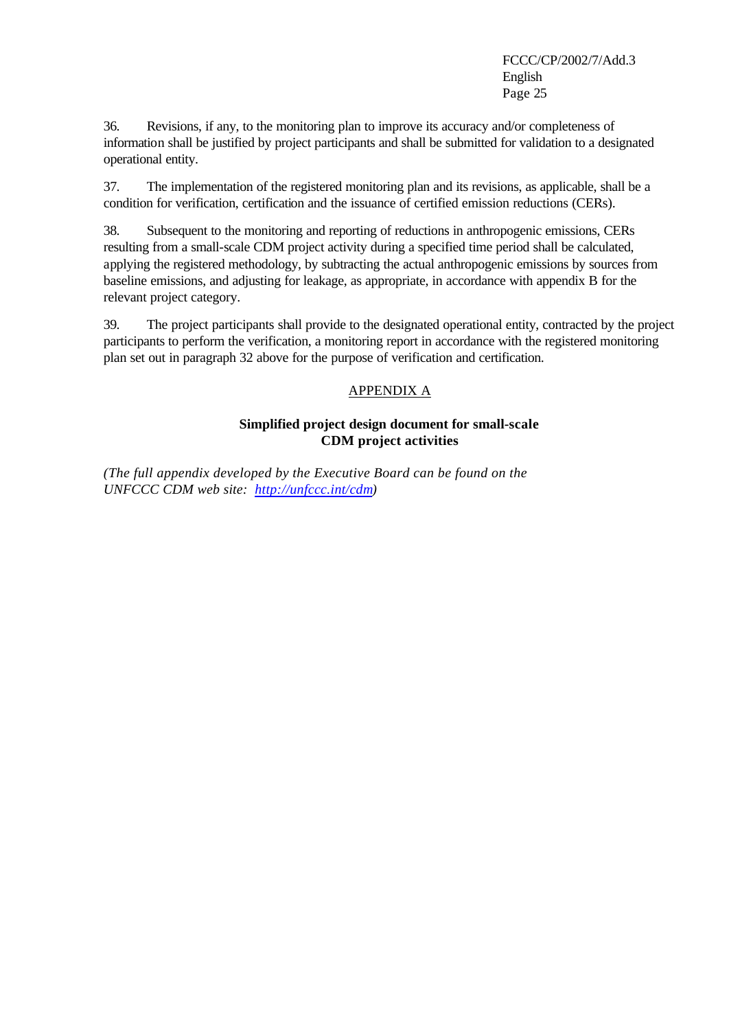36. Revisions, if any, to the monitoring plan to improve its accuracy and/or completeness of information shall be justified by project participants and shall be submitted for validation to a designated operational entity.

37. The implementation of the registered monitoring plan and its revisions, as applicable, shall be a condition for verification, certification and the issuance of certified emission reductions (CERs).

38. Subsequent to the monitoring and reporting of reductions in anthropogenic emissions, CERs resulting from a small-scale CDM project activity during a specified time period shall be calculated, applying the registered methodology, by subtracting the actual anthropogenic emissions by sources from baseline emissions, and adjusting for leakage, as appropriate, in accordance with appendix B for the relevant project category.

39. The project participants shall provide to the designated operational entity, contracted by the project participants to perform the verification, a monitoring report in accordance with the registered monitoring plan set out in paragraph 32 above for the purpose of verification and certification.

## APPENDIX A

### Simplified project design document for small-scale CDM project activities

*(The full appendix developed by the Executive Board can be found on the UNFCCC CDM web site: http://unfccc.int/cdm)*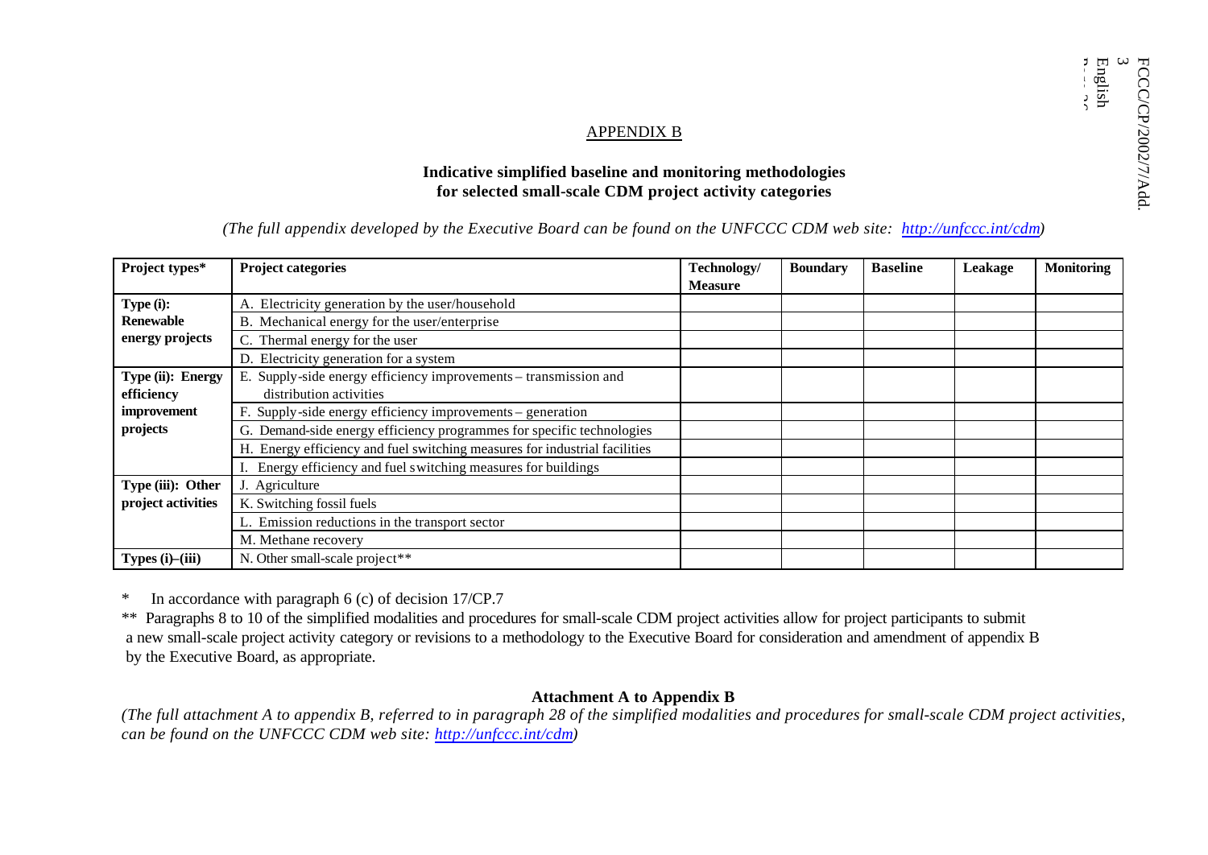## APPENDIX B

### Indicative simplified baseline and monitoring methodologies for selected small-scale CDM project activity categories

*(The full appendix developed by the Executive Board can be found on the UNFCCC CDM web site: http://unfccc.int/cdm)*

| Project types* | Project categories | Technology/ Measure | Boundary | Baseline | Leakage | Monitoring |
|---|---|---|---|---|---|---|
| **Type (i): Renewable energy projects** | A. Electricity generation by the user/household | | | | | |
| | B. Mechanical energy for the user/enterprise | | | | | |
| | C. Thermal energy for the user | | | | | |
| | D. Electricity generation for a system | | | | | |
| **Type (ii): Energy efficiency improvement projects** | E. Supply-side energy efficiency improvements – transmission and distribution activities | | | | | |
| | F. Supply-side energy efficiency improvements – generation | | | | | |
| | G. Demand-side energy efficiency programmes for specific technologies | | | | | |
| | H. Energy efficiency and fuel switching measures for industrial facilities | | | | | |
| | I. Energy efficiency and fuel switching measures for buildings | | | | | |
| **Type (iii): Other project activities** | J. Agriculture | | | | | |
| | K. Switching fossil fuels | | | | | |
| | L. Emission reductions in the transport sector | | | | | |
| | M. Methane recovery | | | | | |
| **Types (i)–(iii)** | N. Other small-scale project** | | | | | |

\* In accordance with paragraph 6 (c) of decision 17/CP.7

** Paragraphs 8 to 10 of the simplified modalities and procedures for small-scale CDM project activities allow for project participants to submit a new small-scale project activity category or revisions to a methodology to the Executive Board for consideration and amendment of appendix B by the Executive Board, as appropriate.

### Attachment A to Appendix B

*(The full attachment A to appendix B, referred to in paragraph 28 of the simplified modalities and procedures for small-scale CDM project activities, can be found on the UNFCCC CDM web site: http://unfccc.int/cdm)*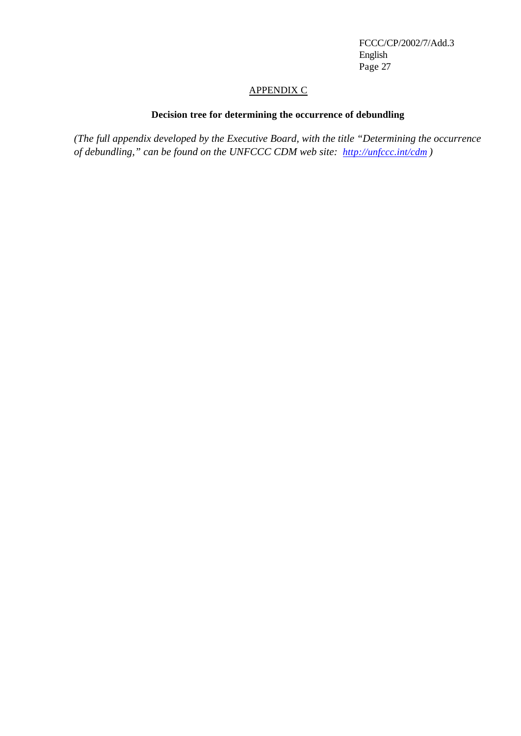## APPENDIX C

### Decision tree for determining the occurrence of debundling

*(The full appendix developed by the Executive Board, with the title "Determining the occurrence of debundling," can be found on the UNFCCC CDM web site: [http://unfccc.int/cdm](http://unfccc.int/cdm) )*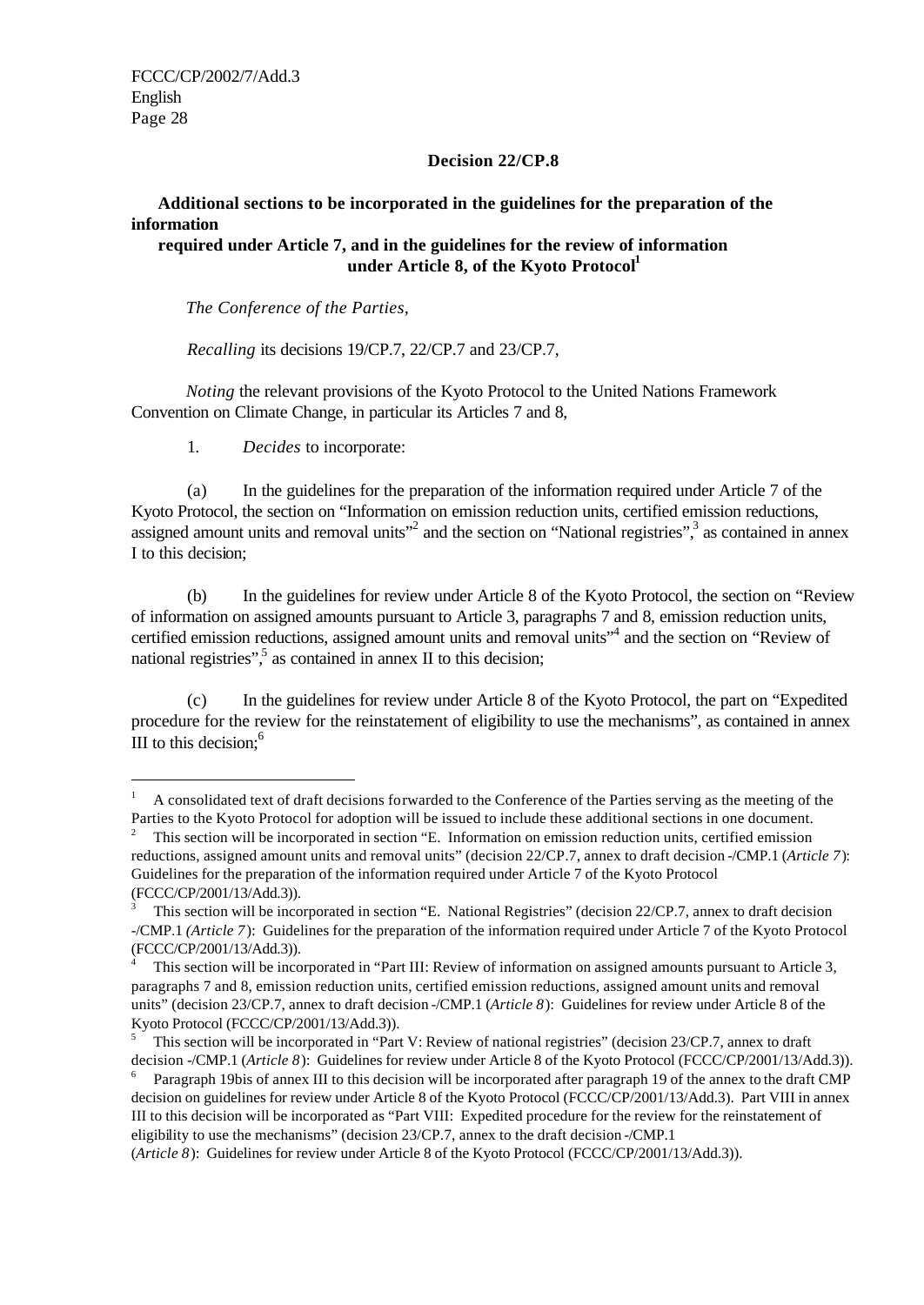## Decision 22/CP.8

### Additional sections to be incorporated in the guidelines for the preparation of the information required under Article 7, and in the guidelines for the review of information under Article 8, of the Kyoto Protocol[1]

*The Conference of the Parties*,

*Recalling* its decisions 19/CP.7, 22/CP.7 and 23/CP.7,

*Noting* the relevant provisions of the Kyoto Protocol to the United Nations Framework Convention on Climate Change, in particular its Articles 7 and 8,

1. *Decides* to incorporate:

(a) In the guidelines for the preparation of the information required under Article 7 of the Kyoto Protocol, the section on "Information on emission reduction units, certified emission reductions, assigned amount units and removal units"[2] and the section on "National registries",[3] as contained in annex I to this decision;

(b) In the guidelines for review under Article 8 of the Kyoto Protocol, the section on "Review of information on assigned amounts pursuant to Article 3, paragraphs 7 and 8, emission reduction units, certified emission reductions, assigned amount units and removal units"[4] and the section on "Review of national registries",[5] as contained in annex II to this decision;

(c) In the guidelines for review under Article 8 of the Kyoto Protocol, the part on "Expedited procedure for the review for the reinstatement of eligibility to use the mechanisms", as contained in annex III to this decision;[6]

---

[1] A consolidated text of draft decisions forwarded to the Conference of the Parties serving as the meeting of the Parties to the Kyoto Protocol for adoption will be issued to include these additional sections in one document.

[2] This section will be incorporated in section "E. Information on emission reduction units, certified emission reductions, assigned amount units and removal units" (decision 22/CP.7, annex to draft decision -/CMP.1 (*Article 7*): Guidelines for the preparation of the information required under Article 7 of the Kyoto Protocol (FCCC/CP/2001/13/Add.3)).

[3] This section will be incorporated in section "E. National Registries" (decision 22/CP.7, annex to draft decision -/CMP.1 *(Article 7)*: Guidelines for the preparation of the information required under Article 7 of the Kyoto Protocol (FCCC/CP/2001/13/Add.3)).

[4] This section will be incorporated in "Part III: Review of information on assigned amounts pursuant to Article 3, paragraphs 7 and 8, emission reduction units, certified emission reductions, assigned amount units and removal units" (decision 23/CP.7, annex to draft decision -/CMP.1 (*Article 8*): Guidelines for review under Article 8 of the Kyoto Protocol (FCCC/CP/2001/13/Add.3)).

[5] This section will be incorporated in "Part V: Review of national registries" (decision 23/CP.7, annex to draft decision -/CMP.1 (*Article 8*): Guidelines for review under Article 8 of the Kyoto Protocol (FCCC/CP/2001/13/Add.3)).

[6] Paragraph 19bis of annex III to this decision will be incorporated after paragraph 19 of the annex to the draft CMP decision on guidelines for review under Article 8 of the Kyoto Protocol (FCCC/CP/2001/13/Add.3). Part VIII in annex III to this decision will be incorporated as "Part VIII: Expedited procedure for the review for the reinstatement of eligibility to use the mechanisms" (decision 23/CP.7, annex to the draft decision -/CMP.1 (*Article 8*): Guidelines for review under Article 8 of the Kyoto Protocol (FCCC/CP/2001/13/Add.3)).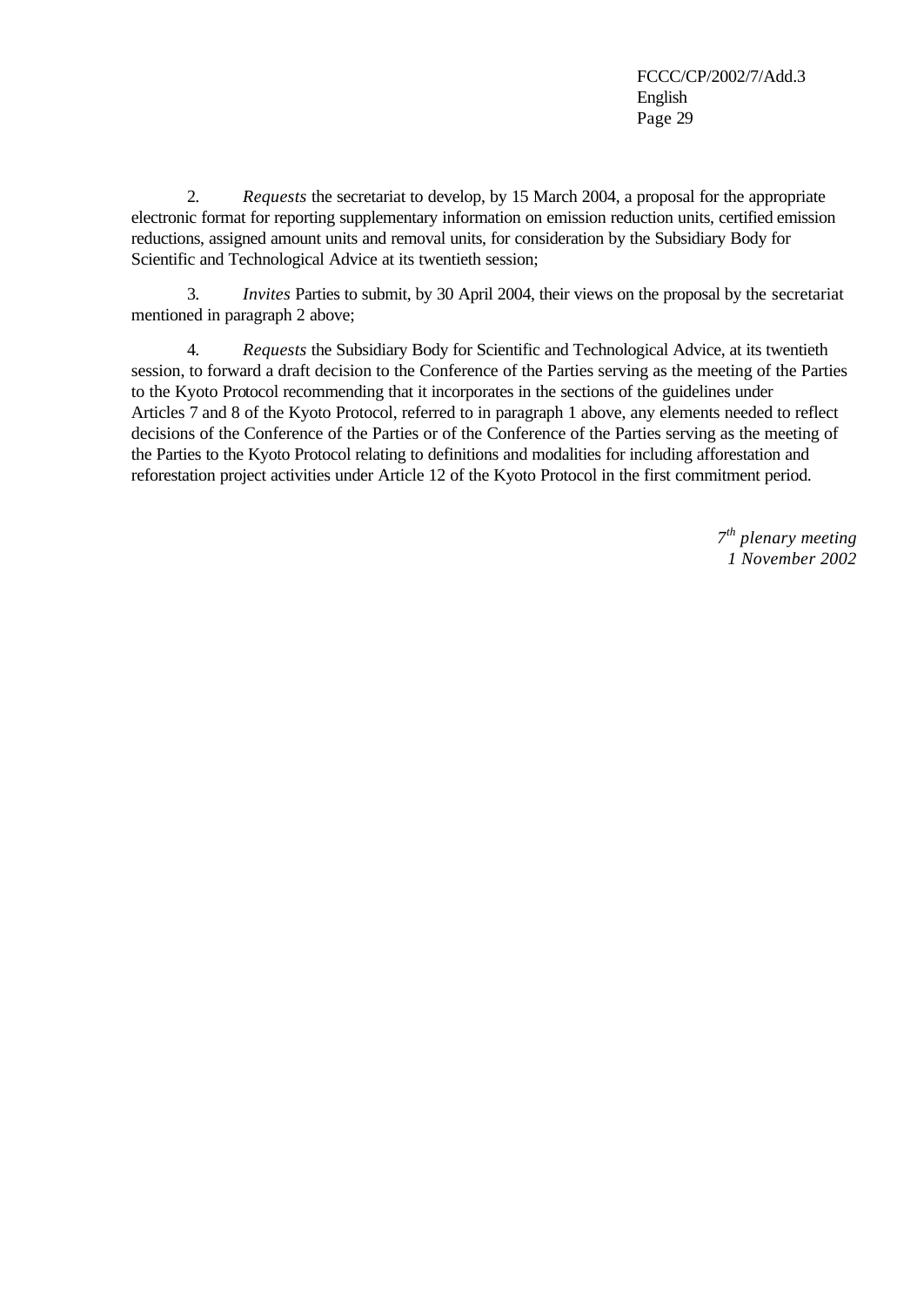2. *Requests* the secretariat to develop, by 15 March 2004, a proposal for the appropriate electronic format for reporting supplementary information on emission reduction units, certified emission reductions, assigned amount units and removal units, for consideration by the Subsidiary Body for Scientific and Technological Advice at its twentieth session;

3. *Invites* Parties to submit, by 30 April 2004, their views on the proposal by the secretariat mentioned in paragraph 2 above;

4. *Requests* the Subsidiary Body for Scientific and Technological Advice, at its twentieth session, to forward a draft decision to the Conference of the Parties serving as the meeting of the Parties to the Kyoto Protocol recommending that it incorporates in the sections of the guidelines under Articles 7 and 8 of the Kyoto Protocol, referred to in paragraph 1 above, any elements needed to reflect decisions of the Conference of the Parties or of the Conference of the Parties serving as the meeting of the Parties to the Kyoto Protocol relating to definitions and modalities for including afforestation and reforestation project activities under Article 12 of the Kyoto Protocol in the first commitment period.

*7th plenary meeting*
*1 November 2002*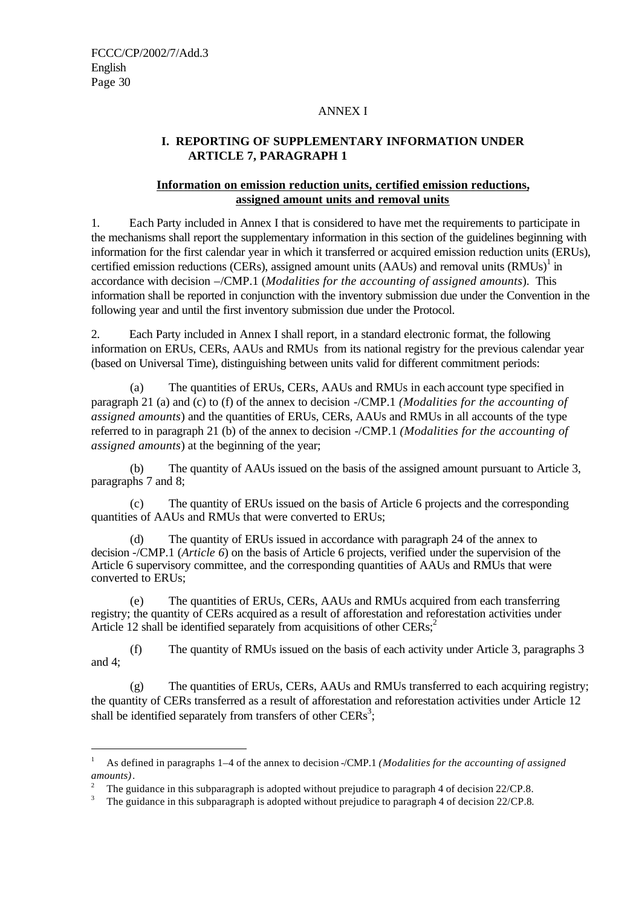ANNEX I

## I. REPORTING OF SUPPLEMENTARY INFORMATION UNDER ARTICLE 7, PARAGRAPH 1

### Information on emission reduction units, certified emission reductions, assigned amount units and removal units

1. Each Party included in Annex I that is considered to have met the requirements to participate in the mechanisms shall report the supplementary information in this section of the guidelines beginning with information for the first calendar year in which it transferred or acquired emission reduction units (ERUs), certified emission reductions (CERs), assigned amount units (AAUs) and removal units (RMUs)[1] in accordance with decision –/CMP.1 (*Modalities for the accounting of assigned amounts*). This information shall be reported in conjunction with the inventory submission due under the Convention in the following year and until the first inventory submission due under the Protocol.

2. Each Party included in Annex I shall report, in a standard electronic format, the following information on ERUs, CERs, AAUs and RMUs from its national registry for the previous calendar year (based on Universal Time), distinguishing between units valid for different commitment periods:

(a) The quantities of ERUs, CERs, AAUs and RMUs in each account type specified in paragraph 21 (a) and (c) to (f) of the annex to decision -/CMP.1 *(Modalities for the accounting of assigned amounts*) and the quantities of ERUs, CERs, AAUs and RMUs in all accounts of the type referred to in paragraph 21 (b) of the annex to decision -/CMP.1 *(Modalities for the accounting of assigned amounts*) at the beginning of the year;

(b) The quantity of AAUs issued on the basis of the assigned amount pursuant to Article 3, paragraphs 7 and 8;

(c) The quantity of ERUs issued on the basis of Article 6 projects and the corresponding quantities of AAUs and RMUs that were converted to ERUs;

(d) The quantity of ERUs issued in accordance with paragraph 24 of the annex to decision -/CMP.1 (*Article 6*) on the basis of Article 6 projects, verified under the supervision of the Article 6 supervisory committee, and the corresponding quantities of AAUs and RMUs that were converted to ERUs;

(e) The quantities of ERUs, CERs, AAUs and RMUs acquired from each transferring registry; the quantity of CERs acquired as a result of afforestation and reforestation activities under Article 12 shall be identified separately from acquisitions of other CERs;[2]

(f) The quantity of RMUs issued on the basis of each activity under Article 3, paragraphs 3 and 4;

(g) The quantities of ERUs, CERs, AAUs and RMUs transferred to each acquiring registry; the quantity of CERs transferred as a result of afforestation and reforestation activities under Article 12 shall be identified separately from transfers of other CERs[3];

---

[1] As defined in paragraphs 1–4 of the annex to decision -/CMP.1 *(Modalities for the accounting of assigned amounts)*.

[2] The guidance in this subparagraph is adopted without prejudice to paragraph 4 of decision 22/CP.8.

[3] The guidance in this subparagraph is adopted without prejudice to paragraph 4 of decision 22/CP.8.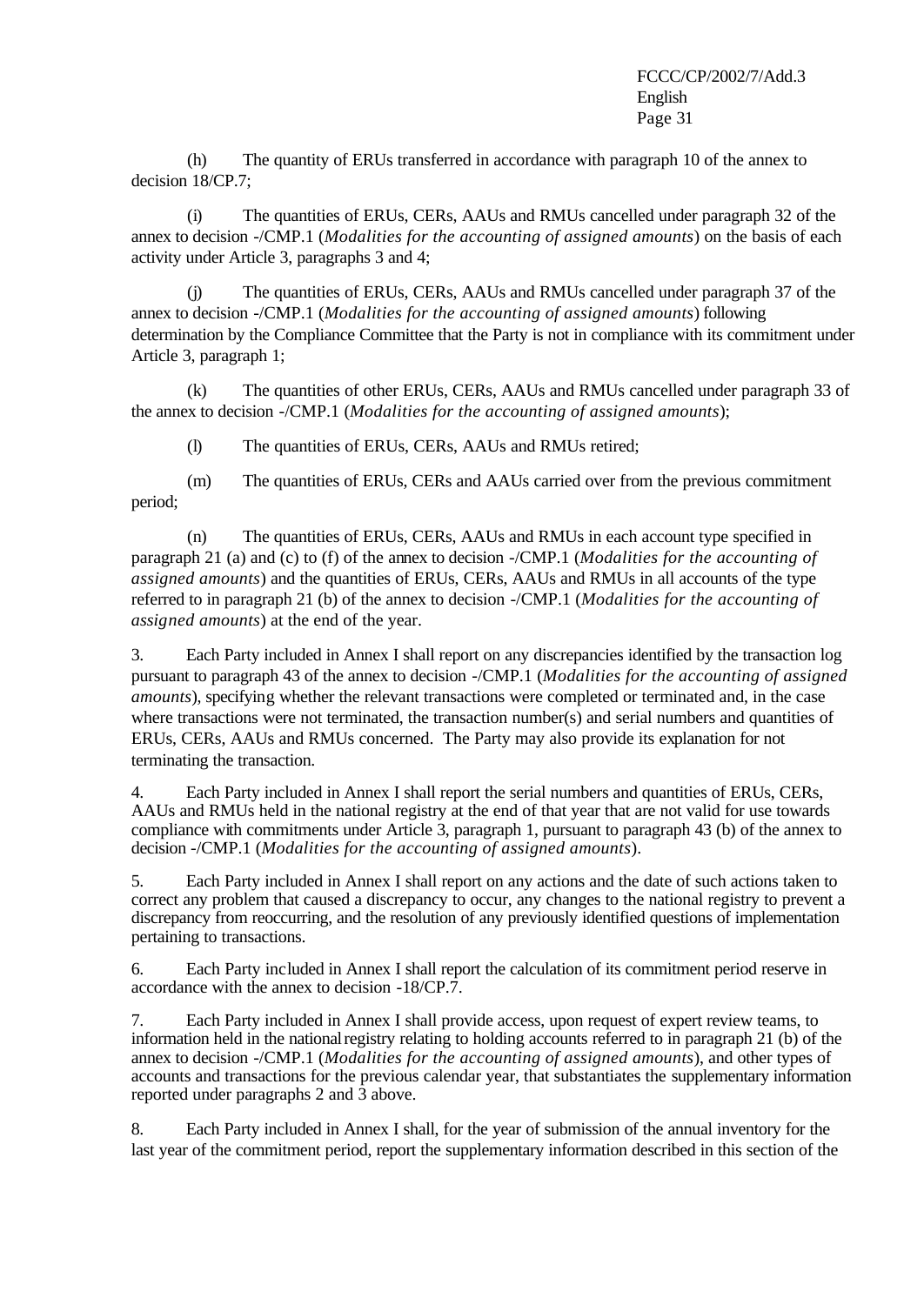(h) The quantity of ERUs transferred in accordance with paragraph 10 of the annex to decision 18/CP.7;

(i) The quantities of ERUs, CERs, AAUs and RMUs cancelled under paragraph 32 of the annex to decision -/CMP.1 (*Modalities for the accounting of assigned amounts*) on the basis of each activity under Article 3, paragraphs 3 and 4;

(j) The quantities of ERUs, CERs, AAUs and RMUs cancelled under paragraph 37 of the annex to decision -/CMP.1 (*Modalities for the accounting of assigned amounts*) following determination by the Compliance Committee that the Party is not in compliance with its commitment under Article 3, paragraph 1;

(k) The quantities of other ERUs, CERs, AAUs and RMUs cancelled under paragraph 33 of the annex to decision -/CMP.1 (*Modalities for the accounting of assigned amounts*);

(l) The quantities of ERUs, CERs, AAUs and RMUs retired;

(m) The quantities of ERUs, CERs and AAUs carried over from the previous commitment period;

(n) The quantities of ERUs, CERs, AAUs and RMUs in each account type specified in paragraph 21 (a) and (c) to (f) of the annex to decision -/CMP.1 (*Modalities for the accounting of assigned amounts*) and the quantities of ERUs, CERs, AAUs and RMUs in all accounts of the type referred to in paragraph 21 (b) of the annex to decision -/CMP.1 (*Modalities for the accounting of assigned amounts*) at the end of the year.

3. Each Party included in Annex I shall report on any discrepancies identified by the transaction log pursuant to paragraph 43 of the annex to decision -/CMP.1 (*Modalities for the accounting of assigned amounts*), specifying whether the relevant transactions were completed or terminated and, in the case where transactions were not terminated, the transaction number(s) and serial numbers and quantities of ERUs, CERs, AAUs and RMUs concerned. The Party may also provide its explanation for not terminating the transaction.

4. Each Party included in Annex I shall report the serial numbers and quantities of ERUs, CERs, AAUs and RMUs held in the national registry at the end of that year that are not valid for use towards compliance with commitments under Article 3, paragraph 1, pursuant to paragraph 43 (b) of the annex to decision -/CMP.1 (*Modalities for the accounting of assigned amounts*).

5. Each Party included in Annex I shall report on any actions and the date of such actions taken to correct any problem that caused a discrepancy to occur, any changes to the national registry to prevent a discrepancy from reoccurring, and the resolution of any previously identified questions of implementation pertaining to transactions.

6. Each Party included in Annex I shall report the calculation of its commitment period reserve in accordance with the annex to decision -18/CP.7.

7. Each Party included in Annex I shall provide access, upon request of expert review teams, to information held in the national registry relating to holding accounts referred to in paragraph 21 (b) of the annex to decision -/CMP.1 (*Modalities for the accounting of assigned amounts*), and other types of accounts and transactions for the previous calendar year, that substantiates the supplementary information reported under paragraphs 2 and 3 above.

8. Each Party included in Annex I shall, for the year of submission of the annual inventory for the last year of the commitment period, report the supplementary information described in this section of the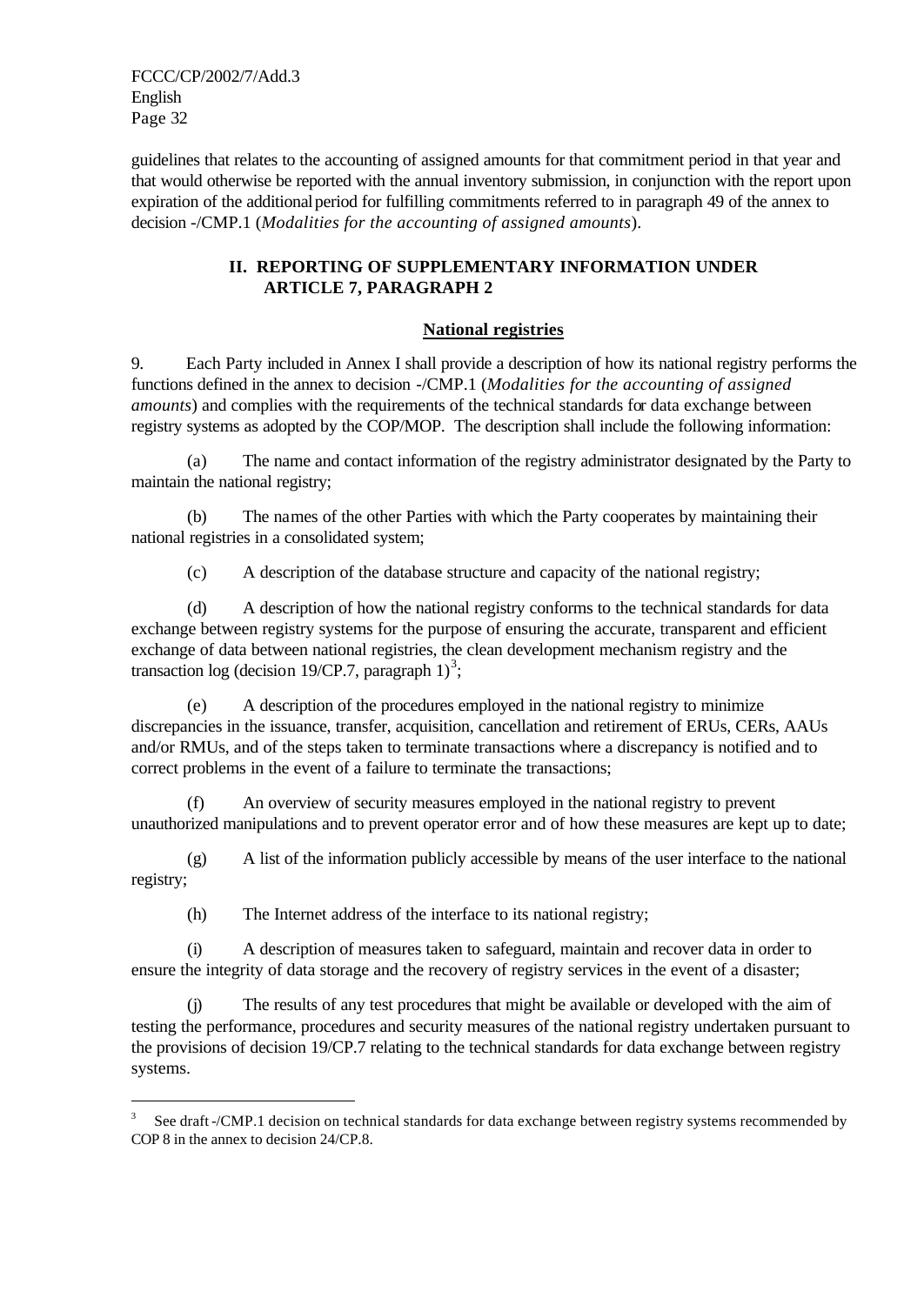guidelines that relates to the accounting of assigned amounts for that commitment period in that year and that would otherwise be reported with the annual inventory submission, in conjunction with the report upon expiration of the additional period for fulfilling commitments referred to in paragraph 49 of the annex to decision -/CMP.1 (*Modalities for the accounting of assigned amounts*).

## II. REPORTING OF SUPPLEMENTARY INFORMATION UNDER ARTICLE 7, PARAGRAPH 2

### National registries

9. Each Party included in Annex I shall provide a description of how its national registry performs the functions defined in the annex to decision -/CMP.1 (*Modalities for the accounting of assigned amounts*) and complies with the requirements of the technical standards for data exchange between registry systems as adopted by the COP/MOP. The description shall include the following information:

(a) The name and contact information of the registry administrator designated by the Party to maintain the national registry;

(b) The names of the other Parties with which the Party cooperates by maintaining their national registries in a consolidated system;

(c) A description of the database structure and capacity of the national registry;

(d) A description of how the national registry conforms to the technical standards for data exchange between registry systems for the purpose of ensuring the accurate, transparent and efficient exchange of data between national registries, the clean development mechanism registry and the transaction log (decision 19/CP.7, paragraph 1)[3];

(e) A description of the procedures employed in the national registry to minimize discrepancies in the issuance, transfer, acquisition, cancellation and retirement of ERUs, CERs, AAUs and/or RMUs, and of the steps taken to terminate transactions where a discrepancy is notified and to correct problems in the event of a failure to terminate the transactions;

(f) An overview of security measures employed in the national registry to prevent unauthorized manipulations and to prevent operator error and of how these measures are kept up to date;

(g) A list of the information publicly accessible by means of the user interface to the national registry;

(h) The Internet address of the interface to its national registry;

(i) A description of measures taken to safeguard, maintain and recover data in order to ensure the integrity of data storage and the recovery of registry services in the event of a disaster;

(j) The results of any test procedures that might be available or developed with the aim of testing the performance, procedures and security measures of the national registry undertaken pursuant to the provisions of decision 19/CP.7 relating to the technical standards for data exchange between registry systems.

---

[3] See draft -/CMP.1 decision on technical standards for data exchange between registry systems recommended by COP 8 in the annex to decision 24/CP.8.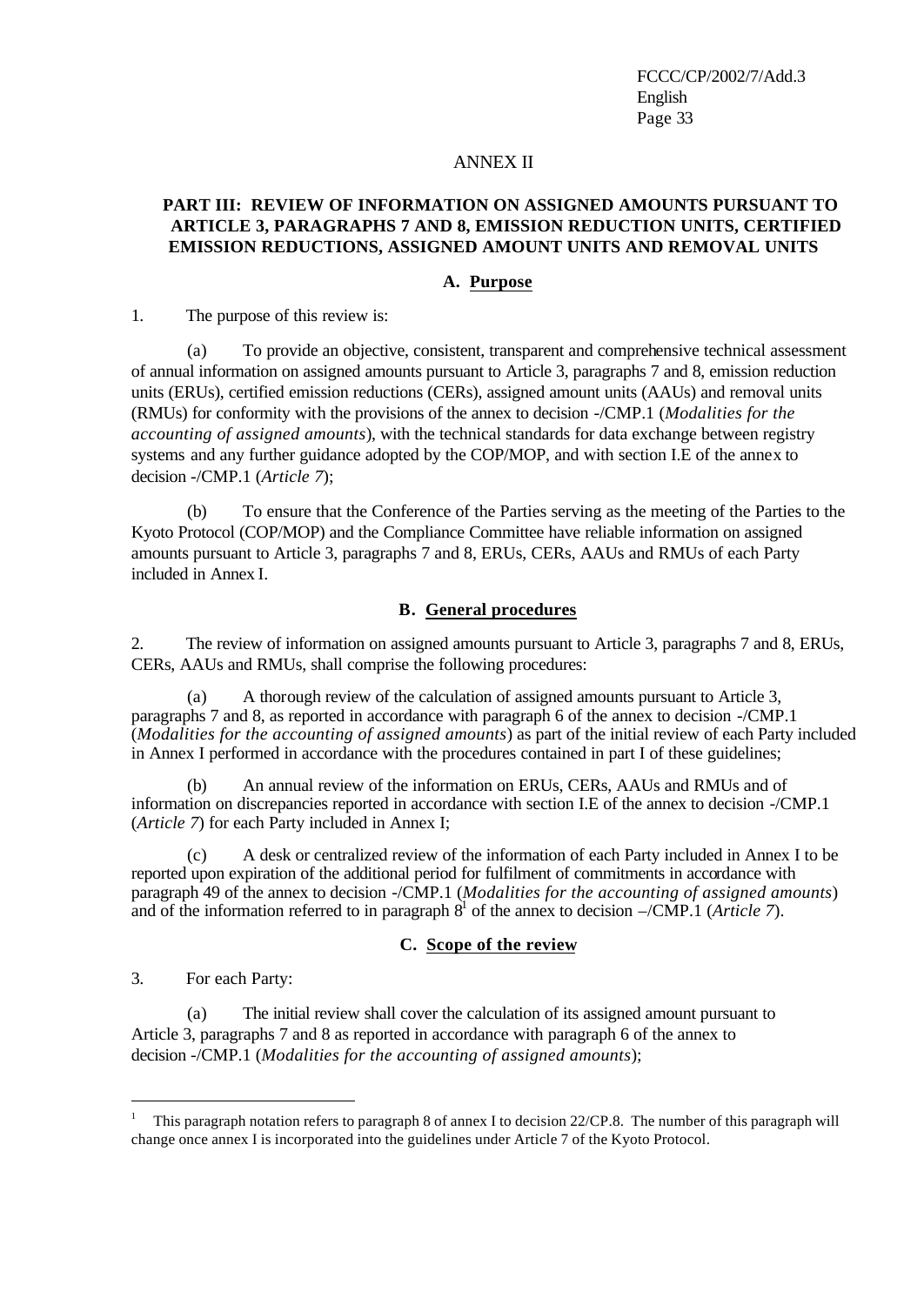ANNEX II

## PART III: REVIEW OF INFORMATION ON ASSIGNED AMOUNTS PURSUANT TO ARTICLE 3, PARAGRAPHS 7 AND 8, EMISSION REDUCTION UNITS, CERTIFIED EMISSION REDUCTIONS, ASSIGNED AMOUNT UNITS AND REMOVAL UNITS

### A. Purpose

1. The purpose of this review is:

(a) To provide an objective, consistent, transparent and comprehensive technical assessment of annual information on assigned amounts pursuant to Article 3, paragraphs 7 and 8, emission reduction units (ERUs), certified emission reductions (CERs), assigned amount units (AAUs) and removal units (RMUs) for conformity with the provisions of the annex to decision -/CMP.1 (*Modalities for the accounting of assigned amounts*), with the technical standards for data exchange between registry systems and any further guidance adopted by the COP/MOP, and with section I.E of the annex to decision -/CMP.1 (*Article 7*);

(b) To ensure that the Conference of the Parties serving as the meeting of the Parties to the Kyoto Protocol (COP/MOP) and the Compliance Committee have reliable information on assigned amounts pursuant to Article 3, paragraphs 7 and 8, ERUs, CERs, AAUs and RMUs of each Party included in Annex I.

### B. General procedures

2. The review of information on assigned amounts pursuant to Article 3, paragraphs 7 and 8, ERUs, CERs, AAUs and RMUs, shall comprise the following procedures:

(a) A thorough review of the calculation of assigned amounts pursuant to Article 3, paragraphs 7 and 8, as reported in accordance with paragraph 6 of the annex to decision -/CMP.1 (*Modalities for the accounting of assigned amounts*) as part of the initial review of each Party included in Annex I performed in accordance with the procedures contained in part I of these guidelines;

(b) An annual review of the information on ERUs, CERs, AAUs and RMUs and of information on discrepancies reported in accordance with section I.E of the annex to decision -/CMP.1 (*Article 7*) for each Party included in Annex I;

(c) A desk or centralized review of the information of each Party included in Annex I to be reported upon expiration of the additional period for fulfilment of commitments in accordance with paragraph 49 of the annex to decision -/CMP.1 (*Modalities for the accounting of assigned amounts*) and of the information referred to in paragraph 8[1] of the annex to decision –/CMP.1 (*Article 7*).

### C. Scope of the review

3. For each Party:

(a) The initial review shall cover the calculation of its assigned amount pursuant to Article 3, paragraphs 7 and 8 as reported in accordance with paragraph 6 of the annex to decision -/CMP.1 (*Modalities for the accounting of assigned amounts*);

---

[1] This paragraph notation refers to paragraph 8 of annex I to decision 22/CP.8. The number of this paragraph will change once annex I is incorporated into the guidelines under Article 7 of the Kyoto Protocol.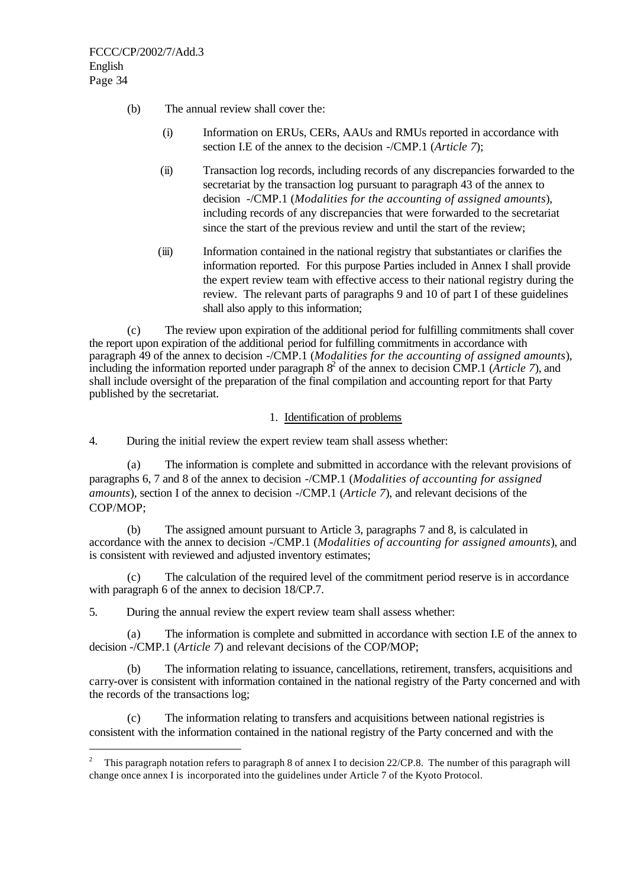(b) The annual review shall cover the:

(i) Information on ERUs, CERs, AAUs and RMUs reported in accordance with section I.E of the annex to the decision -/CMP.1 (*Article 7*);

(ii) Transaction log records, including records of any discrepancies forwarded to the secretariat by the transaction log pursuant to paragraph 43 of the annex to decision -/CMP.1 (*Modalities for the accounting of assigned amounts*), including records of any discrepancies that were forwarded to the secretariat since the start of the previous review and until the start of the review;

(iii) Information contained in the national registry that substantiates or clarifies the information reported. For this purpose Parties included in Annex I shall provide the expert review team with effective access to their national registry during the review. The relevant parts of paragraphs 9 and 10 of part I of these guidelines shall also apply to this information;

(c) The review upon expiration of the additional period for fulfilling commitments shall cover the report upon expiration of the additional period for fulfilling commitments in accordance with paragraph 49 of the annex to decision -/CMP.1 (*Modalities for the accounting of assigned amounts*), including the information reported under paragraph 8[2] of the annex to decision CMP.1 (*Article 7*), and shall include oversight of the preparation of the final compilation and accounting report for that Party published by the secretariat.

### 1. Identification of problems

4. During the initial review the expert review team shall assess whether:

(a) The information is complete and submitted in accordance with the relevant provisions of paragraphs 6, 7 and 8 of the annex to decision -/CMP.1 (*Modalities of accounting for assigned amounts*), section I of the annex to decision -/CMP.1 (*Article 7*), and relevant decisions of the COP/MOP;

(b) The assigned amount pursuant to Article 3, paragraphs 7 and 8, is calculated in accordance with the annex to decision -/CMP.1 (*Modalities of accounting for assigned amounts*), and is consistent with reviewed and adjusted inventory estimates;

(c) The calculation of the required level of the commitment period reserve is in accordance with paragraph 6 of the annex to decision 18/CP.7.

5. During the annual review the expert review team shall assess whether:

(a) The information is complete and submitted in accordance with section I.E of the annex to decision -/CMP.1 (*Article 7*) and relevant decisions of the COP/MOP;

(b) The information relating to issuance, cancellations, retirement, transfers, acquisitions and carry-over is consistent with information contained in the national registry of the Party concerned and with the records of the transactions log;

(c) The information relating to transfers and acquisitions between national registries is consistent with the information contained in the national registry of the Party concerned and with the

---

[2] This paragraph notation refers to paragraph 8 of annex I to decision 22/CP.8. The number of this paragraph will change once annex I is incorporated into the guidelines under Article 7 of the Kyoto Protocol.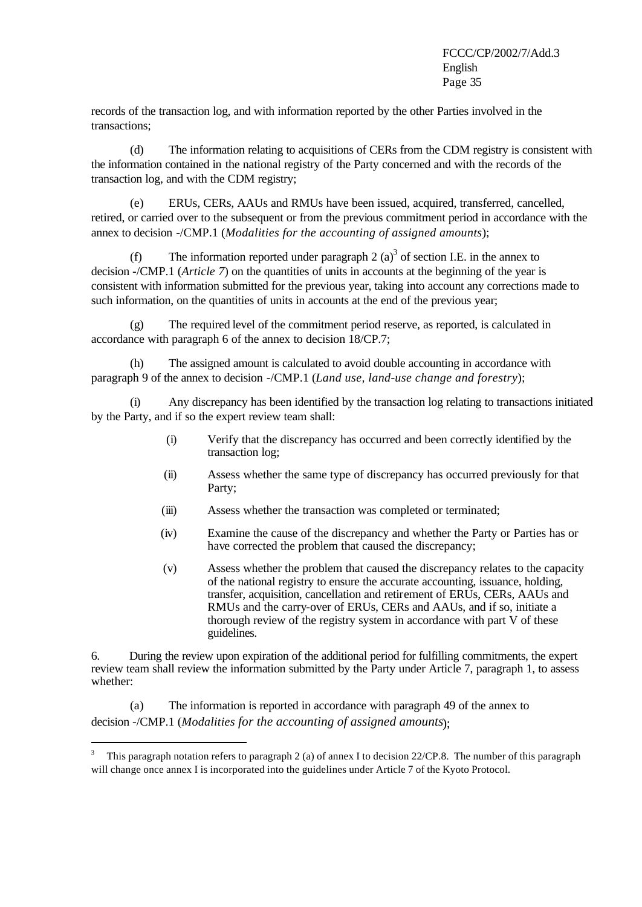records of the transaction log, and with information reported by the other Parties involved in the transactions;

(d) The information relating to acquisitions of CERs from the CDM registry is consistent with the information contained in the national registry of the Party concerned and with the records of the transaction log, and with the CDM registry;

(e) ERUs, CERs, AAUs and RMUs have been issued, acquired, transferred, cancelled, retired, or carried over to the subsequent or from the previous commitment period in accordance with the annex to decision -/CMP.1 (*Modalities for the accounting of assigned amounts*);

(f) The information reported under paragraph 2 (a)[3] of section I.E. in the annex to decision -/CMP.1 (*Article 7*) on the quantities of units in accounts at the beginning of the year is consistent with information submitted for the previous year, taking into account any corrections made to such information, on the quantities of units in accounts at the end of the previous year;

(g) The required level of the commitment period reserve, as reported, is calculated in accordance with paragraph 6 of the annex to decision 18/CP.7;

(h) The assigned amount is calculated to avoid double accounting in accordance with paragraph 9 of the annex to decision -/CMP.1 (*Land use, land-use change and forestry*);

(i) Any discrepancy has been identified by the transaction log relating to transactions initiated by the Party, and if so the expert review team shall:

> (i) Verify that the discrepancy has occurred and been correctly identified by the transaction log;
>
> (ii) Assess whether the same type of discrepancy has occurred previously for that Party;
>
> (iii) Assess whether the transaction was completed or terminated;
>
> (iv) Examine the cause of the discrepancy and whether the Party or Parties has or have corrected the problem that caused the discrepancy;
>
> (v) Assess whether the problem that caused the discrepancy relates to the capacity of the national registry to ensure the accurate accounting, issuance, holding, transfer, acquisition, cancellation and retirement of ERUs, CERs, AAUs and RMUs and the carry-over of ERUs, CERs and AAUs, and if so, initiate a thorough review of the registry system in accordance with part V of these guidelines.

6. During the review upon expiration of the additional period for fulfilling commitments, the expert review team shall review the information submitted by the Party under Article 7, paragraph 1, to assess whether:

(a) The information is reported in accordance with paragraph 49 of the annex to decision -/CMP.1 (*Modalities for the accounting of assigned amounts*);

---

[3] This paragraph notation refers to paragraph 2 (a) of annex I to decision 22/CP.8. The number of this paragraph will change once annex I is incorporated into the guidelines under Article 7 of the Kyoto Protocol.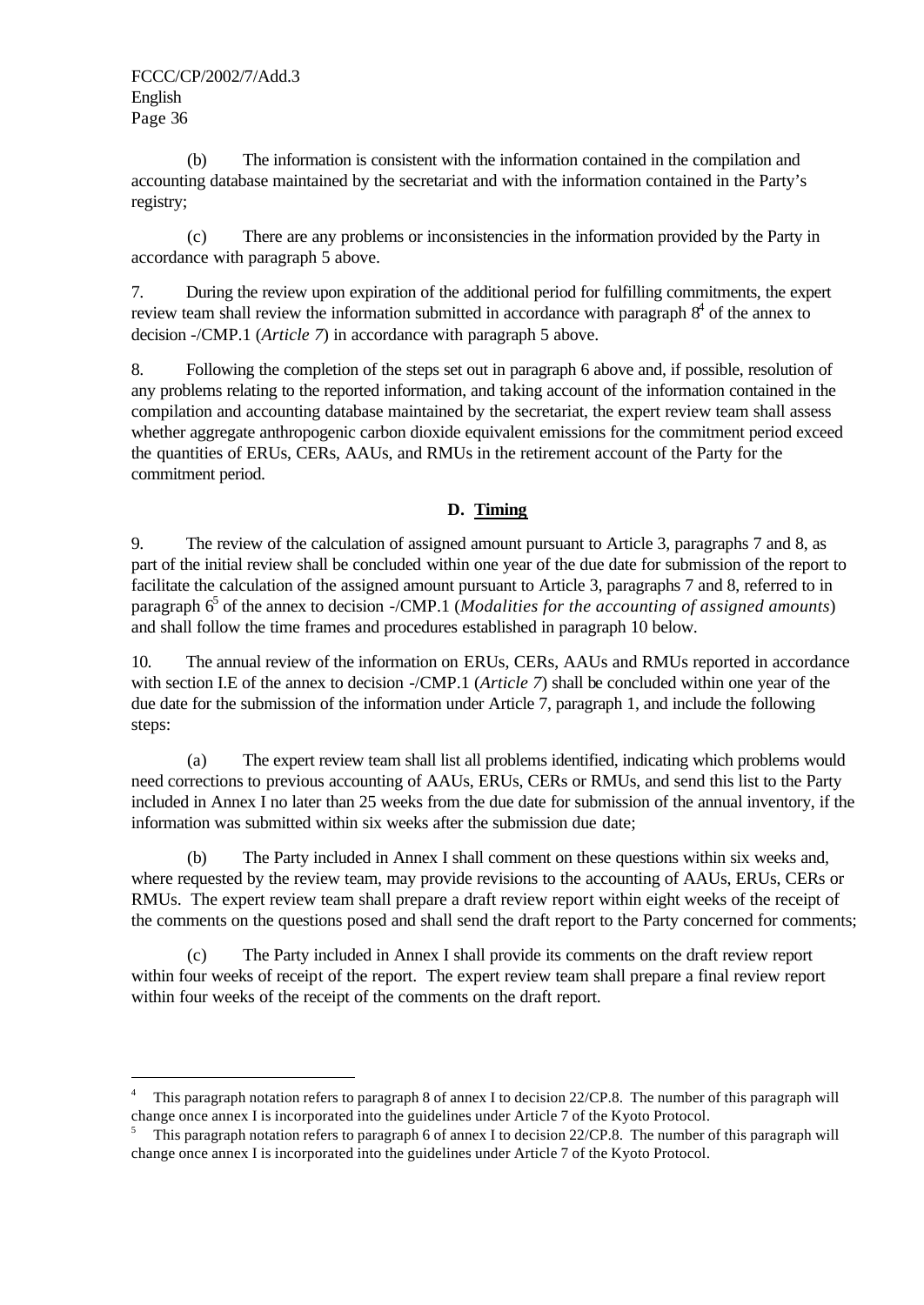(b) The information is consistent with the information contained in the compilation and accounting database maintained by the secretariat and with the information contained in the Party's registry;

(c) There are any problems or inconsistencies in the information provided by the Party in accordance with paragraph 5 above.

7. During the review upon expiration of the additional period for fulfilling commitments, the expert review team shall review the information submitted in accordance with paragraph 8[4] of the annex to decision -/CMP.1 (*Article 7*) in accordance with paragraph 5 above.

8. Following the completion of the steps set out in paragraph 6 above and, if possible, resolution of any problems relating to the reported information, and taking account of the information contained in the compilation and accounting database maintained by the secretariat, the expert review team shall assess whether aggregate anthropogenic carbon dioxide equivalent emissions for the commitment period exceed the quantities of ERUs, CERs, AAUs, and RMUs in the retirement account of the Party for the commitment period.

### D. Timing

9. The review of the calculation of assigned amount pursuant to Article 3, paragraphs 7 and 8, as part of the initial review shall be concluded within one year of the due date for submission of the report to facilitate the calculation of the assigned amount pursuant to Article 3, paragraphs 7 and 8, referred to in paragraph 6[5] of the annex to decision -/CMP.1 (*Modalities for the accounting of assigned amounts*) and shall follow the time frames and procedures established in paragraph 10 below.

10. The annual review of the information on ERUs, CERs, AAUs and RMUs reported in accordance with section I.E of the annex to decision -/CMP.1 (*Article 7*) shall be concluded within one year of the due date for the submission of the information under Article 7, paragraph 1, and include the following steps:

(a) The expert review team shall list all problems identified, indicating which problems would need corrections to previous accounting of AAUs, ERUs, CERs or RMUs, and send this list to the Party included in Annex I no later than 25 weeks from the due date for submission of the annual inventory, if the information was submitted within six weeks after the submission due date;

(b) The Party included in Annex I shall comment on these questions within six weeks and, where requested by the review team, may provide revisions to the accounting of AAUs, ERUs, CERs or RMUs. The expert review team shall prepare a draft review report within eight weeks of the receipt of the comments on the questions posed and shall send the draft report to the Party concerned for comments;

(c) The Party included in Annex I shall provide its comments on the draft review report within four weeks of receipt of the report. The expert review team shall prepare a final review report within four weeks of the receipt of the comments on the draft report.

---

[4] This paragraph notation refers to paragraph 8 of annex I to decision 22/CP.8. The number of this paragraph will change once annex I is incorporated into the guidelines under Article 7 of the Kyoto Protocol.

[5] This paragraph notation refers to paragraph 6 of annex I to decision 22/CP.8. The number of this paragraph will change once annex I is incorporated into the guidelines under Article 7 of the Kyoto Protocol.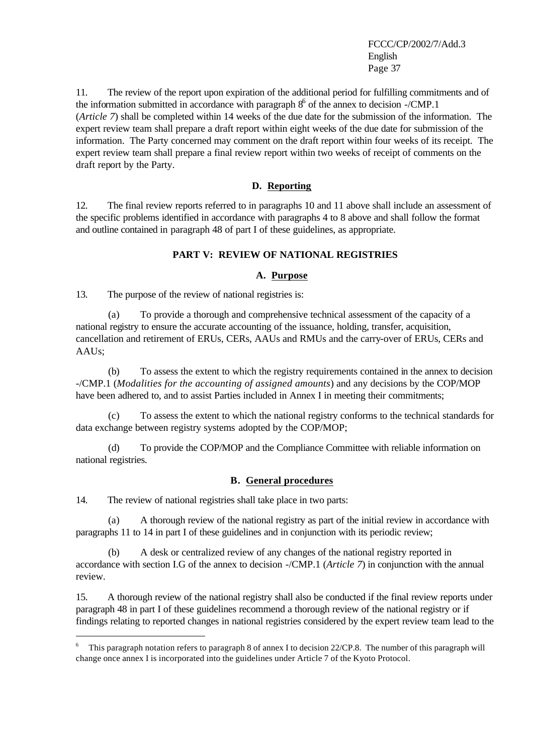11. The review of the report upon expiration of the additional period for fulfilling commitments and of the information submitted in accordance with paragraph 8[6] of the annex to decision -/CMP.1 (*Article 7*) shall be completed within 14 weeks of the due date for the submission of the information. The expert review team shall prepare a draft report within eight weeks of the due date for submission of the information. The Party concerned may comment on the draft report within four weeks of its receipt. The expert review team shall prepare a final review report within two weeks of receipt of comments on the draft report by the Party.

### D. Reporting

12. The final review reports referred to in paragraphs 10 and 11 above shall include an assessment of the specific problems identified in accordance with paragraphs 4 to 8 above and shall follow the format and outline contained in paragraph 48 of part I of these guidelines, as appropriate.

## PART V: REVIEW OF NATIONAL REGISTRIES

### A. Purpose

13. The purpose of the review of national registries is:

(a) To provide a thorough and comprehensive technical assessment of the capacity of a national registry to ensure the accurate accounting of the issuance, holding, transfer, acquisition, cancellation and retirement of ERUs, CERs, AAUs and RMUs and the carry-over of ERUs, CERs and AAUs;

(b) To assess the extent to which the registry requirements contained in the annex to decision -/CMP.1 (*Modalities for the accounting of assigned amounts*) and any decisions by the COP/MOP have been adhered to, and to assist Parties included in Annex I in meeting their commitments;

(c) To assess the extent to which the national registry conforms to the technical standards for data exchange between registry systems adopted by the COP/MOP;

(d) To provide the COP/MOP and the Compliance Committee with reliable information on national registries.

### B. General procedures

14. The review of national registries shall take place in two parts:

(a) A thorough review of the national registry as part of the initial review in accordance with paragraphs 11 to 14 in part I of these guidelines and in conjunction with its periodic review;

(b) A desk or centralized review of any changes of the national registry reported in accordance with section I.G of the annex to decision -/CMP.1 (*Article 7*) in conjunction with the annual review.

15. A thorough review of the national registry shall also be conducted if the final review reports under paragraph 48 in part I of these guidelines recommend a thorough review of the national registry or if findings relating to reported changes in national registries considered by the expert review team lead to the

---

[6] This paragraph notation refers to paragraph 8 of annex I to decision 22/CP.8. The number of this paragraph will change once annex I is incorporated into the guidelines under Article 7 of the Kyoto Protocol.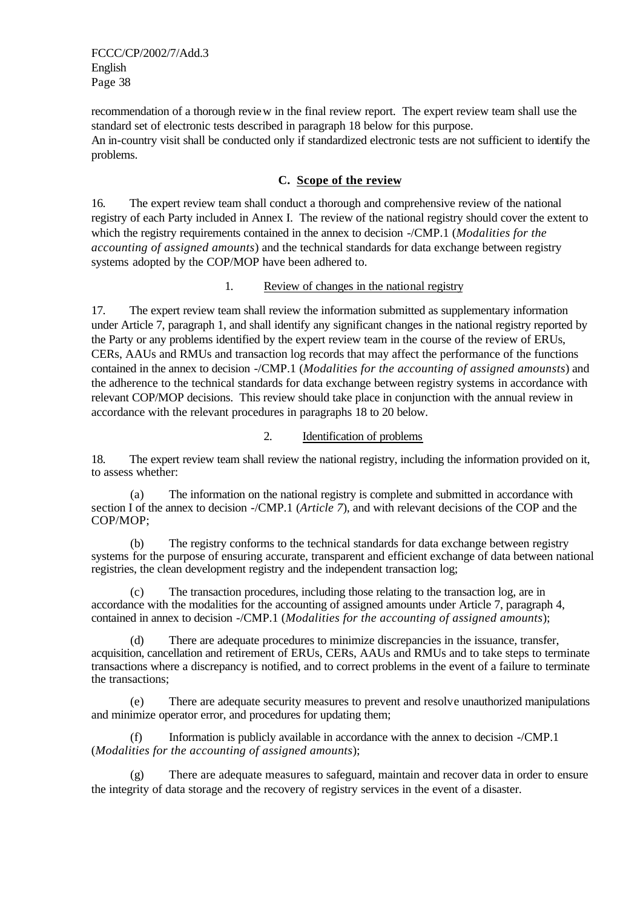recommendation of a thorough review in the final review report. The expert review team shall use the standard set of electronic tests described in paragraph 18 below for this purpose.
An in-country visit shall be conducted only if standardized electronic tests are not sufficient to identify the problems.

### C. Scope of the review

16. The expert review team shall conduct a thorough and comprehensive review of the national registry of each Party included in Annex I. The review of the national registry should cover the extent to which the registry requirements contained in the annex to decision -/CMP.1 (*Modalities for the accounting of assigned amounts*) and the technical standards for data exchange between registry systems adopted by the COP/MOP have been adhered to.

#### 1. Review of changes in the national registry

17. The expert review team shall review the information submitted as supplementary information under Article 7, paragraph 1, and shall identify any significant changes in the national registry reported by the Party or any problems identified by the expert review team in the course of the review of ERUs, CERs, AAUs and RMUs and transaction log records that may affect the performance of the functions contained in the annex to decision -/CMP.1 (*Modalities for the accounting of assigned amounsts*) and the adherence to the technical standards for data exchange between registry systems in accordance with relevant COP/MOP decisions. This review should take place in conjunction with the annual review in accordance with the relevant procedures in paragraphs 18 to 20 below.

#### 2. Identification of problems

18. The expert review team shall review the national registry, including the information provided on it, to assess whether:

(a) The information on the national registry is complete and submitted in accordance with section I of the annex to decision -/CMP.1 (*Article 7*), and with relevant decisions of the COP and the COP/MOP;

(b) The registry conforms to the technical standards for data exchange between registry systems for the purpose of ensuring accurate, transparent and efficient exchange of data between national registries, the clean development registry and the independent transaction log;

(c) The transaction procedures, including those relating to the transaction log, are in accordance with the modalities for the accounting of assigned amounts under Article 7, paragraph 4, contained in annex to decision -/CMP.1 (*Modalities for the accounting of assigned amounts*);

(d) There are adequate procedures to minimize discrepancies in the issuance, transfer, acquisition, cancellation and retirement of ERUs, CERs, AAUs and RMUs and to take steps to terminate transactions where a discrepancy is notified, and to correct problems in the event of a failure to terminate the transactions;

(e) There are adequate security measures to prevent and resolve unauthorized manipulations and minimize operator error, and procedures for updating them;

(f) Information is publicly available in accordance with the annex to decision -/CMP.1 (*Modalities for the accounting of assigned amounts*);

(g) There are adequate measures to safeguard, maintain and recover data in order to ensure the integrity of data storage and the recovery of registry services in the event of a disaster.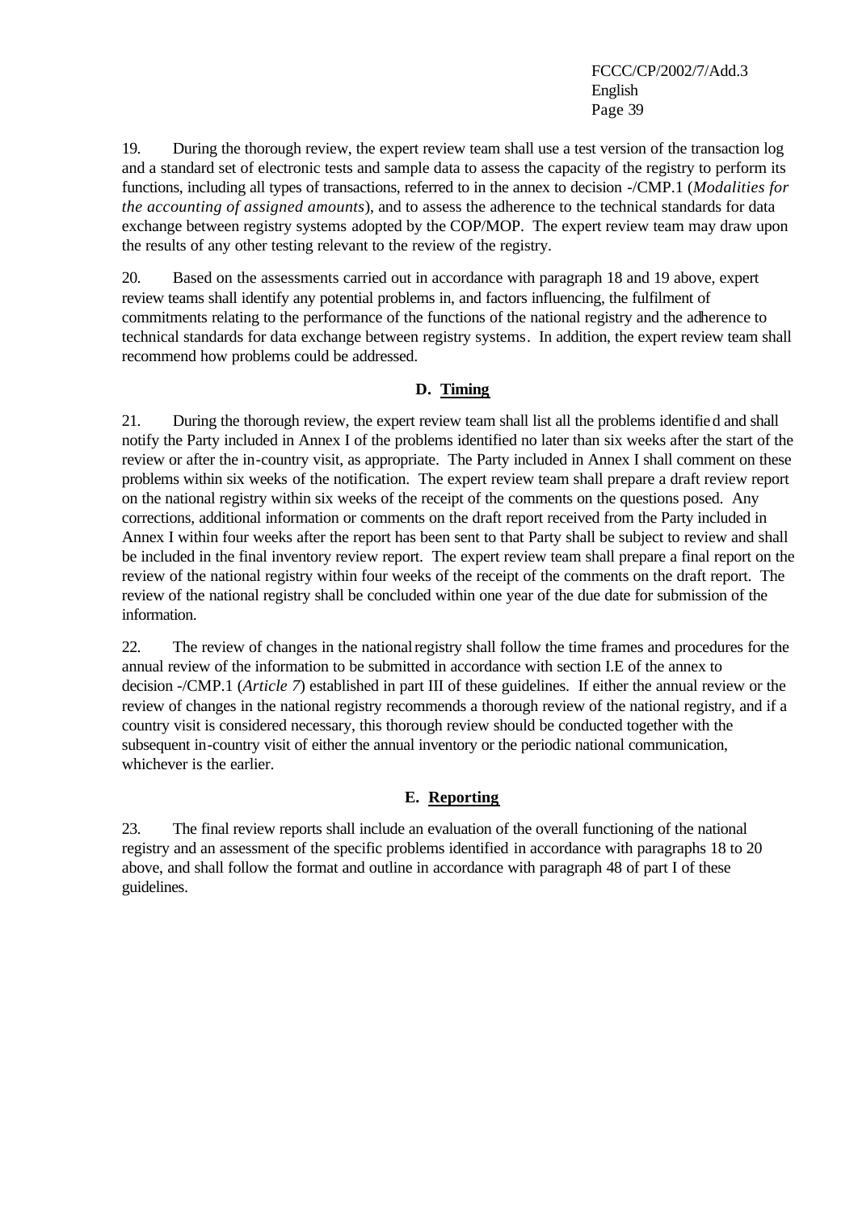19. During the thorough review, the expert review team shall use a test version of the transaction log and a standard set of electronic tests and sample data to assess the capacity of the registry to perform its functions, including all types of transactions, referred to in the annex to decision -/CMP.1 (*Modalities for the accounting of assigned amounts*), and to assess the adherence to the technical standards for data exchange between registry systems adopted by the COP/MOP. The expert review team may draw upon the results of any other testing relevant to the review of the registry.

20. Based on the assessments carried out in accordance with paragraph 18 and 19 above, expert review teams shall identify any potential problems in, and factors influencing, the fulfilment of commitments relating to the performance of the functions of the national registry and the adherence to technical standards for data exchange between registry systems. In addition, the expert review team shall recommend how problems could be addressed.

### D. Timing

21. During the thorough review, the expert review team shall list all the problems identified and shall notify the Party included in Annex I of the problems identified no later than six weeks after the start of the review or after the in-country visit, as appropriate. The Party included in Annex I shall comment on these problems within six weeks of the notification. The expert review team shall prepare a draft review report on the national registry within six weeks of the receipt of the comments on the questions posed. Any corrections, additional information or comments on the draft report received from the Party included in Annex I within four weeks after the report has been sent to that Party shall be subject to review and shall be included in the final inventory review report. The expert review team shall prepare a final report on the review of the national registry within four weeks of the receipt of the comments on the draft report. The review of the national registry shall be concluded within one year of the due date for submission of the information.

22. The review of changes in the national registry shall follow the time frames and procedures for the annual review of the information to be submitted in accordance with section I.E of the annex to decision -/CMP.1 (*Article 7*) established in part III of these guidelines. If either the annual review or the review of changes in the national registry recommends a thorough review of the national registry, and if a country visit is considered necessary, this thorough review should be conducted together with the subsequent in-country visit of either the annual inventory or the periodic national communication, whichever is the earlier.

### E. Reporting

23. The final review reports shall include an evaluation of the overall functioning of the national registry and an assessment of the specific problems identified in accordance with paragraphs 18 to 20 above, and shall follow the format and outline in accordance with paragraph 48 of part I of these guidelines.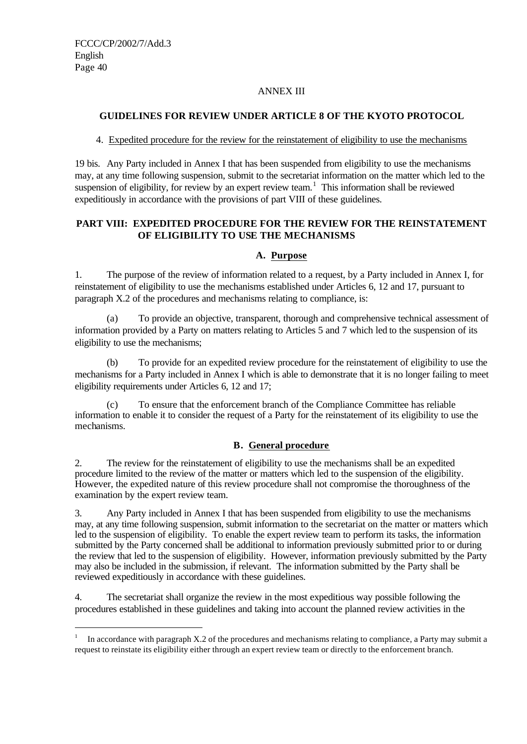ANNEX III

**GUIDELINES FOR REVIEW UNDER ARTICLE 8 OF THE KYOTO PROTOCOL**

4. Expedited procedure for the review for the reinstatement of eligibility to use the mechanisms

19 bis. Any Party included in Annex I that has been suspended from eligibility to use the mechanisms may, at any time following suspension, submit to the secretariat information on the matter which led to the suspension of eligibility, for review by an expert review team.[1] This information shall be reviewed expeditiously in accordance with the provisions of part VIII of these guidelines.

## PART VIII: EXPEDITED PROCEDURE FOR THE REVIEW FOR THE REINSTATEMENT OF ELIGIBILITY TO USE THE MECHANISMS

### A. Purpose

1. The purpose of the review of information related to a request, by a Party included in Annex I, for reinstatement of eligibility to use the mechanisms established under Articles 6, 12 and 17, pursuant to paragraph X.2 of the procedures and mechanisms relating to compliance, is:

(a) To provide an objective, transparent, thorough and comprehensive technical assessment of information provided by a Party on matters relating to Articles 5 and 7 which led to the suspension of its eligibility to use the mechanisms;

(b) To provide for an expedited review procedure for the reinstatement of eligibility to use the mechanisms for a Party included in Annex I which is able to demonstrate that it is no longer failing to meet eligibility requirements under Articles 6, 12 and 17;

(c) To ensure that the enforcement branch of the Compliance Committee has reliable information to enable it to consider the request of a Party for the reinstatement of its eligibility to use the mechanisms.

### B. General procedure

2. The review for the reinstatement of eligibility to use the mechanisms shall be an expedited procedure limited to the review of the matter or matters which led to the suspension of the eligibility. However, the expedited nature of this review procedure shall not compromise the thoroughness of the examination by the expert review team.

3. Any Party included in Annex I that has been suspended from eligibility to use the mechanisms may, at any time following suspension, submit information to the secretariat on the matter or matters which led to the suspension of eligibility. To enable the expert review team to perform its tasks, the information submitted by the Party concerned shall be additional to information previously submitted prior to or during the review that led to the suspension of eligibility. However, information previously submitted by the Party may also be included in the submission, if relevant. The information submitted by the Party shall be reviewed expeditiously in accordance with these guidelines.

4. The secretariat shall organize the review in the most expeditious way possible following the procedures established in these guidelines and taking into account the planned review activities in the

---

[1] In accordance with paragraph X.2 of the procedures and mechanisms relating to compliance, a Party may submit a request to reinstate its eligibility either through an expert review team or directly to the enforcement branch.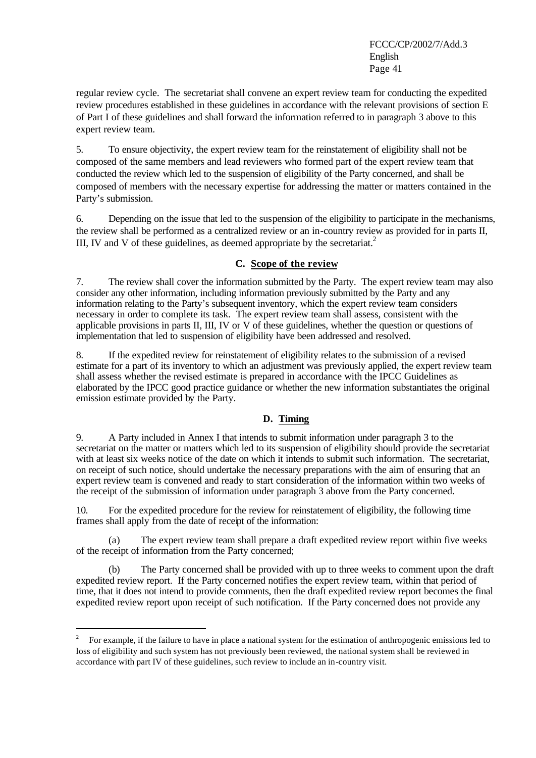regular review cycle. The secretariat shall convene an expert review team for conducting the expedited review procedures established in these guidelines in accordance with the relevant provisions of section E of Part I of these guidelines and shall forward the information referred to in paragraph 3 above to this expert review team.

5. To ensure objectivity, the expert review team for the reinstatement of eligibility shall not be composed of the same members and lead reviewers who formed part of the expert review team that conducted the review which led to the suspension of eligibility of the Party concerned, and shall be composed of members with the necessary expertise for addressing the matter or matters contained in the Party's submission.

6. Depending on the issue that led to the suspension of the eligibility to participate in the mechanisms, the review shall be performed as a centralized review or an in-country review as provided for in parts II, III, IV and V of these guidelines, as deemed appropriate by the secretariat.[2]

### C. Scope of the review

7. The review shall cover the information submitted by the Party. The expert review team may also consider any other information, including information previously submitted by the Party and any information relating to the Party's subsequent inventory, which the expert review team considers necessary in order to complete its task. The expert review team shall assess, consistent with the applicable provisions in parts II, III, IV or V of these guidelines, whether the question or questions of implementation that led to suspension of eligibility have been addressed and resolved.

8. If the expedited review for reinstatement of eligibility relates to the submission of a revised estimate for a part of its inventory to which an adjustment was previously applied, the expert review team shall assess whether the revised estimate is prepared in accordance with the IPCC Guidelines as elaborated by the IPCC good practice guidance or whether the new information substantiates the original emission estimate provided by the Party.

### D. Timing

9. A Party included in Annex I that intends to submit information under paragraph 3 to the secretariat on the matter or matters which led to its suspension of eligibility should provide the secretariat with at least six weeks notice of the date on which it intends to submit such information. The secretariat, on receipt of such notice, should undertake the necessary preparations with the aim of ensuring that an expert review team is convened and ready to start consideration of the information within two weeks of the receipt of the submission of information under paragraph 3 above from the Party concerned.

10. For the expedited procedure for the review for reinstatement of eligibility, the following time frames shall apply from the date of receipt of the information:

(a) The expert review team shall prepare a draft expedited review report within five weeks of the receipt of information from the Party concerned;

(b) The Party concerned shall be provided with up to three weeks to comment upon the draft expedited review report. If the Party concerned notifies the expert review team, within that period of time, that it does not intend to provide comments, then the draft expedited review report becomes the final expedited review report upon receipt of such notification. If the Party concerned does not provide any

---

[2] For example, if the failure to have in place a national system for the estimation of anthropogenic emissions led to loss of eligibility and such system has not previously been reviewed, the national system shall be reviewed in accordance with part IV of these guidelines, such review to include an in-country visit.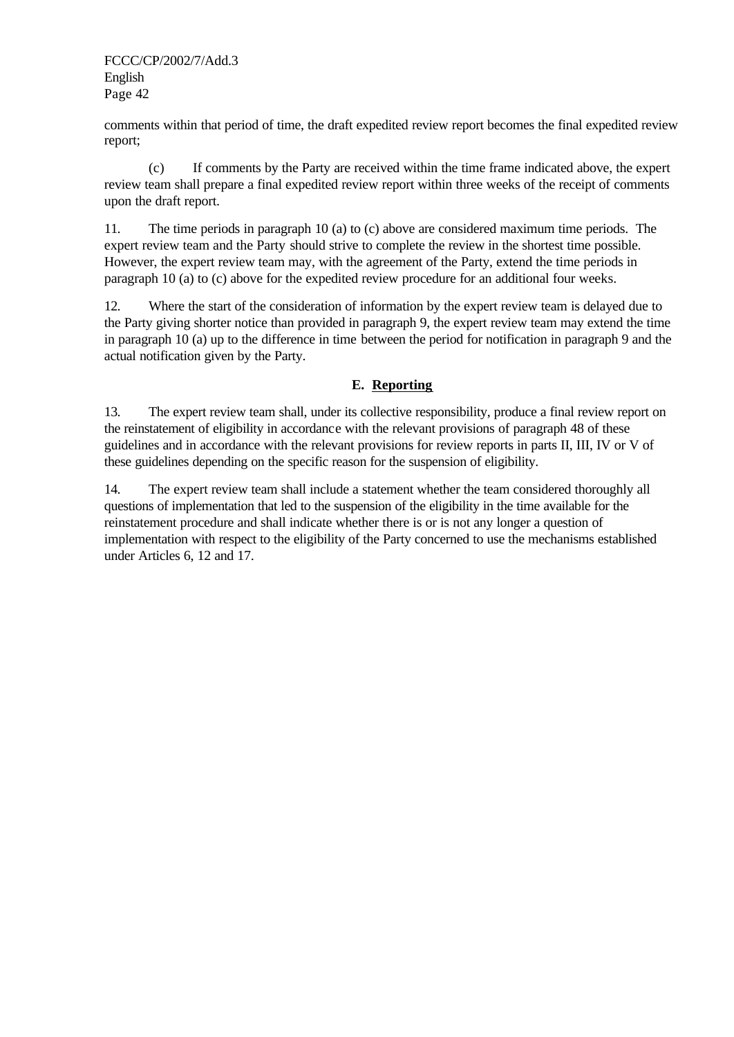comments within that period of time, the draft expedited review report becomes the final expedited review report;

(c) If comments by the Party are received within the time frame indicated above, the expert review team shall prepare a final expedited review report within three weeks of the receipt of comments upon the draft report.

11. The time periods in paragraph 10 (a) to (c) above are considered maximum time periods. The expert review team and the Party should strive to complete the review in the shortest time possible. However, the expert review team may, with the agreement of the Party, extend the time periods in paragraph 10 (a) to (c) above for the expedited review procedure for an additional four weeks.

12. Where the start of the consideration of information by the expert review team is delayed due to the Party giving shorter notice than provided in paragraph 9, the expert review team may extend the time in paragraph 10 (a) up to the difference in time between the period for notification in paragraph 9 and the actual notification given by the Party.

### E. Reporting

13. The expert review team shall, under its collective responsibility, produce a final review report on the reinstatement of eligibility in accordance with the relevant provisions of paragraph 48 of these guidelines and in accordance with the relevant provisions for review reports in parts II, III, IV or V of these guidelines depending on the specific reason for the suspension of eligibility.

14. The expert review team shall include a statement whether the team considered thoroughly all questions of implementation that led to the suspension of the eligibility in the time available for the reinstatement procedure and shall indicate whether there is or is not any longer a question of implementation with respect to the eligibility of the Party concerned to use the mechanisms established under Articles 6, 12 and 17.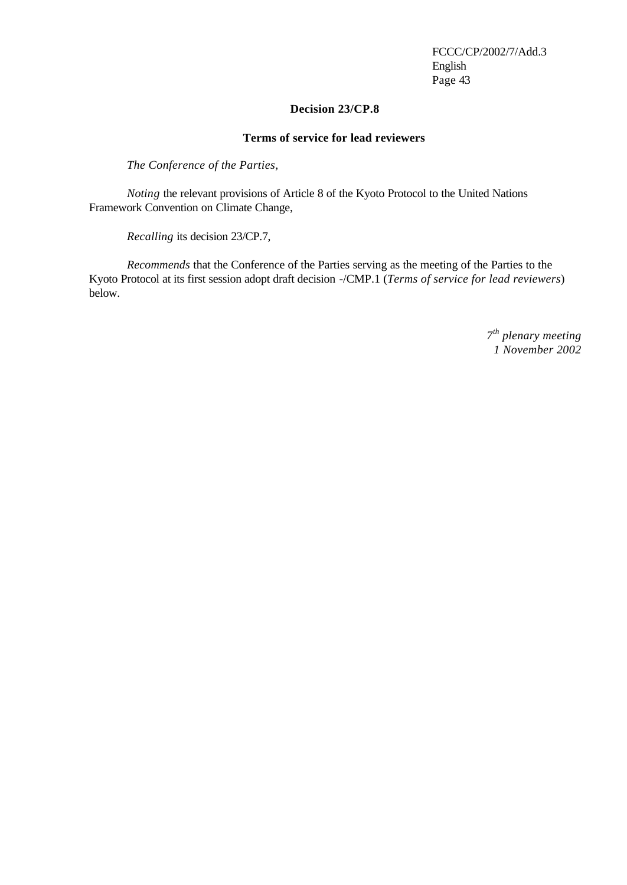## Decision 23/CP.8

### Terms of service for lead reviewers

*The Conference of the Parties,*

*Noting* the relevant provisions of Article 8 of the Kyoto Protocol to the United Nations Framework Convention on Climate Change,

*Recalling* its decision 23/CP.7,

*Recommends* that the Conference of the Parties serving as the meeting of the Parties to the Kyoto Protocol at its first session adopt draft decision -/CMP.1 (*Terms of service for lead reviewers*) below.

*7th plenary meeting*
*1 November 2002*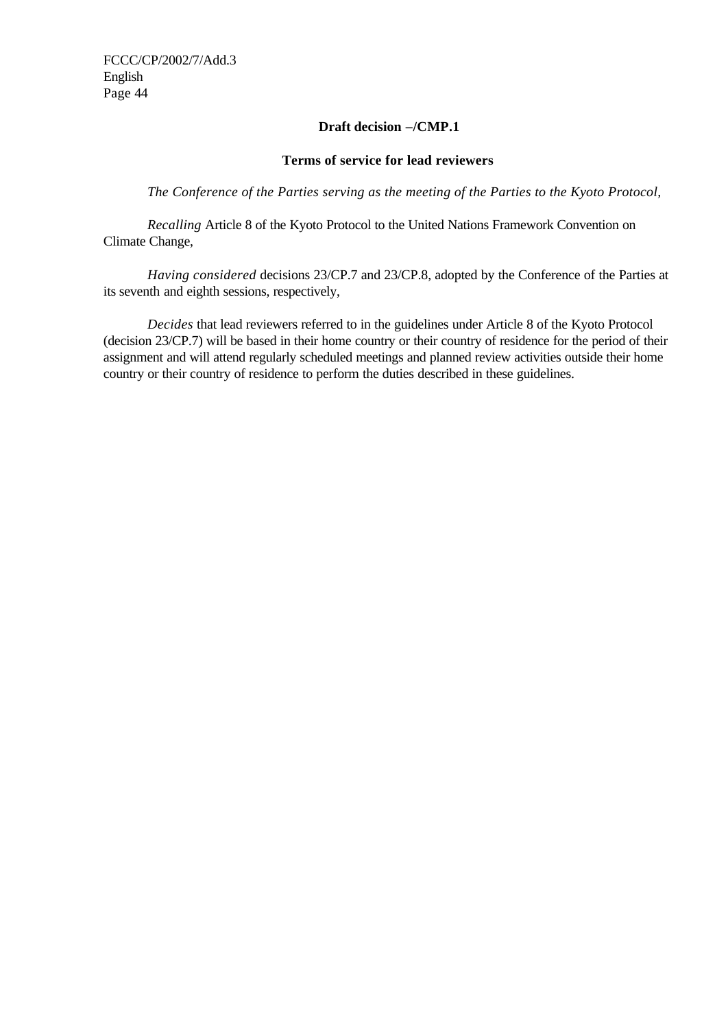**Draft decision -/CMP.1**

**Terms of service for lead reviewers**

*The Conference of the Parties serving as the meeting of the Parties to the Kyoto Protocol,*

*Recalling* Article 8 of the Kyoto Protocol to the United Nations Framework Convention on Climate Change,

*Having considered* decisions 23/CP.7 and 23/CP.8, adopted by the Conference of the Parties at its seventh and eighth sessions, respectively,

*Decides* that lead reviewers referred to in the guidelines under Article 8 of the Kyoto Protocol (decision 23/CP.7) will be based in their home country or their country of residence for the period of their assignment and will attend regularly scheduled meetings and planned review activities outside their home country or their country of residence to perform the duties described in these guidelines.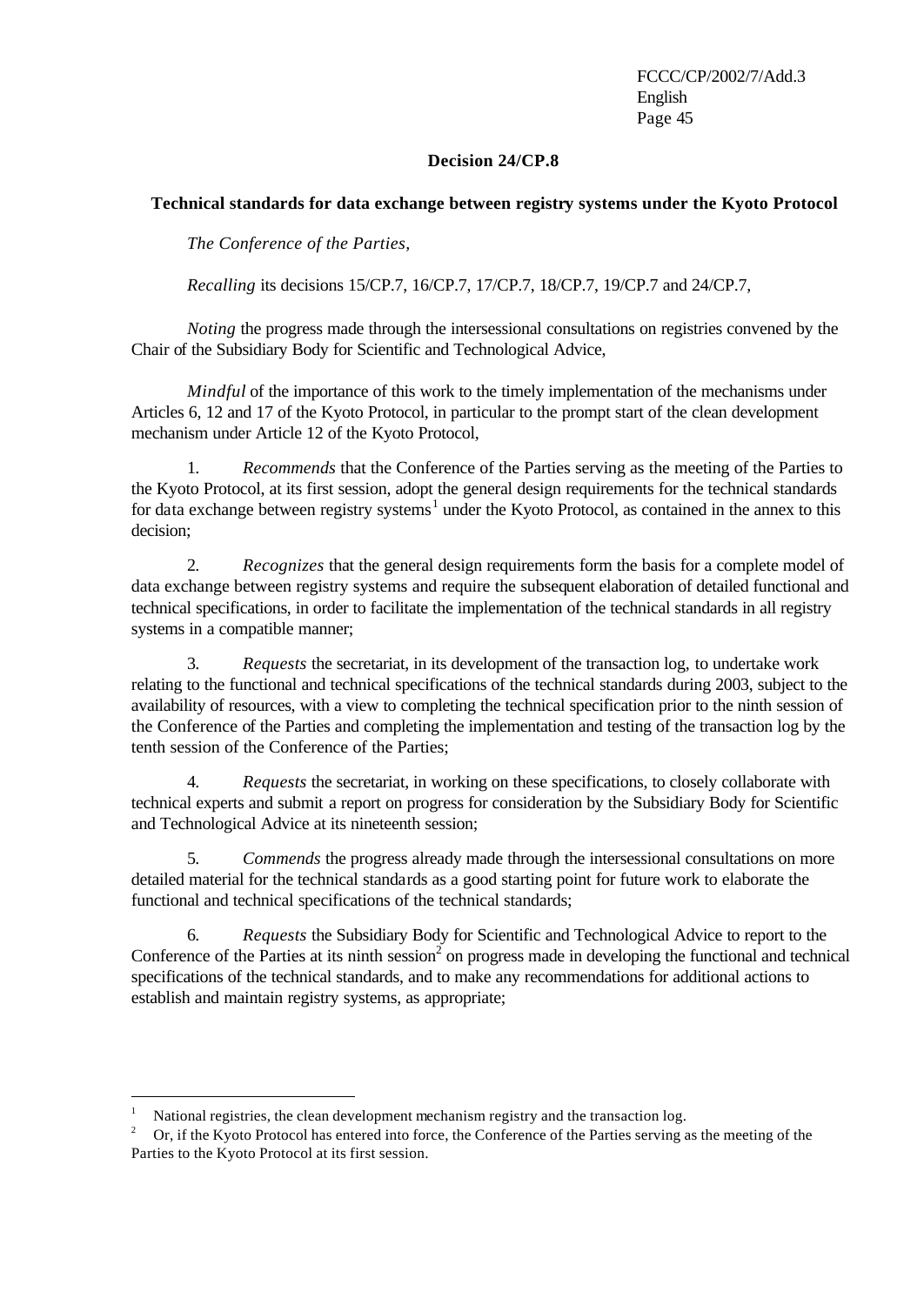## Decision 24/CP.8

### Technical standards for data exchange between registry systems under the Kyoto Protocol

*The Conference of the Parties,*

*Recalling* its decisions 15/CP.7, 16/CP.7, 17/CP.7, 18/CP.7, 19/CP.7 and 24/CP.7,

*Noting* the progress made through the intersessional consultations on registries convened by the Chair of the Subsidiary Body for Scientific and Technological Advice,

*Mindful* of the importance of this work to the timely implementation of the mechanisms under Articles 6, 12 and 17 of the Kyoto Protocol, in particular to the prompt start of the clean development mechanism under Article 12 of the Kyoto Protocol,

1. *Recommends* that the Conference of the Parties serving as the meeting of the Parties to the Kyoto Protocol, at its first session, adopt the general design requirements for the technical standards for data exchange between registry systems[1] under the Kyoto Protocol, as contained in the annex to this decision;

2. *Recognizes* that the general design requirements form the basis for a complete model of data exchange between registry systems and require the subsequent elaboration of detailed functional and technical specifications, in order to facilitate the implementation of the technical standards in all registry systems in a compatible manner;

3. *Requests* the secretariat, in its development of the transaction log, to undertake work relating to the functional and technical specifications of the technical standards during 2003, subject to the availability of resources, with a view to completing the technical specification prior to the ninth session of the Conference of the Parties and completing the implementation and testing of the transaction log by the tenth session of the Conference of the Parties;

4. *Requests* the secretariat, in working on these specifications, to closely collaborate with technical experts and submit a report on progress for consideration by the Subsidiary Body for Scientific and Technological Advice at its nineteenth session;

5. *Commends* the progress already made through the intersessional consultations on more detailed material for the technical standards as a good starting point for future work to elaborate the functional and technical specifications of the technical standards;

6. *Requests* the Subsidiary Body for Scientific and Technological Advice to report to the Conference of the Parties at its ninth session[2] on progress made in developing the functional and technical specifications of the technical standards, and to make any recommendations for additional actions to establish and maintain registry systems, as appropriate;

---

[1] National registries, the clean development mechanism registry and the transaction log.

[2] Or, if the Kyoto Protocol has entered into force, the Conference of the Parties serving as the meeting of the Parties to the Kyoto Protocol at its first session.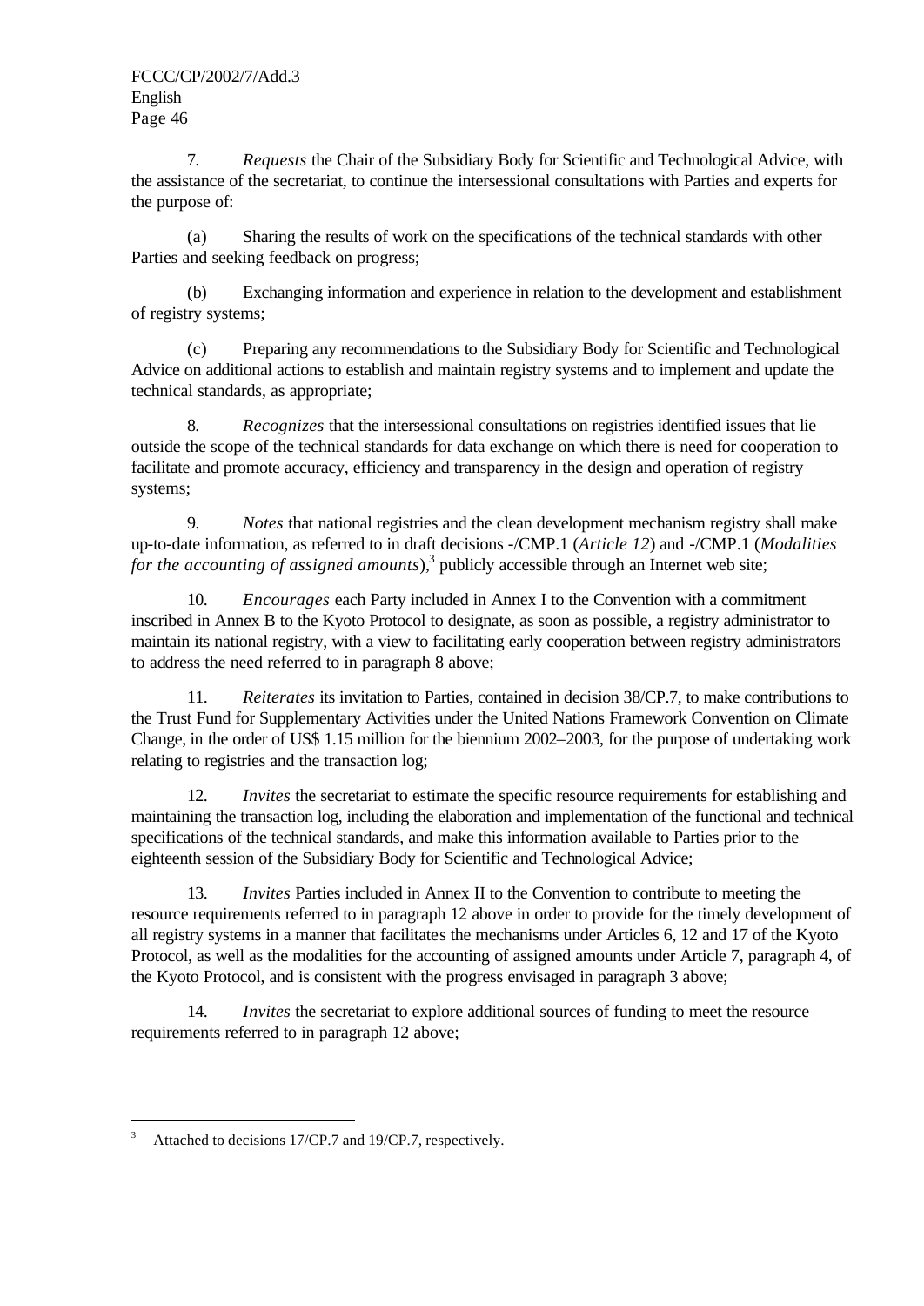7. *Requests* the Chair of the Subsidiary Body for Scientific and Technological Advice, with the assistance of the secretariat, to continue the intersessional consultations with Parties and experts for the purpose of:

(a) Sharing the results of work on the specifications of the technical standards with other Parties and seeking feedback on progress;

(b) Exchanging information and experience in relation to the development and establishment of registry systems;

(c) Preparing any recommendations to the Subsidiary Body for Scientific and Technological Advice on additional actions to establish and maintain registry systems and to implement and update the technical standards, as appropriate;

8. *Recognizes* that the intersessional consultations on registries identified issues that lie outside the scope of the technical standards for data exchange on which there is need for cooperation to facilitate and promote accuracy, efficiency and transparency in the design and operation of registry systems;

9. *Notes* that national registries and the clean development mechanism registry shall make up-to-date information, as referred to in draft decisions -/CMP.1 (*Article 12*) and -/CMP.1 (*Modalities for the accounting of assigned amounts*),[3] publicly accessible through an Internet web site;

10. *Encourages* each Party included in Annex I to the Convention with a commitment inscribed in Annex B to the Kyoto Protocol to designate, as soon as possible, a registry administrator to maintain its national registry, with a view to facilitating early cooperation between registry administrators to address the need referred to in paragraph 8 above;

11. *Reiterates* its invitation to Parties, contained in decision 38/CP.7, to make contributions to the Trust Fund for Supplementary Activities under the United Nations Framework Convention on Climate Change, in the order of US$ 1.15 million for the biennium 2002–2003, for the purpose of undertaking work relating to registries and the transaction log;

12. *Invites* the secretariat to estimate the specific resource requirements for establishing and maintaining the transaction log, including the elaboration and implementation of the functional and technical specifications of the technical standards, and make this information available to Parties prior to the eighteenth session of the Subsidiary Body for Scientific and Technological Advice;

13. *Invites* Parties included in Annex II to the Convention to contribute to meeting the resource requirements referred to in paragraph 12 above in order to provide for the timely development of all registry systems in a manner that facilitates the mechanisms under Articles 6, 12 and 17 of the Kyoto Protocol, as well as the modalities for the accounting of assigned amounts under Article 7, paragraph 4, of the Kyoto Protocol, and is consistent with the progress envisaged in paragraph 3 above;

14. *Invites* the secretariat to explore additional sources of funding to meet the resource requirements referred to in paragraph 12 above;

---

[3] Attached to decisions 17/CP.7 and 19/CP.7, respectively.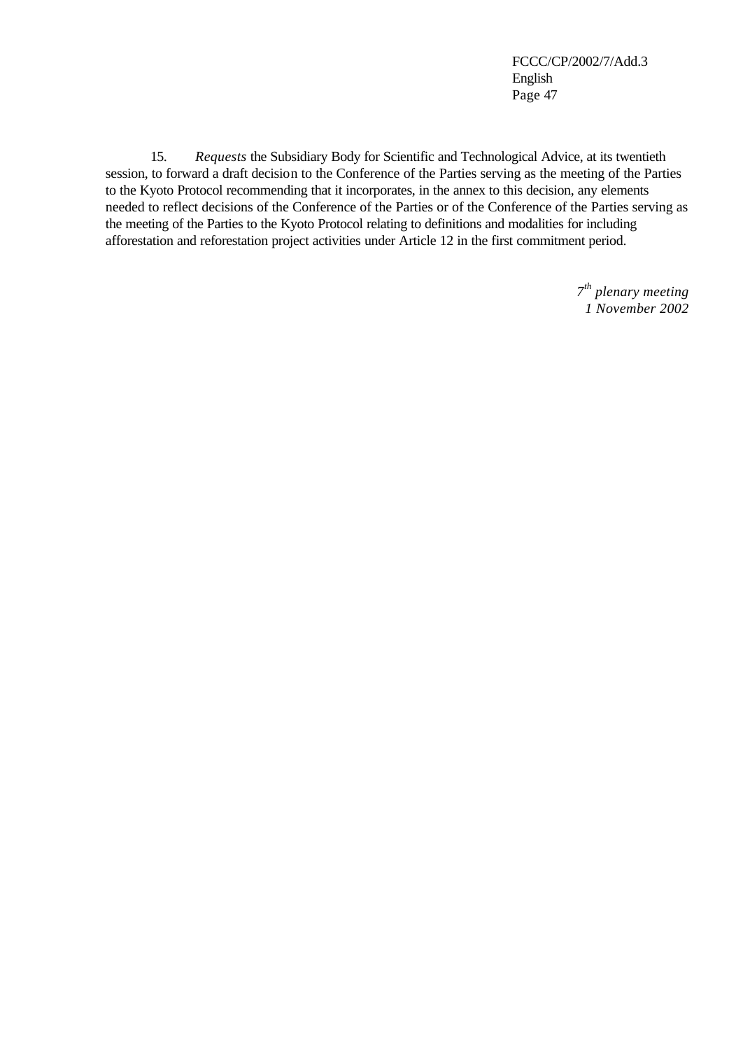15. *Requests* the Subsidiary Body for Scientific and Technological Advice, at its twentieth session, to forward a draft decision to the Conference of the Parties serving as the meeting of the Parties to the Kyoto Protocol recommending that it incorporates, in the annex to this decision, any elements needed to reflect decisions of the Conference of the Parties or of the Conference of the Parties serving as the meeting of the Parties to the Kyoto Protocol relating to definitions and modalities for including afforestation and reforestation project activities under Article 12 in the first commitment period.

*7th plenary meeting*
*1 November 2002*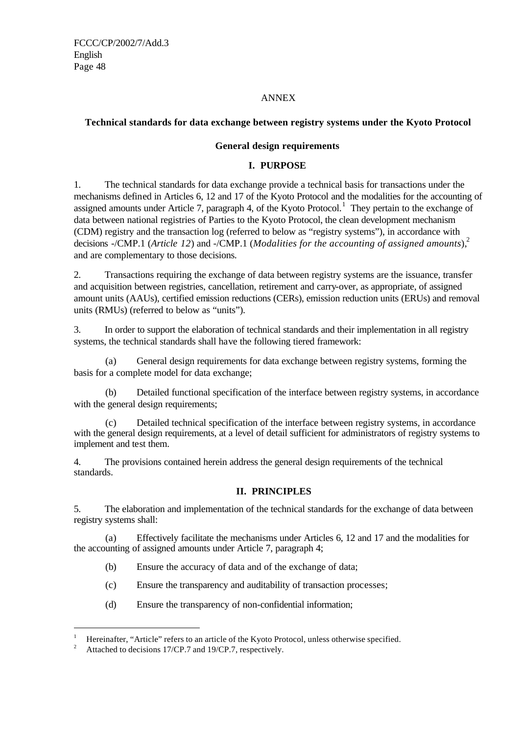ANNEX

## Technical standards for data exchange between registry systems under the Kyoto Protocol

### General design requirements

### I. PURPOSE

1. The technical standards for data exchange provide a technical basis for transactions under the mechanisms defined in Articles 6, 12 and 17 of the Kyoto Protocol and the modalities for the accounting of assigned amounts under Article 7, paragraph 4, of the Kyoto Protocol.[1] They pertain to the exchange of data between national registries of Parties to the Kyoto Protocol, the clean development mechanism (CDM) registry and the transaction log (referred to below as "registry systems"), in accordance with decisions -/CMP.1 (*Article 12*) and -/CMP.1 (*Modalities for the accounting of assigned amounts*),[2] and are complementary to those decisions.

2. Transactions requiring the exchange of data between registry systems are the issuance, transfer and acquisition between registries, cancellation, retirement and carry-over, as appropriate, of assigned amount units (AAUs), certified emission reductions (CERs), emission reduction units (ERUs) and removal units (RMUs) (referred to below as "units").

3. In order to support the elaboration of technical standards and their implementation in all registry systems, the technical standards shall have the following tiered framework:

(a) General design requirements for data exchange between registry systems, forming the basis for a complete model for data exchange;

(b) Detailed functional specification of the interface between registry systems, in accordance with the general design requirements;

(c) Detailed technical specification of the interface between registry systems, in accordance with the general design requirements, at a level of detail sufficient for administrators of registry systems to implement and test them.

4. The provisions contained herein address the general design requirements of the technical standards.

### II. PRINCIPLES

5. The elaboration and implementation of the technical standards for the exchange of data between registry systems shall:

(a) Effectively facilitate the mechanisms under Articles 6, 12 and 17 and the modalities for the accounting of assigned amounts under Article 7, paragraph 4;

(b) Ensure the accuracy of data and of the exchange of data;

(c) Ensure the transparency and auditability of transaction processes;

(d) Ensure the transparency of non-confidential information;

---

[1] Hereinafter, "Article" refers to an article of the Kyoto Protocol, unless otherwise specified.

[2] Attached to decisions 17/CP.7 and 19/CP.7, respectively.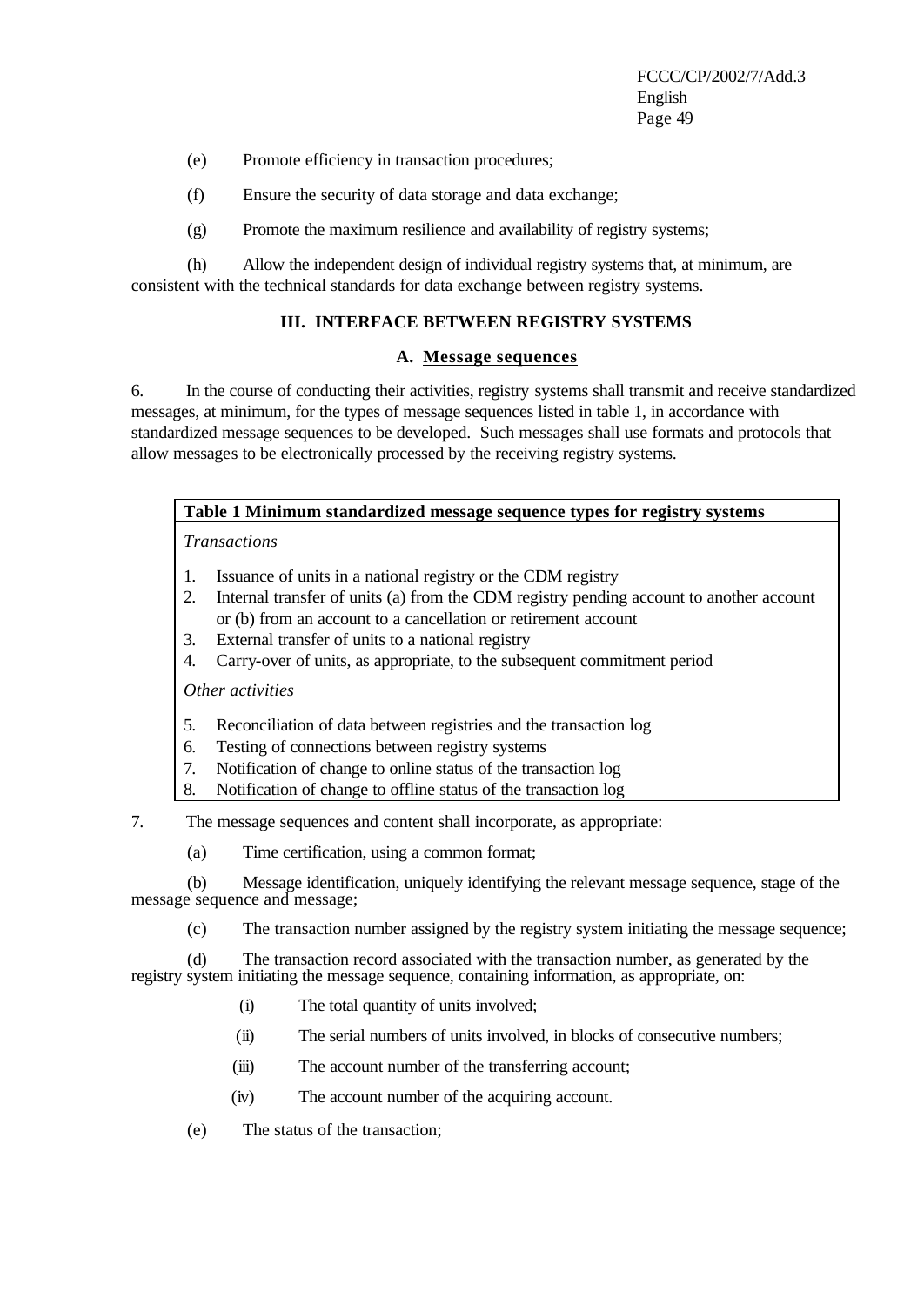(e) Promote efficiency in transaction procedures;

(f) Ensure the security of data storage and data exchange;

(g) Promote the maximum resilience and availability of registry systems;

(h) Allow the independent design of individual registry systems that, at minimum, are consistent with the technical standards for data exchange between registry systems.

## III. INTERFACE BETWEEN REGISTRY SYSTEMS

### A. Message sequences

6. In the course of conducting their activities, registry systems shall transmit and receive standardized messages, at minimum, for the types of message sequences listed in table 1, in accordance with standardized message sequences to be developed. Such messages shall use formats and protocols that allow messages to be electronically processed by the receiving registry systems.

| **Table 1 Minimum standardized message sequence types for registry systems** |
|---|
| *Transactions* |
| 1. Issuance of units in a national registry or the CDM registry |
| 2. Internal transfer of units (a) from the CDM registry pending account to another account or (b) from an account to a cancellation or retirement account |
| 3. External transfer of units to a national registry |
| 4. Carry-over of units, as appropriate, to the subsequent commitment period |
| *Other activities* |
| 5. Reconciliation of data between registries and the transaction log |
| 6. Testing of connections between registry systems |
| 7. Notification of change to online status of the transaction log |
| 8. Notification of change to offline status of the transaction log |

7. The message sequences and content shall incorporate, as appropriate:

(a) Time certification, using a common format;

(b) Message identification, uniquely identifying the relevant message sequence, stage of the message sequence and message;

(c) The transaction number assigned by the registry system initiating the message sequence;

(d) The transaction record associated with the transaction number, as generated by the registry system initiating the message sequence, containing information, as appropriate, on:

(i) The total quantity of units involved;

(ii) The serial numbers of units involved, in blocks of consecutive numbers;

(iii) The account number of the transferring account;

(iv) The account number of the acquiring account.

(e) The status of the transaction;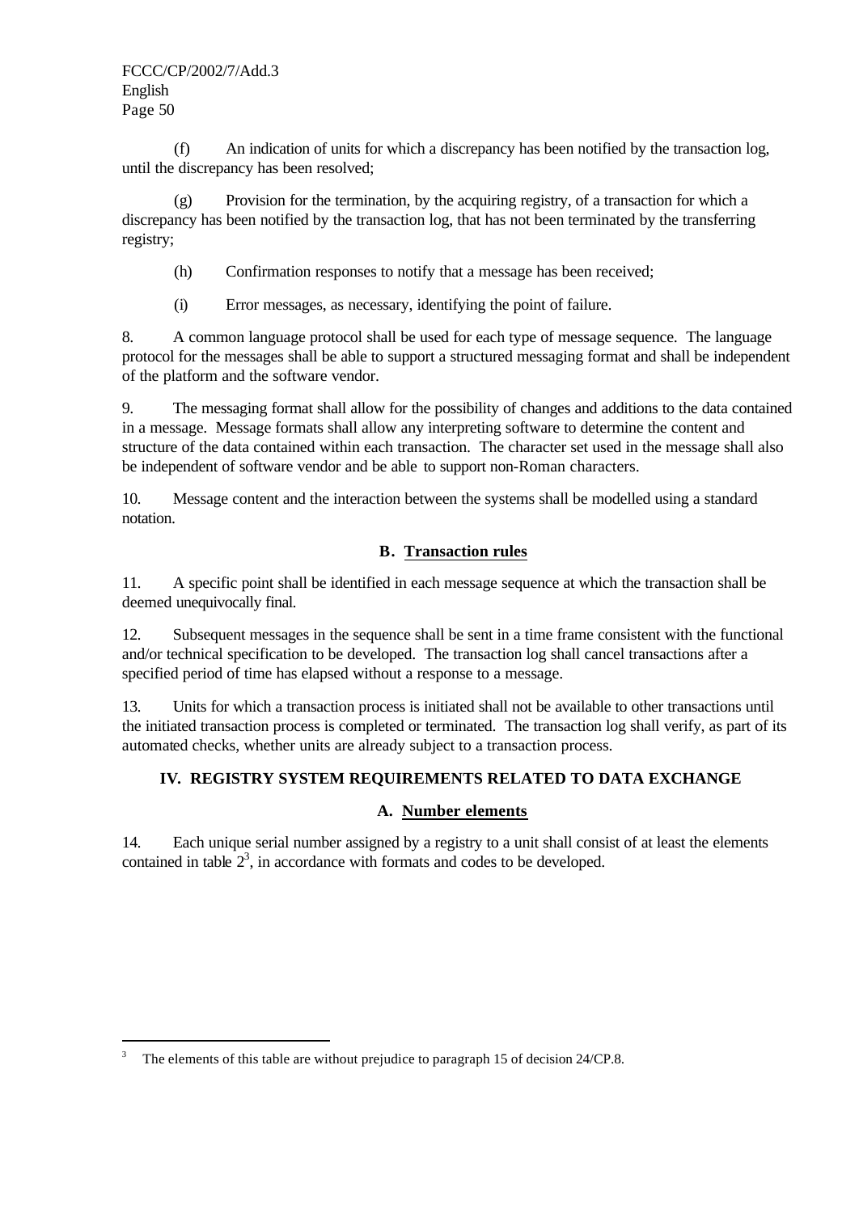(f) An indication of units for which a discrepancy has been notified by the transaction log, until the discrepancy has been resolved;

(g) Provision for the termination, by the acquiring registry, of a transaction for which a discrepancy has been notified by the transaction log, that has not been terminated by the transferring registry;

(h) Confirmation responses to notify that a message has been received;

(i) Error messages, as necessary, identifying the point of failure.

8. A common language protocol shall be used for each type of message sequence. The language protocol for the messages shall be able to support a structured messaging format and shall be independent of the platform and the software vendor.

9. The messaging format shall allow for the possibility of changes and additions to the data contained in a message. Message formats shall allow any interpreting software to determine the content and structure of the data contained within each transaction. The character set used in the message shall also be independent of software vendor and be able to support non-Roman characters.

10. Message content and the interaction between the systems shall be modelled using a standard notation.

### B. Transaction rules

11. A specific point shall be identified in each message sequence at which the transaction shall be deemed unequivocally final.

12. Subsequent messages in the sequence shall be sent in a time frame consistent with the functional and/or technical specification to be developed. The transaction log shall cancel transactions after a specified period of time has elapsed without a response to a message.

13. Units for which a transaction process is initiated shall not be available to other transactions until the initiated transaction process is completed or terminated. The transaction log shall verify, as part of its automated checks, whether units are already subject to a transaction process.

## IV. REGISTRY SYSTEM REQUIREMENTS RELATED TO DATA EXCHANGE

### A. Number elements

14. Each unique serial number assigned by a registry to a unit shall consist of at least the elements contained in table 2[3], in accordance with formats and codes to be developed.

---

[3] The elements of this table are without prejudice to paragraph 15 of decision 24/CP.8.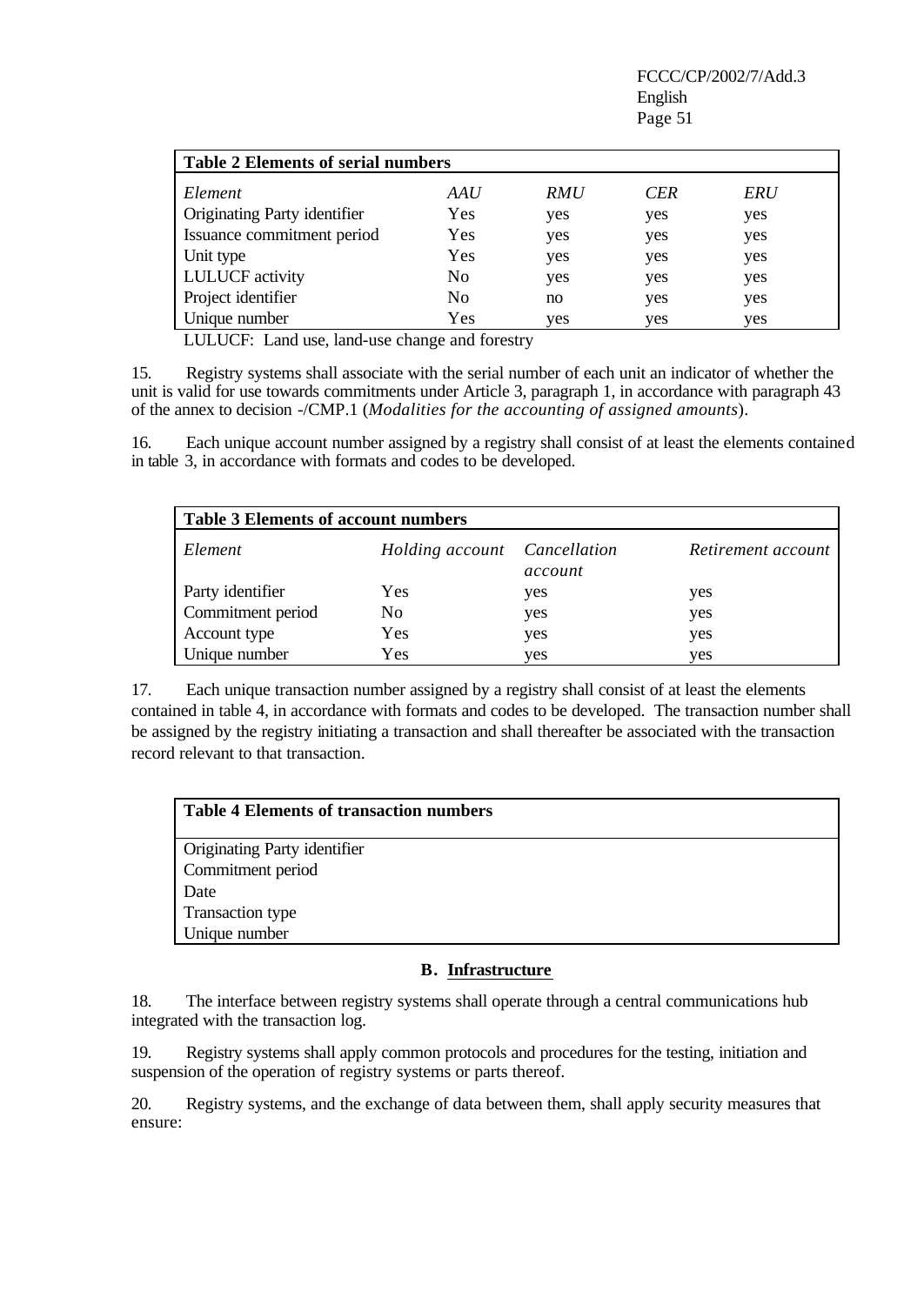| **Table 2 Elements of serial numbers** | | | | |
|---|---|---|---|---|
| *Element* | *AAU* | *RMU* | *CER* | *ERU* |
| Originating Party identifier | Yes | yes | yes | yes |
| Issuance commitment period | Yes | yes | yes | yes |
| Unit type | Yes | yes | yes | yes |
| LULUCF activity | No | yes | yes | yes |
| Project identifier | No | no | yes | yes |
| Unique number | Yes | yes | yes | yes |

LULUCF: Land use, land-use change and forestry

15. Registry systems shall associate with the serial number of each unit an indicator of whether the unit is valid for use towards commitments under Article 3, paragraph 1, in accordance with paragraph 43 of the annex to decision -/CMP.1 (*Modalities for the accounting of assigned amounts*).

16. Each unique account number assigned by a registry shall consist of at least the elements contained in table 3, in accordance with formats and codes to be developed.

| **Table 3 Elements of account numbers** | | | |
|---|---|---|---|
| *Element* | *Holding account* | *Cancellation account* | *Retirement account* |
| Party identifier | Yes | yes | yes |
| Commitment period | No | yes | yes |
| Account type | Yes | yes | yes |
| Unique number | Yes | yes | yes |

17. Each unique transaction number assigned by a registry shall consist of at least the elements contained in table 4, in accordance with formats and codes to be developed. The transaction number shall be assigned by the registry initiating a transaction and shall thereafter be associated with the transaction record relevant to that transaction.

| **Table 4 Elements of transaction numbers** |
|---|
| Originating Party identifier |
| Commitment period |
| Date |
| Transaction type |
| Unique number |

### B. Infrastructure

18. The interface between registry systems shall operate through a central communications hub integrated with the transaction log.

19. Registry systems shall apply common protocols and procedures for the testing, initiation and suspension of the operation of registry systems or parts thereof.

20. Registry systems, and the exchange of data between them, shall apply security measures that ensure: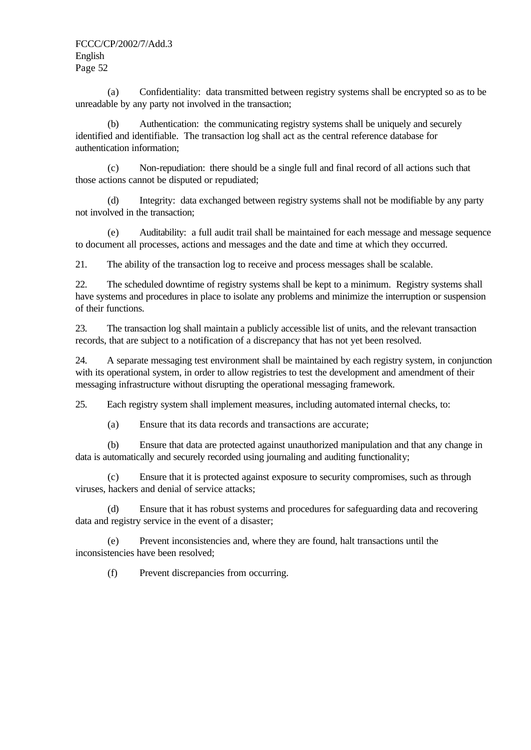(a) Confidentiality: data transmitted between registry systems shall be encrypted so as to be unreadable by any party not involved in the transaction;

(b) Authentication: the communicating registry systems shall be uniquely and securely identified and identifiable. The transaction log shall act as the central reference database for authentication information;

(c) Non-repudiation: there should be a single full and final record of all actions such that those actions cannot be disputed or repudiated;

(d) Integrity: data exchanged between registry systems shall not be modifiable by any party not involved in the transaction;

(e) Auditability: a full audit trail shall be maintained for each message and message sequence to document all processes, actions and messages and the date and time at which they occurred.

21. The ability of the transaction log to receive and process messages shall be scalable.

22. The scheduled downtime of registry systems shall be kept to a minimum. Registry systems shall have systems and procedures in place to isolate any problems and minimize the interruption or suspension of their functions.

23. The transaction log shall maintain a publicly accessible list of units, and the relevant transaction records, that are subject to a notification of a discrepancy that has not yet been resolved.

24. A separate messaging test environment shall be maintained by each registry system, in conjunction with its operational system, in order to allow registries to test the development and amendment of their messaging infrastructure without disrupting the operational messaging framework.

25. Each registry system shall implement measures, including automated internal checks, to:

(a) Ensure that its data records and transactions are accurate;

(b) Ensure that data are protected against unauthorized manipulation and that any change in data is automatically and securely recorded using journaling and auditing functionality;

(c) Ensure that it is protected against exposure to security compromises, such as through viruses, hackers and denial of service attacks;

(d) Ensure that it has robust systems and procedures for safeguarding data and recovering data and registry service in the event of a disaster;

(e) Prevent inconsistencies and, where they are found, halt transactions until the inconsistencies have been resolved;

(f) Prevent discrepancies from occurring.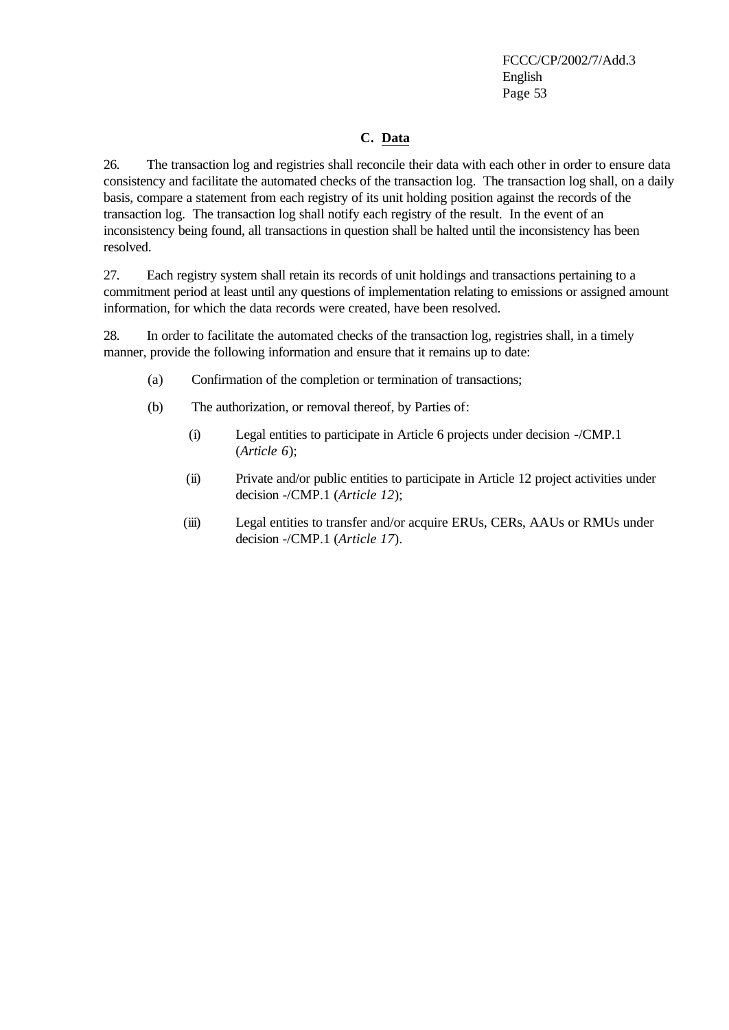### C. Data

26. The transaction log and registries shall reconcile their data with each other in order to ensure data consistency and facilitate the automated checks of the transaction log. The transaction log shall, on a daily basis, compare a statement from each registry of its unit holding position against the records of the transaction log. The transaction log shall notify each registry of the result. In the event of an inconsistency being found, all transactions in question shall be halted until the inconsistency has been resolved.

27. Each registry system shall retain its records of unit holdings and transactions pertaining to a commitment period at least until any questions of implementation relating to emissions or assigned amount information, for which the data records were created, have been resolved.

28. In order to facilitate the automated checks of the transaction log, registries shall, in a timely manner, provide the following information and ensure that it remains up to date:

(a) Confirmation of the completion or termination of transactions;

(b) The authorization, or removal thereof, by Parties of:

(i) Legal entities to participate in Article 6 projects under decision -/CMP.1 (*Article 6*);

(ii) Private and/or public entities to participate in Article 12 project activities under decision -/CMP.1 (*Article 12*);

(iii) Legal entities to transfer and/or acquire ERUs, CERs, AAUs or RMUs under decision -/CMP.1 (*Article 17*).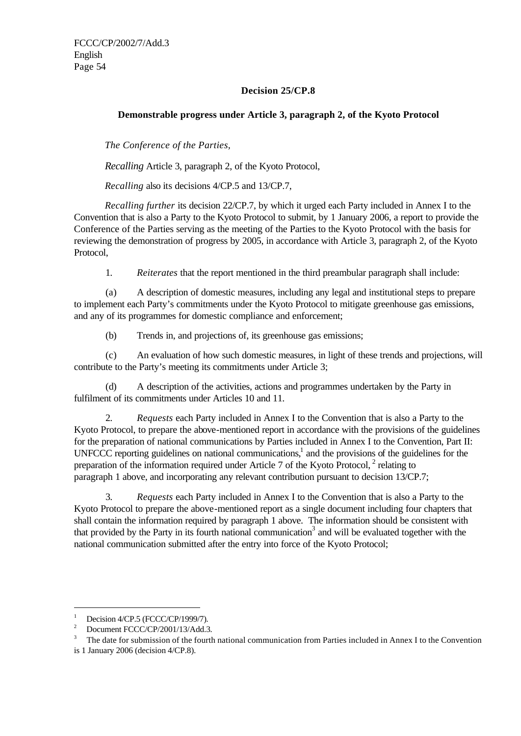## Decision 25/CP.8

### Demonstrable progress under Article 3, paragraph 2, of the Kyoto Protocol

*The Conference of the Parties,*

*Recalling* Article 3, paragraph 2, of the Kyoto Protocol,

*Recalling* also its decisions 4/CP.5 and 13/CP.7,

*Recalling further* its decision 22/CP.7, by which it urged each Party included in Annex I to the Convention that is also a Party to the Kyoto Protocol to submit, by 1 January 2006, a report to provide the Conference of the Parties serving as the meeting of the Parties to the Kyoto Protocol with the basis for reviewing the demonstration of progress by 2005, in accordance with Article 3, paragraph 2, of the Kyoto Protocol,

1. *Reiterates* that the report mentioned in the third preambular paragraph shall include:

(a) A description of domestic measures, including any legal and institutional steps to prepare to implement each Party's commitments under the Kyoto Protocol to mitigate greenhouse gas emissions, and any of its programmes for domestic compliance and enforcement;

(b) Trends in, and projections of, its greenhouse gas emissions;

(c) An evaluation of how such domestic measures, in light of these trends and projections, will contribute to the Party's meeting its commitments under Article 3;

(d) A description of the activities, actions and programmes undertaken by the Party in fulfilment of its commitments under Articles 10 and 11.

2. *Requests* each Party included in Annex I to the Convention that is also a Party to the Kyoto Protocol, to prepare the above-mentioned report in accordance with the provisions of the guidelines for the preparation of national communications by Parties included in Annex I to the Convention, Part II: UNFCCC reporting guidelines on national communications,[1] and the provisions of the guidelines for the preparation of the information required under Article 7 of the Kyoto Protocol,[2] relating to paragraph 1 above, and incorporating any relevant contribution pursuant to decision 13/CP.7;

3. *Requests* each Party included in Annex I to the Convention that is also a Party to the Kyoto Protocol to prepare the above-mentioned report as a single document including four chapters that shall contain the information required by paragraph 1 above. The information should be consistent with that provided by the Party in its fourth national communication[3] and will be evaluated together with the national communication submitted after the entry into force of the Kyoto Protocol;

---

[1] Decision 4/CP.5 (FCCC/CP/1999/7).

[2] Document FCCC/CP/2001/13/Add.3.

[3] The date for submission of the fourth national communication from Parties included in Annex I to the Convention is 1 January 2006 (decision 4/CP.8).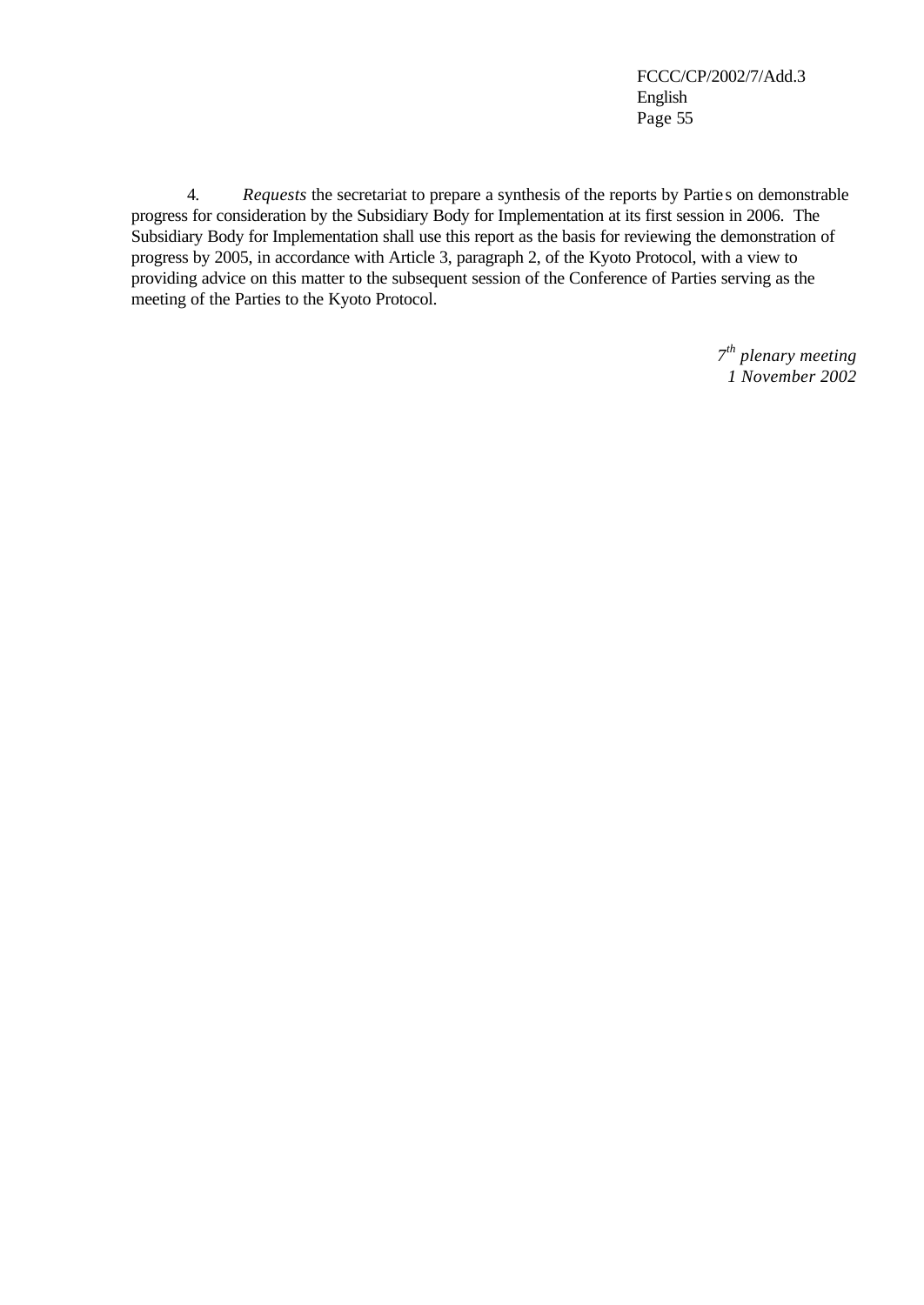4. *Requests* the secretariat to prepare a synthesis of the reports by Parties on demonstrable progress for consideration by the Subsidiary Body for Implementation at its first session in 2006. The Subsidiary Body for Implementation shall use this report as the basis for reviewing the demonstration of progress by 2005, in accordance with Article 3, paragraph 2, of the Kyoto Protocol, with a view to providing advice on this matter to the subsequent session of the Conference of Parties serving as the meeting of the Parties to the Kyoto Protocol.

*7th plenary meeting*
*1 November 2002*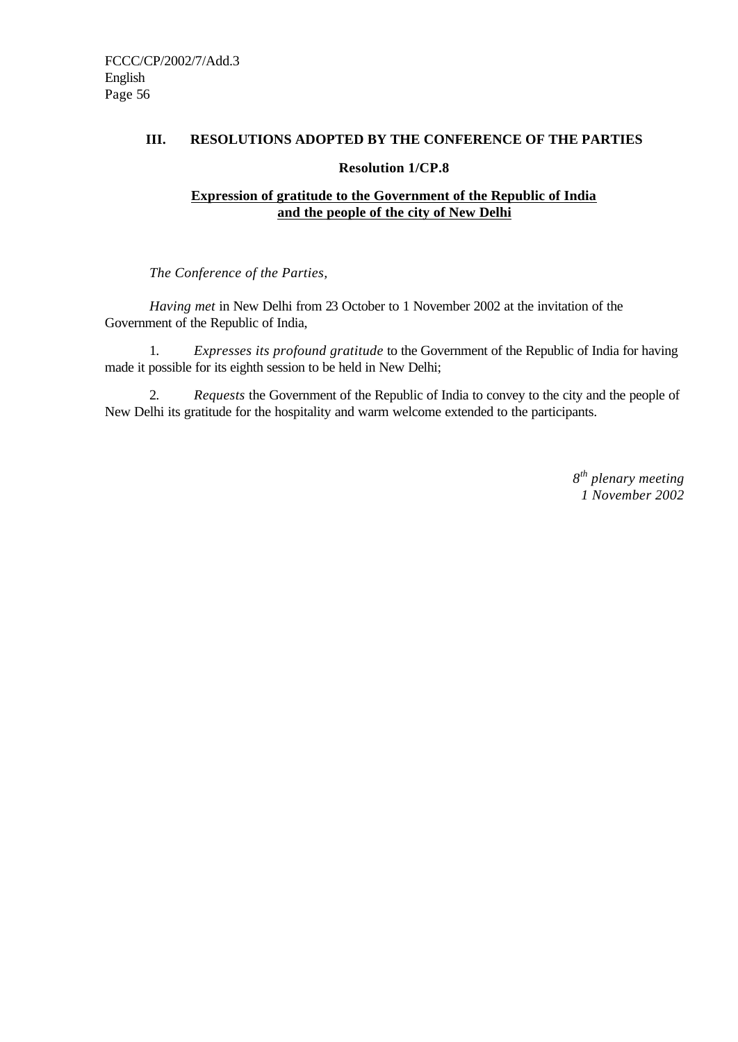## III. RESOLUTIONS ADOPTED BY THE CONFERENCE OF THE PARTIES

### Resolution 1/CP.8

**Expression of gratitude to the Government of the Republic of India and the people of the city of New Delhi**

*The Conference of the Parties,*

*Having met* in New Delhi from 23 October to 1 November 2002 at the invitation of the Government of the Republic of India,

1. *Expresses its profound gratitude* to the Government of the Republic of India for having made it possible for its eighth session to be held in New Delhi;

2. *Requests* the Government of the Republic of India to convey to the city and the people of New Delhi its gratitude for the hospitality and warm welcome extended to the participants.

*8th plenary meeting*
*1 November 2002*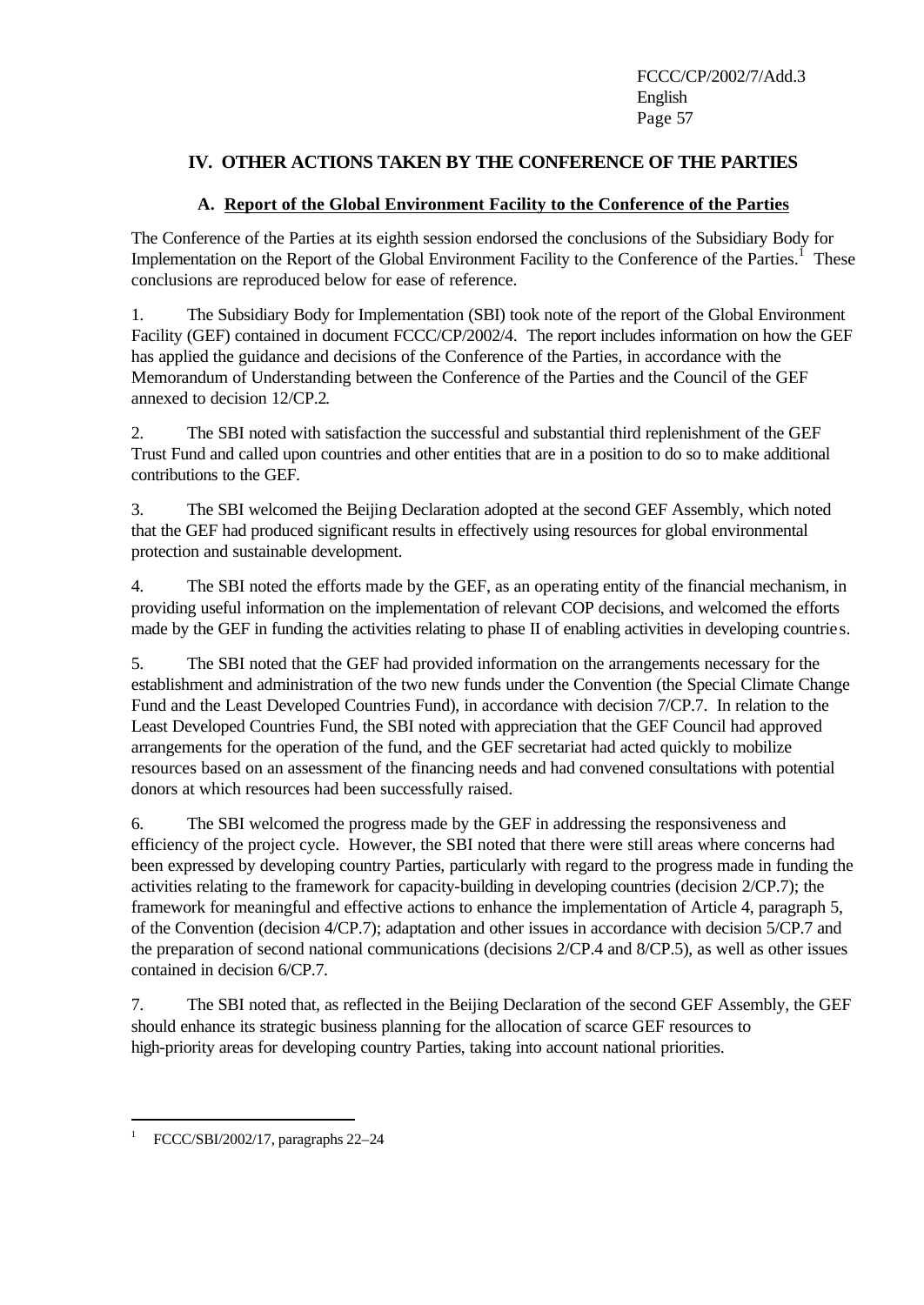## IV. OTHER ACTIONS TAKEN BY THE CONFERENCE OF THE PARTIES

### A. Report of the Global Environment Facility to the Conference of the Parties

The Conference of the Parties at its eighth session endorsed the conclusions of the Subsidiary Body for Implementation on the Report of the Global Environment Facility to the Conference of the Parties.[1] These conclusions are reproduced below for ease of reference.

1. The Subsidiary Body for Implementation (SBI) took note of the report of the Global Environment Facility (GEF) contained in document FCCC/CP/2002/4. The report includes information on how the GEF has applied the guidance and decisions of the Conference of the Parties, in accordance with the Memorandum of Understanding between the Conference of the Parties and the Council of the GEF annexed to decision 12/CP.2.

2. The SBI noted with satisfaction the successful and substantial third replenishment of the GEF Trust Fund and called upon countries and other entities that are in a position to do so to make additional contributions to the GEF.

3. The SBI welcomed the Beijing Declaration adopted at the second GEF Assembly, which noted that the GEF had produced significant results in effectively using resources for global environmental protection and sustainable development.

4. The SBI noted the efforts made by the GEF, as an operating entity of the financial mechanism, in providing useful information on the implementation of relevant COP decisions, and welcomed the efforts made by the GEF in funding the activities relating to phase II of enabling activities in developing countries.

5. The SBI noted that the GEF had provided information on the arrangements necessary for the establishment and administration of the two new funds under the Convention (the Special Climate Change Fund and the Least Developed Countries Fund), in accordance with decision 7/CP.7. In relation to the Least Developed Countries Fund, the SBI noted with appreciation that the GEF Council had approved arrangements for the operation of the fund, and the GEF secretariat had acted quickly to mobilize resources based on an assessment of the financing needs and had convened consultations with potential donors at which resources had been successfully raised.

6. The SBI welcomed the progress made by the GEF in addressing the responsiveness and efficiency of the project cycle. However, the SBI noted that there were still areas where concerns had been expressed by developing country Parties, particularly with regard to the progress made in funding the activities relating to the framework for capacity-building in developing countries (decision 2/CP.7); the framework for meaningful and effective actions to enhance the implementation of Article 4, paragraph 5, of the Convention (decision 4/CP.7); adaptation and other issues in accordance with decision 5/CP.7 and the preparation of second national communications (decisions 2/CP.4 and 8/CP.5), as well as other issues contained in decision 6/CP.7.

7. The SBI noted that, as reflected in the Beijing Declaration of the second GEF Assembly, the GEF should enhance its strategic business planning for the allocation of scarce GEF resources to high-priority areas for developing country Parties, taking into account national priorities.

---

[1] FCCC/SBI/2002/17, paragraphs 22–24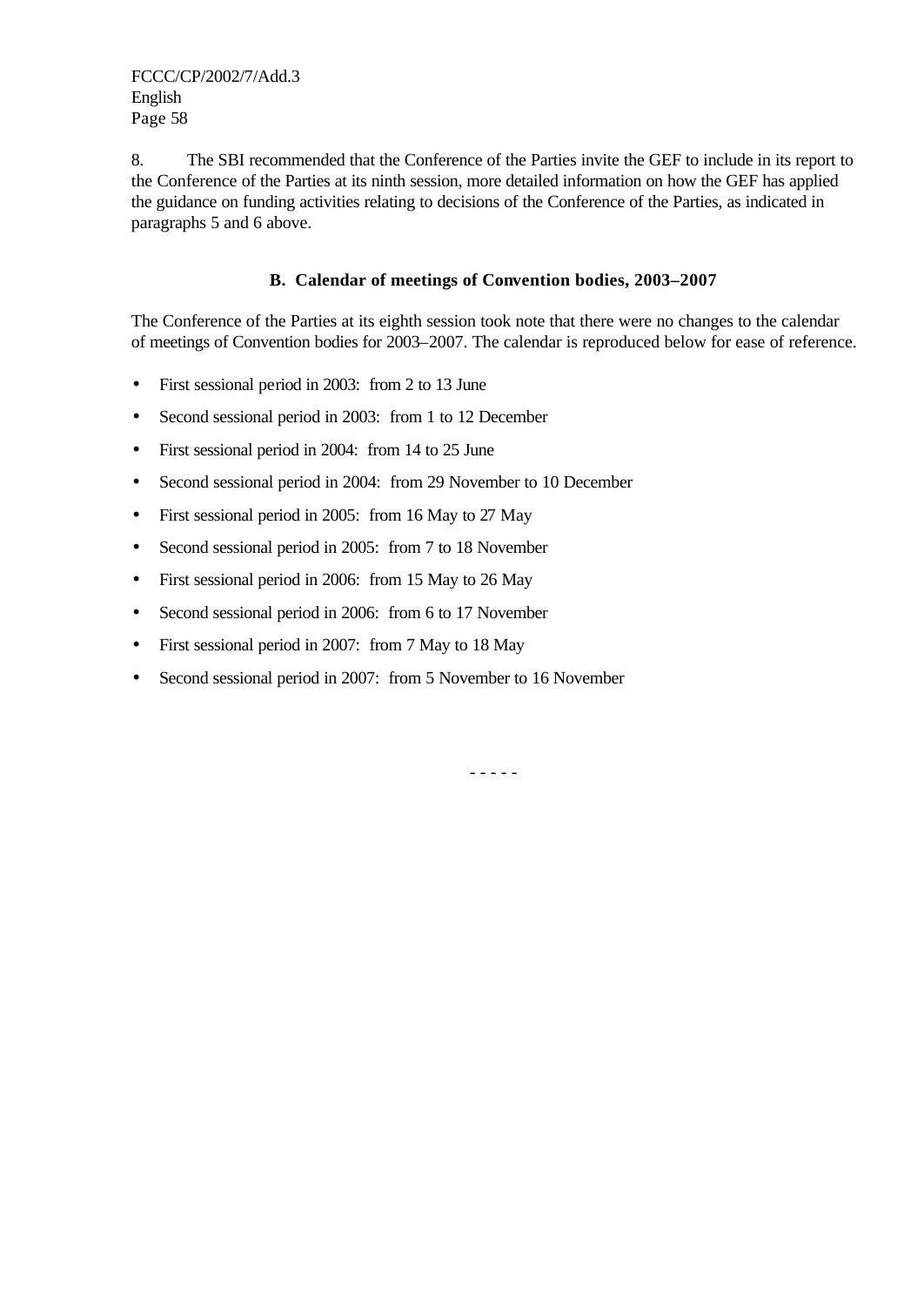8. The SBI recommended that the Conference of the Parties invite the GEF to include in its report to the Conference of the Parties at its ninth session, more detailed information on how the GEF has applied the guidance on funding activities relating to decisions of the Conference of the Parties, as indicated in paragraphs 5 and 6 above.

### B. Calendar of meetings of Convention bodies, 2003–2007

The Conference of the Parties at its eighth session took note that there were no changes to the calendar of meetings of Convention bodies for 2003–2007. The calendar is reproduced below for ease of reference.

- First sessional period in 2003: from 2 to 13 June
- Second sessional period in 2003: from 1 to 12 December
- First sessional period in 2004: from 14 to 25 June
- Second sessional period in 2004: from 29 November to 10 December
- First sessional period in 2005: from 16 May to 27 May
- Second sessional period in 2005: from 7 to 18 November
- First sessional period in 2006: from 15 May to 26 May
- Second sessional period in 2006: from 6 to 17 November
- First sessional period in 2007: from 7 May to 18 May
- Second sessional period in 2007: from 5 November to 16 November

- - - - -